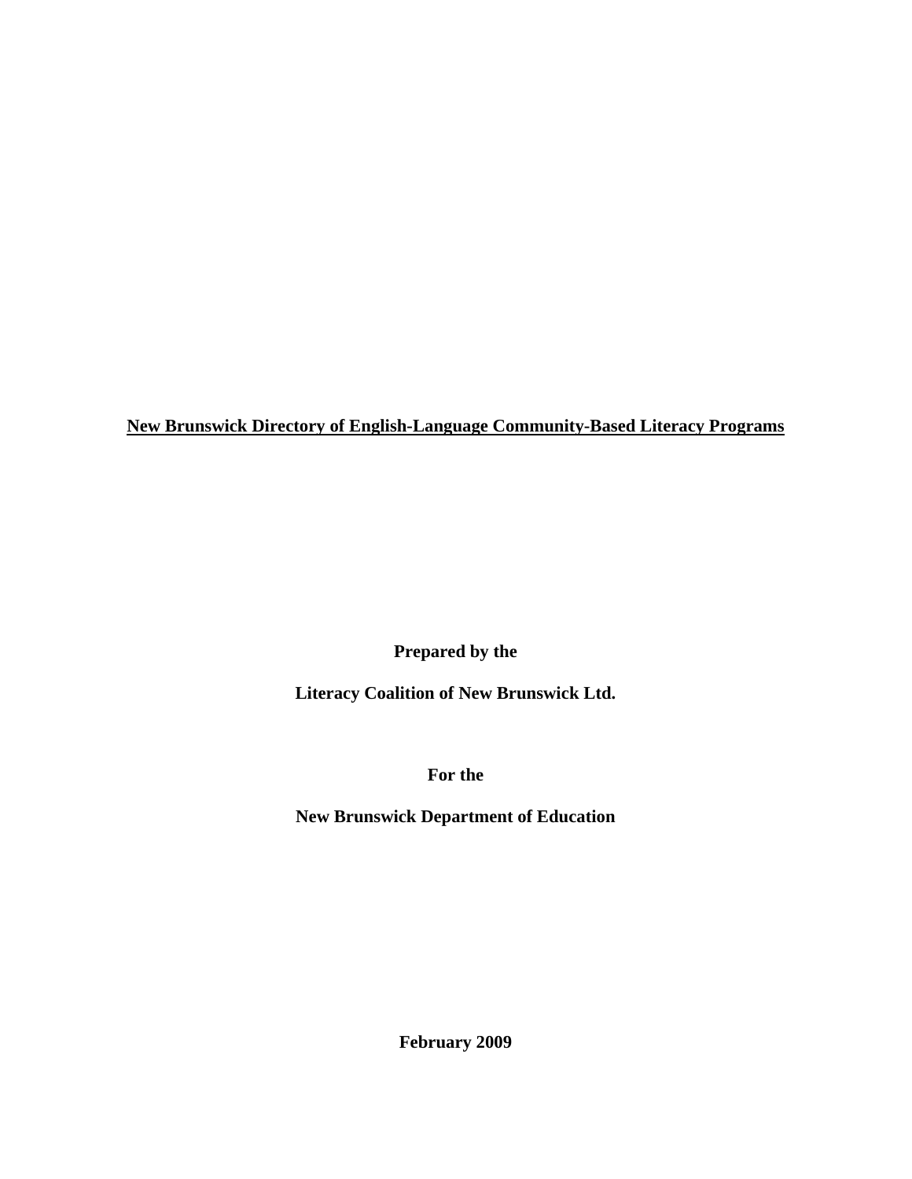# New Brunswick Directory of English-Language Community-Based Literacy Programs

**Prepared by the**

**Literacy Coalition of New Brunswick Ltd.**

**For the**

**New Brunswick Department of Education**

**February 2009**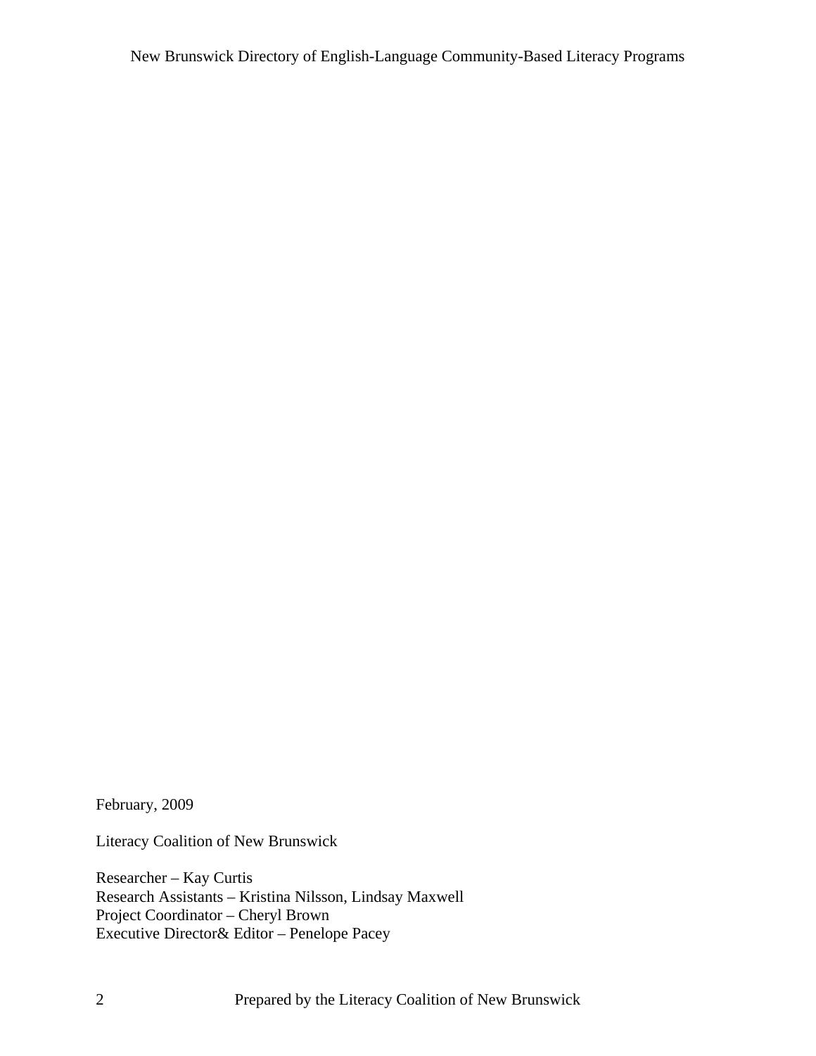February, 2009

Literacy Coalition of New Brunswick

Researcher – Kay Curtis
Research Assistants – Kristina Nilsson, Lindsay Maxwell
Project Coordinator – Cheryl Brown
Executive Director& Editor – Penelope Pacey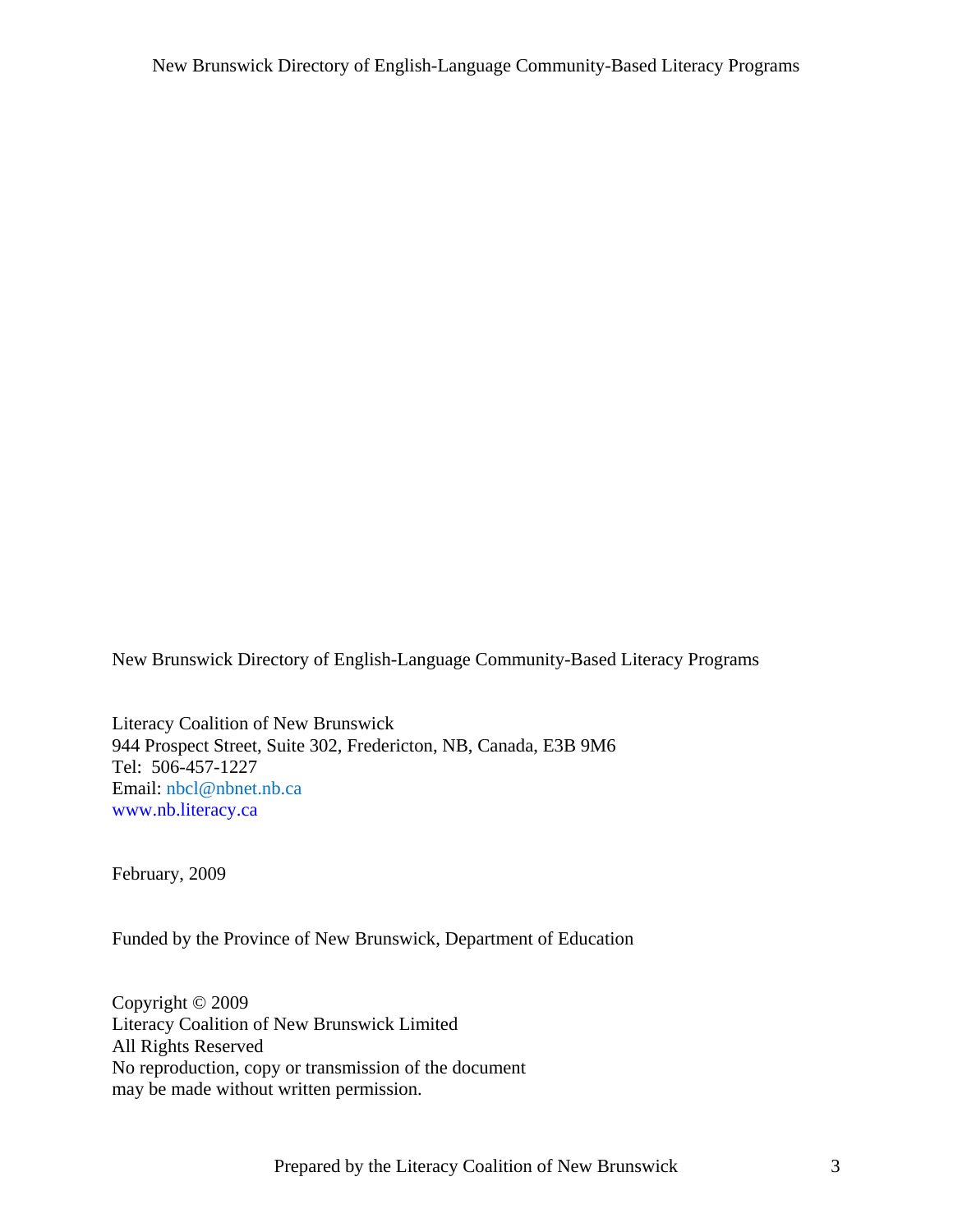New Brunswick Directory of English-Language Community-Based Literacy Programs

Literacy Coalition of New Brunswick
944 Prospect Street, Suite 302, Fredericton, NB, Canada, E3B 9M6
Tel: 506-457-1227
Email: nbcl@nbnet.nb.ca
www.nb.literacy.ca

February, 2009

Funded by the Province of New Brunswick, Department of Education

Copyright © 2009
Literacy Coalition of New Brunswick Limited
All Rights Reserved
No reproduction, copy or transmission of the document
may be made without written permission.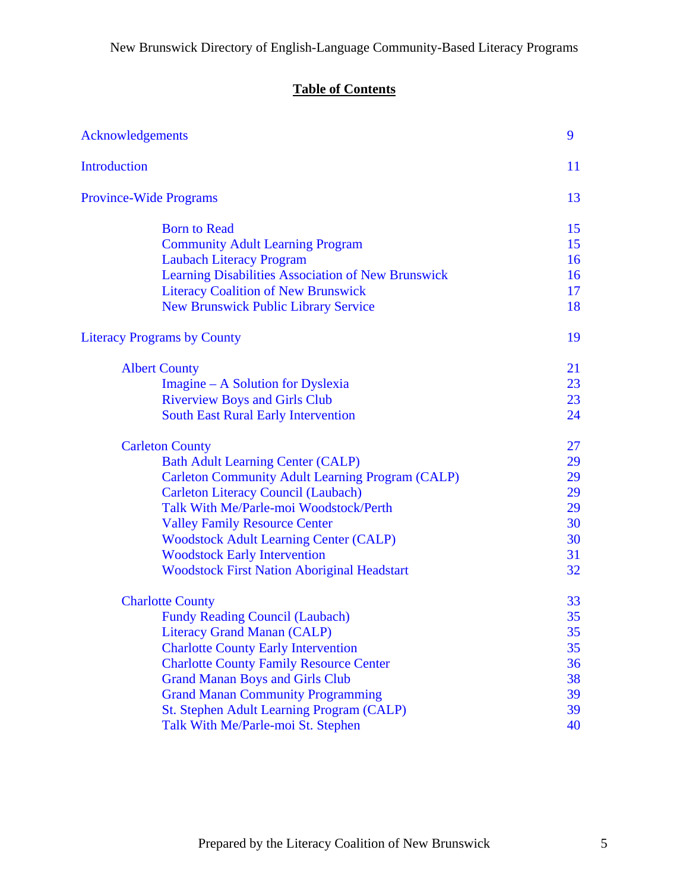## Table of Contents

| | |
|---|---|
| Acknowledgements | 9 |
| Introduction | 11 |
| Province-Wide Programs | 13 |
| Born to Read | 15 |
| Community Adult Learning Program | 15 |
| Laubach Literacy Program | 16 |
| Learning Disabilities Association of New Brunswick | 16 |
| Literacy Coalition of New Brunswick | 17 |
| New Brunswick Public Library Service | 18 |
| Literacy Programs by County | 19 |
| Albert County | 21 |
| Imagine – A Solution for Dyslexia | 23 |
| Riverview Boys and Girls Club | 23 |
| South East Rural Early Intervention | 24 |
| Carleton County | 27 |
| Bath Adult Learning Center (CALP) | 29 |
| Carleton Community Adult Learning Program (CALP) | 29 |
| Carleton Literacy Council (Laubach) | 29 |
| Talk With Me/Parle-moi Woodstock/Perth | 29 |
| Valley Family Resource Center | 30 |
| Woodstock Adult Learning Center (CALP) | 30 |
| Woodstock Early Intervention | 31 |
| Woodstock First Nation Aboriginal Headstart | 32 |
| Charlotte County | 33 |
| Fundy Reading Council (Laubach) | 35 |
| Literacy Grand Manan (CALP) | 35 |
| Charlotte County Early Intervention | 35 |
| Charlotte County Family Resource Center | 36 |
| Grand Manan Boys and Girls Club | 38 |
| Grand Manan Community Programming | 39 |
| St. Stephen Adult Learning Program (CALP) | 39 |
| Talk With Me/Parle-moi St. Stephen | 40 |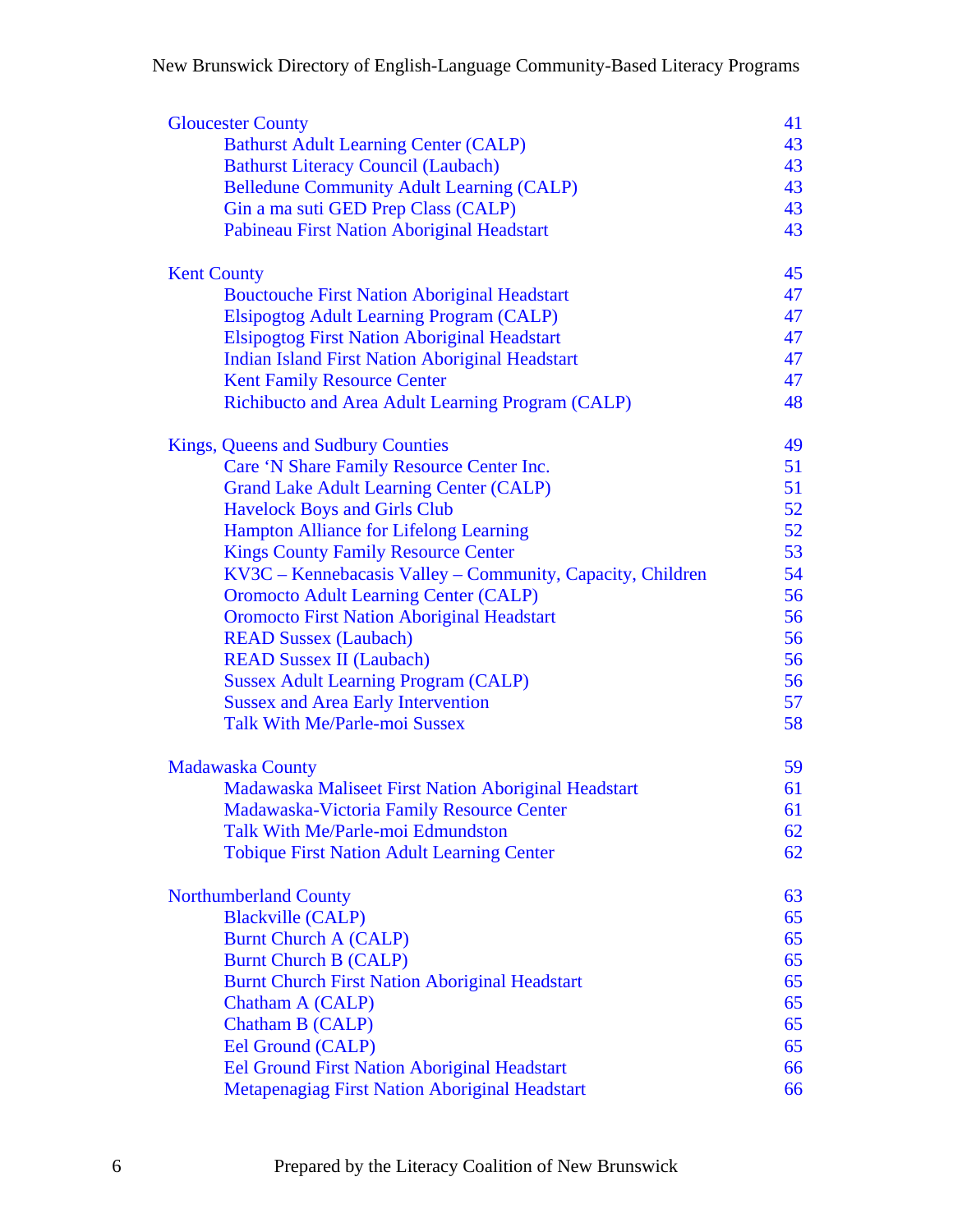| | |
|---|---|
| Gloucester County | 41 |
| Bathurst Adult Learning Center (CALP) | 43 |
| Bathurst Literacy Council (Laubach) | 43 |
| Belledune Community Adult Learning (CALP) | 43 |
| Gin a ma suti GED Prep Class (CALP) | 43 |
| Pabineau First Nation Aboriginal Headstart | 43 |
| | |
| Kent County | 45 |
| Bouctouche First Nation Aboriginal Headstart | 47 |
| Elsipogtog Adult Learning Program (CALP) | 47 |
| Elsipogtog First Nation Aboriginal Headstart | 47 |
| Indian Island First Nation Aboriginal Headstart | 47 |
| Kent Family Resource Center | 47 |
| Richibucto and Area Adult Learning Program (CALP) | 48 |
| | |
| Kings, Queens and Sudbury Counties | 49 |
| Care 'N Share Family Resource Center Inc. | 51 |
| Grand Lake Adult Learning Center (CALP) | 51 |
| Havelock Boys and Girls Club | 52 |
| Hampton Alliance for Lifelong Learning | 52 |
| Kings County Family Resource Center | 53 |
| KV3C – Kennebacasis Valley – Community, Capacity, Children | 54 |
| Oromocto Adult Learning Center (CALP) | 56 |
| Oromocto First Nation Aboriginal Headstart | 56 |
| READ Sussex (Laubach) | 56 |
| READ Sussex II (Laubach) | 56 |
| Sussex Adult Learning Program (CALP) | 56 |
| Sussex and Area Early Intervention | 57 |
| Talk With Me/Parle-moi Sussex | 58 |
| | |
| Madawaska County | 59 |
| Madawaska Maliseet First Nation Aboriginal Headstart | 61 |
| Madawaska-Victoria Family Resource Center | 61 |
| Talk With Me/Parle-moi Edmundston | 62 |
| Tobique First Nation Adult Learning Center | 62 |
| | |
| Northumberland County | 63 |
| Blackville (CALP) | 65 |
| Burnt Church A (CALP) | 65 |
| Burnt Church B (CALP) | 65 |
| Burnt Church First Nation Aboriginal Headstart | 65 |
| Chatham A (CALP) | 65 |
| Chatham B (CALP) | 65 |
| Eel Ground (CALP) | 65 |
| Eel Ground First Nation Aboriginal Headstart | 66 |
| Metapenagiag First Nation Aboriginal Headstart | 66 |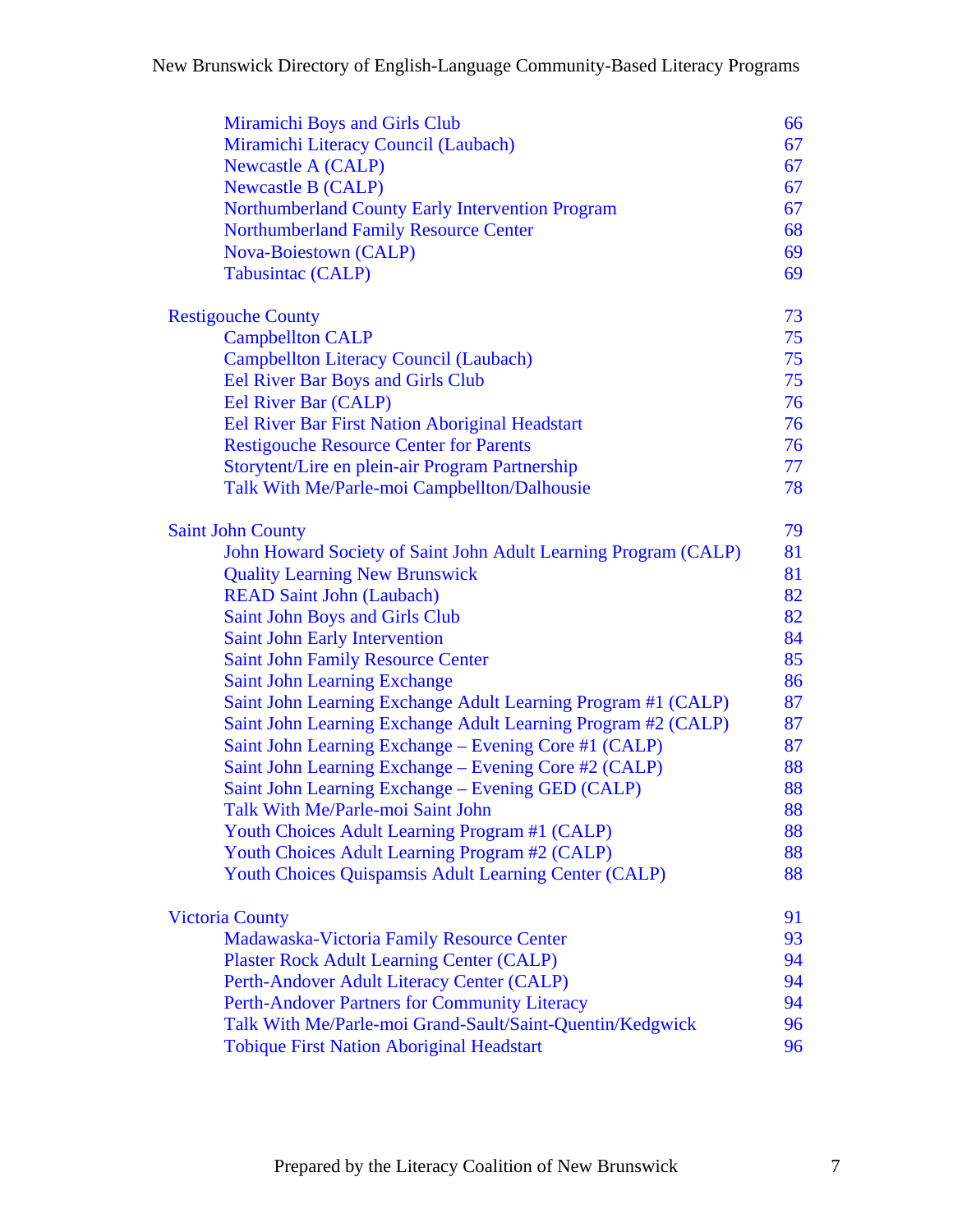Miramichi Boys and Girls Club 66
Miramichi Literacy Council (Laubach) 67
Newcastle A (CALP) 67
Newcastle B (CALP) 67
Northumberland County Early Intervention Program 67
Northumberland Family Resource Center 68
Nova-Boiestown (CALP) 69
Tabusintac (CALP) 69

Restigouche County 73
- Campbellton CALP 75
- Campbellton Literacy Council (Laubach) 75
- Eel River Bar Boys and Girls Club 75
- Eel River Bar (CALP) 76
- Eel River Bar First Nation Aboriginal Headstart 76
- Restigouche Resource Center for Parents 76
- Storytent/Lire en plein-air Program Partnership 77
- Talk With Me/Parle-moi Campbellton/Dalhousie 78

Saint John County 79
- John Howard Society of Saint John Adult Learning Program (CALP) 81
- Quality Learning New Brunswick 81
- READ Saint John (Laubach) 82
- Saint John Boys and Girls Club 82
- Saint John Early Intervention 84
- Saint John Family Resource Center 85
- Saint John Learning Exchange 86
- Saint John Learning Exchange Adult Learning Program #1 (CALP) 87
- Saint John Learning Exchange Adult Learning Program #2 (CALP) 87
- Saint John Learning Exchange – Evening Core #1 (CALP) 87
- Saint John Learning Exchange – Evening Core #2 (CALP) 88
- Saint John Learning Exchange – Evening GED (CALP) 88
- Talk With Me/Parle-moi Saint John 88
- Youth Choices Adult Learning Program #1 (CALP) 88
- Youth Choices Adult Learning Program #2 (CALP) 88
- Youth Choices Quispamsis Adult Learning Center (CALP) 88

Victoria County 91
- Madawaska-Victoria Family Resource Center 93
- Plaster Rock Adult Learning Center (CALP) 94
- Perth-Andover Adult Literacy Center (CALP) 94
- Perth-Andover Partners for Community Literacy 94
- Talk With Me/Parle-moi Grand-Sault/Saint-Quentin/Kedgwick 96
- Tobique First Nation Aboriginal Headstart 96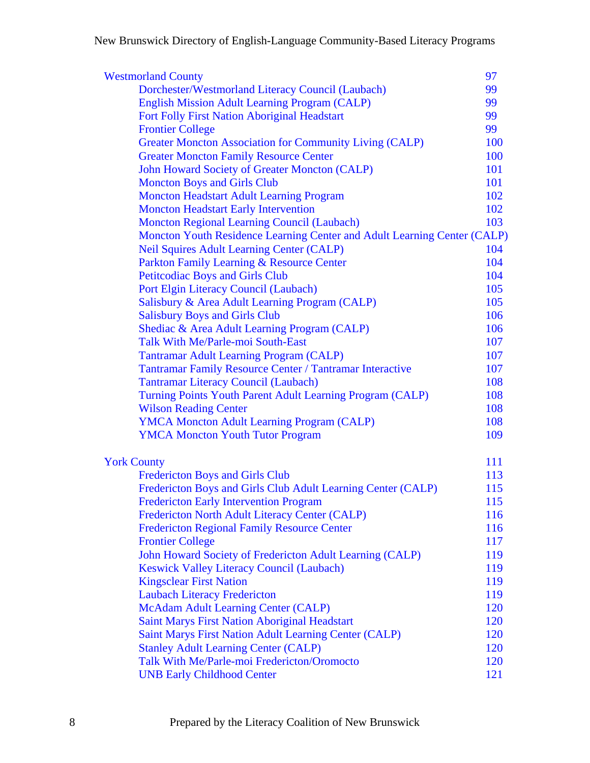| | |
|---|---|
| Westmorland County | 97 |
| Dorchester/Westmorland Literacy Council (Laubach) | 99 |
| English Mission Adult Learning Program (CALP) | 99 |
| Fort Folly First Nation Aboriginal Headstart | 99 |
| Frontier College | 99 |
| Greater Moncton Association for Community Living (CALP) | 100 |
| Greater Moncton Family Resource Center | 100 |
| John Howard Society of Greater Moncton (CALP) | 101 |
| Moncton Boys and Girls Club | 101 |
| Moncton Headstart Adult Learning Program | 102 |
| Moncton Headstart Early Intervention | 102 |
| Moncton Regional Learning Council (Laubach) | 103 |
| Moncton Youth Residence Learning Center and Adult Learning Center (CALP) | |
| Neil Squires Adult Learning Center (CALP) | 104 |
| Parkton Family Learning & Resource Center | 104 |
| Petitcodiac Boys and Girls Club | 104 |
| Port Elgin Literacy Council (Laubach) | 105 |
| Salisbury & Area Adult Learning Program (CALP) | 105 |
| Salisbury Boys and Girls Club | 106 |
| Shediac & Area Adult Learning Program (CALP) | 106 |
| Talk With Me/Parle-moi South-East | 107 |
| Tantramar Adult Learning Program (CALP) | 107 |
| Tantramar Family Resource Center / Tantramar Interactive | 107 |
| Tantramar Literacy Council (Laubach) | 108 |
| Turning Points Youth Parent Adult Learning Program (CALP) | 108 |
| Wilson Reading Center | 108 |
| YMCA Moncton Adult Learning Program (CALP) | 108 |
| YMCA Moncton Youth Tutor Program | 109 |
| York County | 111 |
| Fredericton Boys and Girls Club | 113 |
| Fredericton Boys and Girls Club Adult Learning Center (CALP) | 115 |
| Fredericton Early Intervention Program | 115 |
| Fredericton North Adult Literacy Center (CALP) | 116 |
| Fredericton Regional Family Resource Center | 116 |
| Frontier College | 117 |
| John Howard Society of Fredericton Adult Learning (CALP) | 119 |
| Keswick Valley Literacy Council (Laubach) | 119 |
| Kingsclear First Nation | 119 |
| Laubach Literacy Fredericton | 119 |
| McAdam Adult Learning Center (CALP) | 120 |
| Saint Marys First Nation Aboriginal Headstart | 120 |
| Saint Marys First Nation Adult Learning Center (CALP) | 120 |
| Stanley Adult Learning Center (CALP) | 120 |
| Talk With Me/Parle-moi Fredericton/Oromocto | 120 |
| UNB Early Childhood Center | 121 |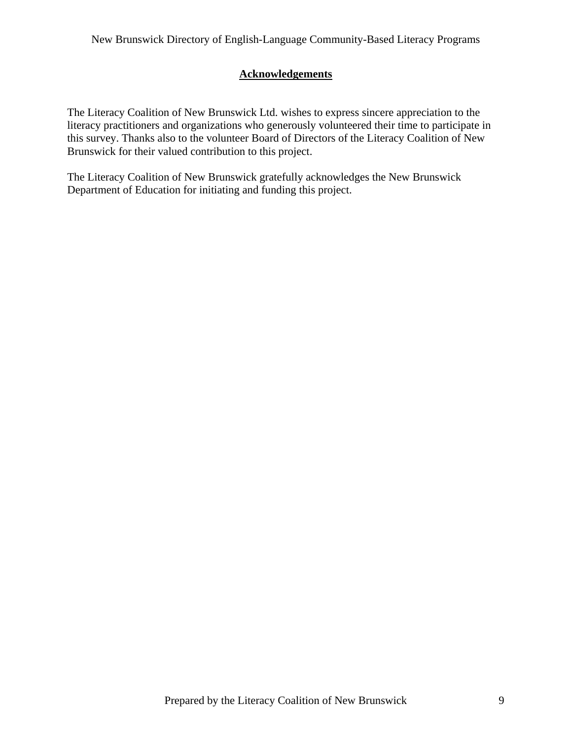## Acknowledgements

The Literacy Coalition of New Brunswick Ltd. wishes to express sincere appreciation to the literacy practitioners and organizations who generously volunteered their time to participate in this survey. Thanks also to the volunteer Board of Directors of the Literacy Coalition of New Brunswick for their valued contribution to this project.

The Literacy Coalition of New Brunswick gratefully acknowledges the New Brunswick Department of Education for initiating and funding this project.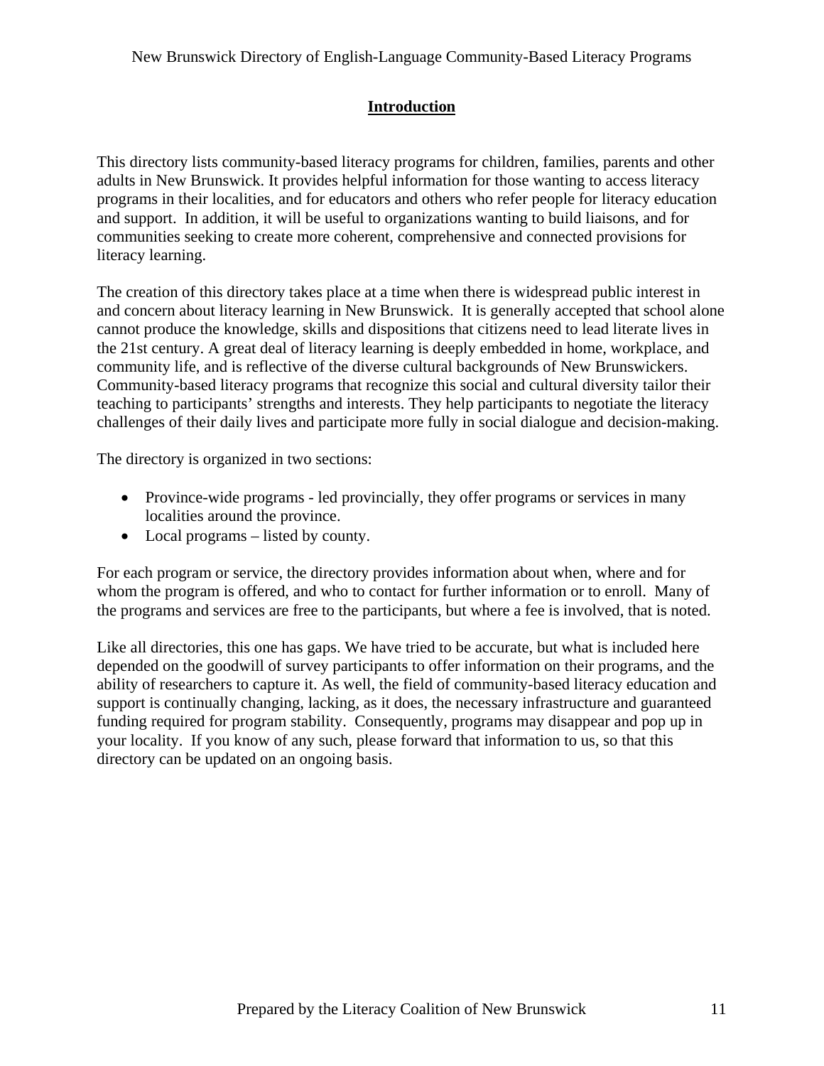# Introduction

This directory lists community-based literacy programs for children, families, parents and other adults in New Brunswick. It provides helpful information for those wanting to access literacy programs in their localities, and for educators and others who refer people for literacy education and support. In addition, it will be useful to organizations wanting to build liaisons, and for communities seeking to create more coherent, comprehensive and connected provisions for literacy learning.

The creation of this directory takes place at a time when there is widespread public interest in and concern about literacy learning in New Brunswick. It is generally accepted that school alone cannot produce the knowledge, skills and dispositions that citizens need to lead literate lives in the 21st century. A great deal of literacy learning is deeply embedded in home, workplace, and community life, and is reflective of the diverse cultural backgrounds of New Brunswickers. Community-based literacy programs that recognize this social and cultural diversity tailor their teaching to participants' strengths and interests. They help participants to negotiate the literacy challenges of their daily lives and participate more fully in social dialogue and decision-making.

The directory is organized in two sections:

- Province-wide programs - led provincially, they offer programs or services in many localities around the province.
- Local programs – listed by county.

For each program or service, the directory provides information about when, where and for whom the program is offered, and who to contact for further information or to enroll. Many of the programs and services are free to the participants, but where a fee is involved, that is noted.

Like all directories, this one has gaps. We have tried to be accurate, but what is included here depended on the goodwill of survey participants to offer information on their programs, and the ability of researchers to capture it. As well, the field of community-based literacy education and support is continually changing, lacking, as it does, the necessary infrastructure and guaranteed funding required for program stability. Consequently, programs may disappear and pop up in your locality. If you know of any such, please forward that information to us, so that this directory can be updated on an ongoing basis.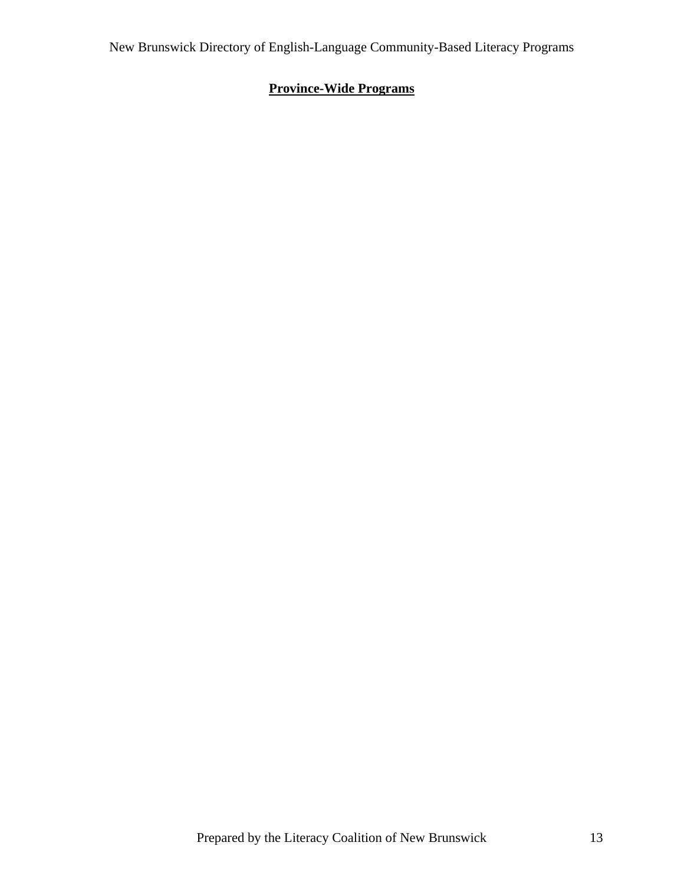## **Province-Wide Programs**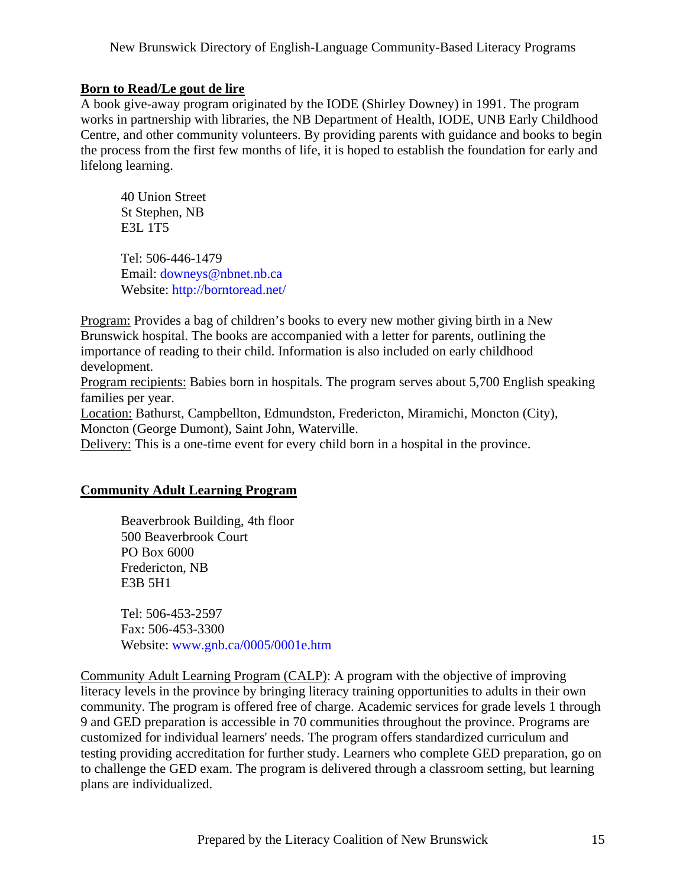## Born to Read/Le gout de lire

A book give-away program originated by the IODE (Shirley Downey) in 1991. The program works in partnership with libraries, the NB Department of Health, IODE, UNB Early Childhood Centre, and other community volunteers. By providing parents with guidance and books to begin the process from the first few months of life, it is hoped to establish the foundation for early and lifelong learning.

> 40 Union Street
> St Stephen, NB
> E3L 1T5
>
> Tel: 506-446-1479
> Email: downeys@nbnet.nb.ca
> Website: http://borntoread.net/

Program: Provides a bag of children's books to every new mother giving birth in a New Brunswick hospital. The books are accompanied with a letter for parents, outlining the importance of reading to their child. Information is also included on early childhood development.
Program recipients: Babies born in hospitals. The program serves about 5,700 English speaking families per year.
Location: Bathurst, Campbellton, Edmundston, Fredericton, Miramichi, Moncton (City), Moncton (George Dumont), Saint John, Waterville.
Delivery: This is a one-time event for every child born in a hospital in the province.

## Community Adult Learning Program

> Beaverbrook Building, 4th floor
> 500 Beaverbrook Court
> PO Box 6000
> Fredericton, NB
> E3B 5H1
>
> Tel: 506-453-2597
> Fax: 506-453-3300
> Website: www.gnb.ca/0005/0001e.htm

Community Adult Learning Program (CALP): A program with the objective of improving literacy levels in the province by bringing literacy training opportunities to adults in their own community. The program is offered free of charge. Academic services for grade levels 1 through 9 and GED preparation is accessible in 70 communities throughout the province. Programs are customized for individual learners' needs. The program offers standardized curriculum and testing providing accreditation for further study. Learners who complete GED preparation, go on to challenge the GED exam. The program is delivered through a classroom setting, but learning plans are individualized.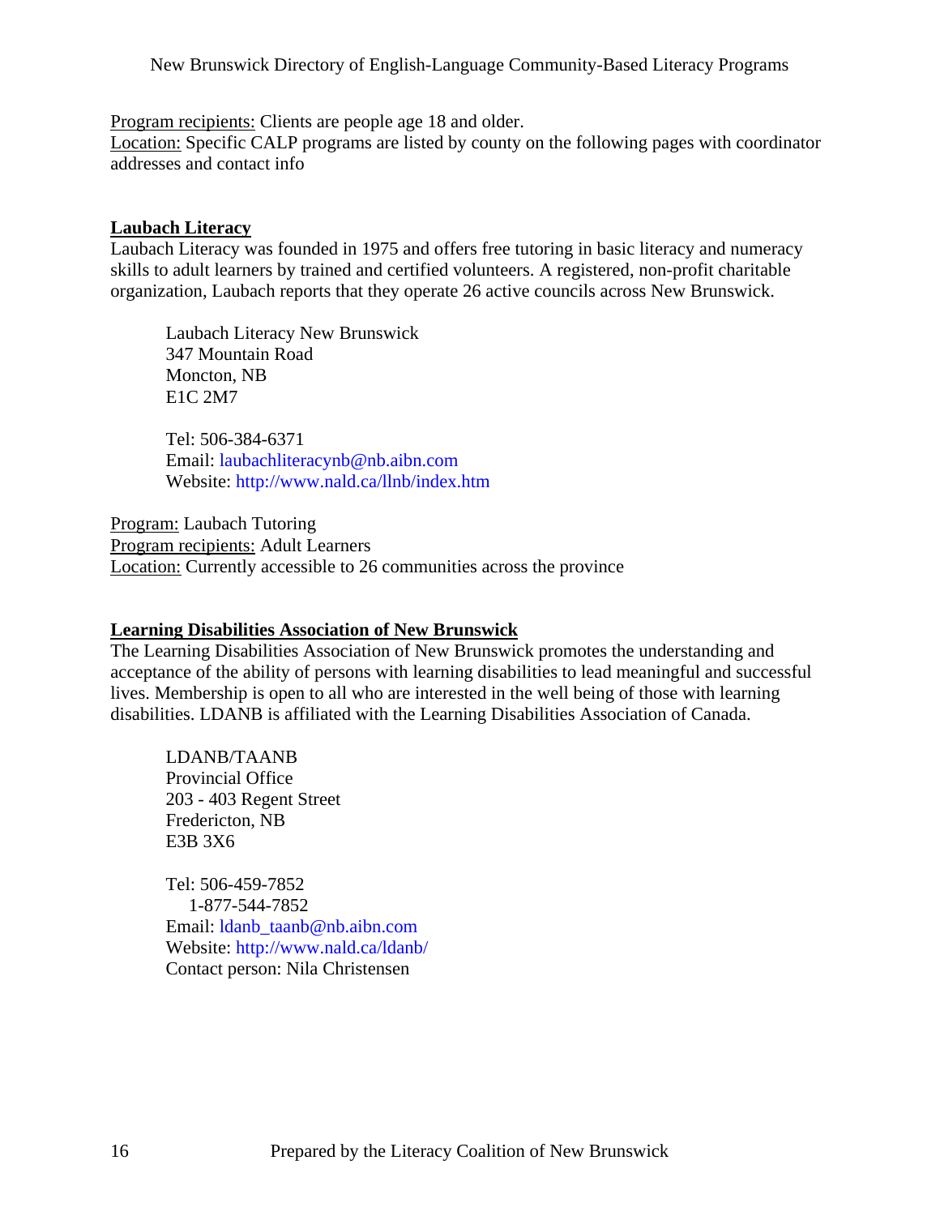Program recipients: Clients are people age 18 and older.
Location: Specific CALP programs are listed by county on the following pages with coordinator addresses and contact info

## Laubach Literacy

Laubach Literacy was founded in 1975 and offers free tutoring in basic literacy and numeracy skills to adult learners by trained and certified volunteers. A registered, non-profit charitable organization, Laubach reports that they operate 26 active councils across New Brunswick.

> Laubach Literacy New Brunswick
> 347 Mountain Road
> Moncton, NB
> E1C 2M7
>
> Tel: 506-384-6371
> Email: laubachliteracynb@nb.aibn.com
> Website: http://www.nald.ca/llnb/index.htm

Program: Laubach Tutoring
Program recipients: Adult Learners
Location: Currently accessible to 26 communities across the province

## Learning Disabilities Association of New Brunswick

The Learning Disabilities Association of New Brunswick promotes the understanding and acceptance of the ability of persons with learning disabilities to lead meaningful and successful lives. Membership is open to all who are interested in the well being of those with learning disabilities. LDANB is affiliated with the Learning Disabilities Association of Canada.

> LDANB/TAANB
> Provincial Office
> 203 - 403 Regent Street
> Fredericton, NB
> E3B 3X6
>
> Tel: 506-459-7852
> 1-877-544-7852
> Email: ldanb_taanb@nb.aibn.com
> Website: http://www.nald.ca/ldanb/
> Contact person: Nila Christensen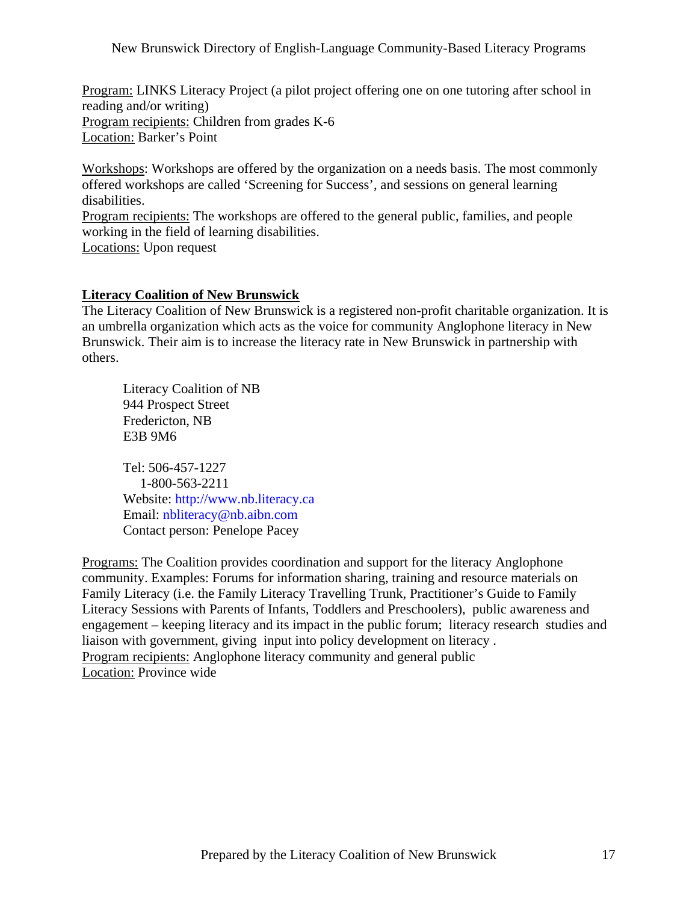<u>Program:</u> LINKS Literacy Project (a pilot project offering one on one tutoring after school in reading and/or writing)
<u>Program recipients:</u> Children from grades K-6
<u>Location:</u> Barker's Point

<u>Workshops</u>: Workshops are offered by the organization on a needs basis. The most commonly offered workshops are called 'Screening for Success', and sessions on general learning disabilities.
<u>Program recipients:</u> The workshops are offered to the general public, families, and people working in the field of learning disabilities.
<u>Locations:</u> Upon request

**<u>Literacy Coalition of New Brunswick</u>**

The Literacy Coalition of New Brunswick is a registered non-profit charitable organization. It is an umbrella organization which acts as the voice for community Anglophone literacy in New Brunswick. Their aim is to increase the literacy rate in New Brunswick in partnership with others.

> Literacy Coalition of NB
> 944 Prospect Street
> Fredericton, NB
> E3B 9M6
>
> Tel: 506-457-1227
> 1-800-563-2211
> Website: http://www.nb.literacy.ca
> Email: nbliteracy@nb.aibn.com
> Contact person: Penelope Pacey

<u>Programs:</u> The Coalition provides coordination and support for the literacy Anglophone community. Examples: Forums for information sharing, training and resource materials on Family Literacy (i.e. the Family Literacy Travelling Trunk, Practitioner's Guide to Family Literacy Sessions with Parents of Infants, Toddlers and Preschoolers), public awareness and engagement – keeping literacy and its impact in the public forum; literacy research studies and liaison with government, giving input into policy development on literacy .
<u>Program recipients:</u> Anglophone literacy community and general public
<u>Location:</u> Province wide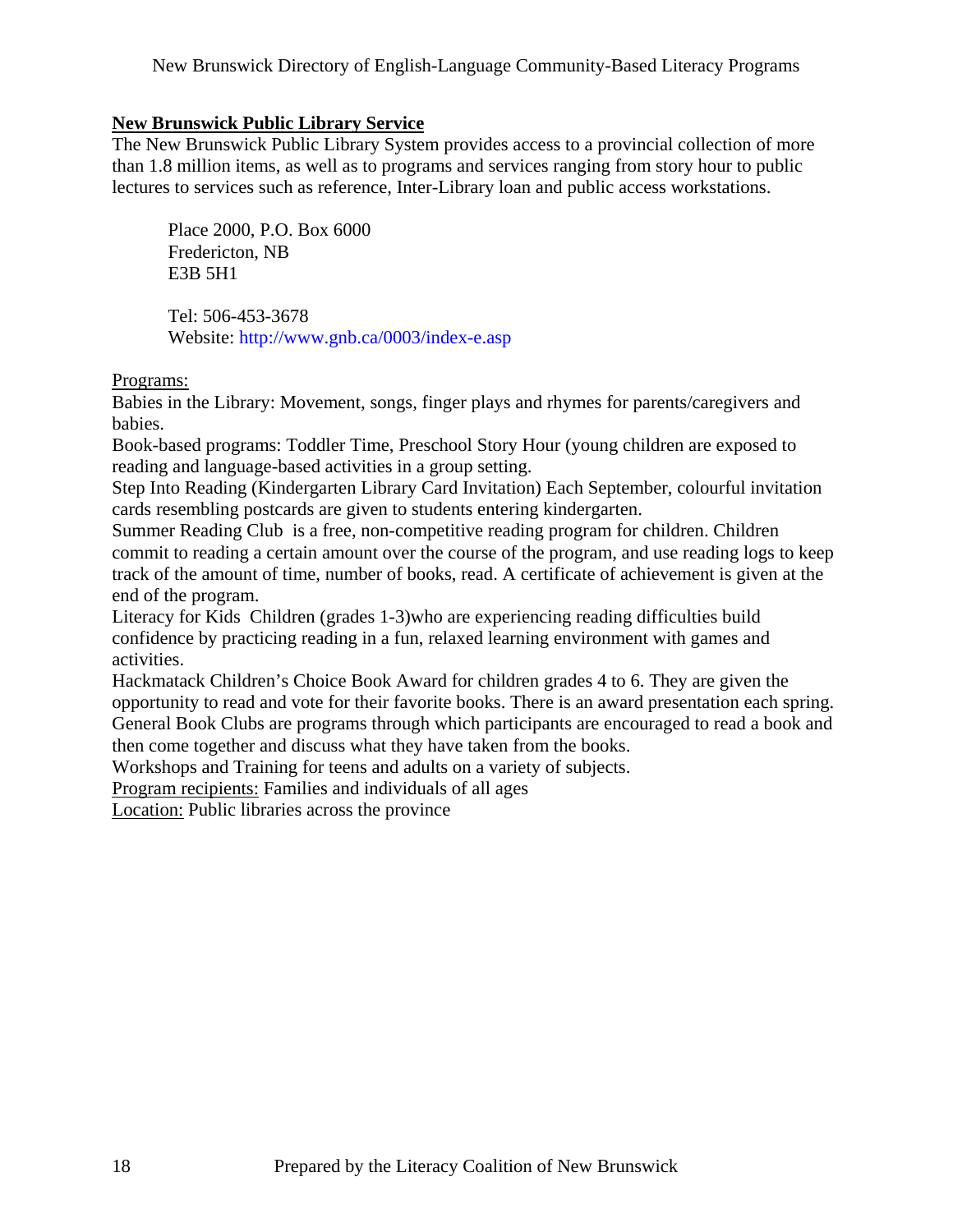## New Brunswick Public Library Service

The New Brunswick Public Library System provides access to a provincial collection of more than 1.8 million items, as well as to programs and services ranging from story hour to public lectures to services such as reference, Inter-Library loan and public access workstations.

Place 2000, P.O. Box 6000
Fredericton, NB
E3B 5H1

Tel: 506-453-3678
Website: http://www.gnb.ca/0003/index-e.asp

Programs:

Babies in the Library: Movement, songs, finger plays and rhymes for parents/caregivers and babies.
Book-based programs: Toddler Time, Preschool Story Hour (young children are exposed to reading and language-based activities in a group setting.
Step Into Reading (Kindergarten Library Card Invitation) Each September, colourful invitation cards resembling postcards are given to students entering kindergarten.
Summer Reading Club is a free, non-competitive reading program for children. Children commit to reading a certain amount over the course of the program, and use reading logs to keep track of the amount of time, number of books, read. A certificate of achievement is given at the end of the program.
Literacy for Kids Children (grades 1-3)who are experiencing reading difficulties build confidence by practicing reading in a fun, relaxed learning environment with games and activities.
Hackmatack Children's Choice Book Award for children grades 4 to 6. They are given the opportunity to read and vote for their favorite books. There is an award presentation each spring.
General Book Clubs are programs through which participants are encouraged to read a book and then come together and discuss what they have taken from the books.
Workshops and Training for teens and adults on a variety of subjects.
Program recipients: Families and individuals of all ages
Location: Public libraries across the province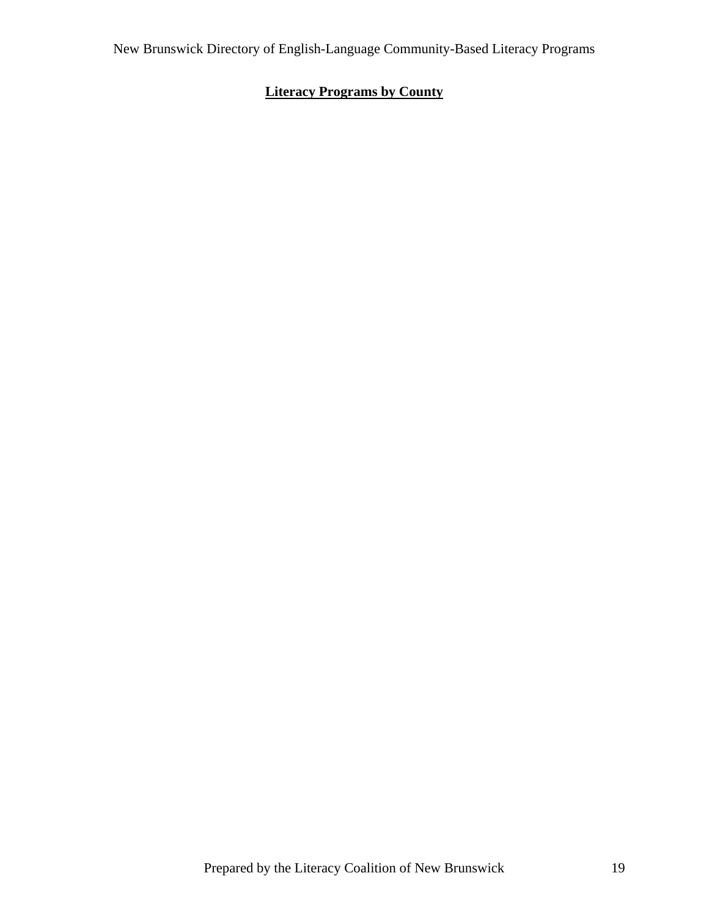## **Literacy Programs by County**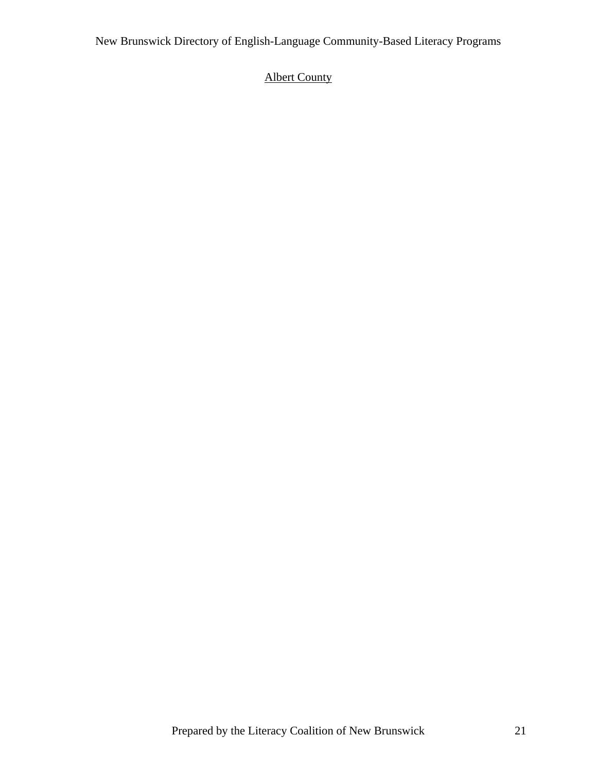## Albert County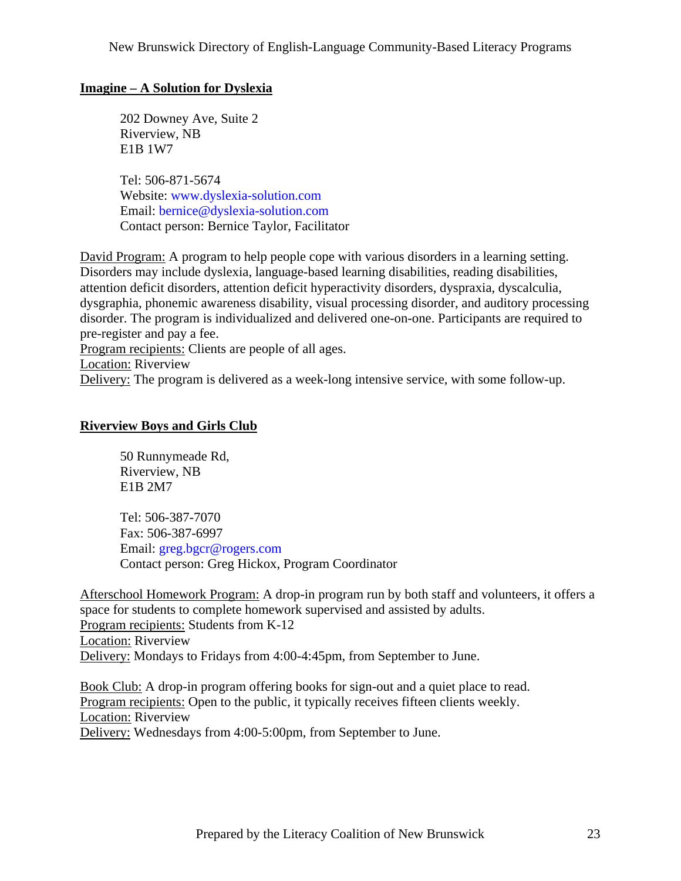## Imagine – A Solution for Dyslexia

202 Downey Ave, Suite 2
Riverview, NB
E1B 1W7

Tel: 506-871-5674
Website: www.dyslexia-solution.com
Email: bernice@dyslexia-solution.com
Contact person: Bernice Taylor, Facilitator

David Program: A program to help people cope with various disorders in a learning setting. Disorders may include dyslexia, language-based learning disabilities, reading disabilities, attention deficit disorders, attention deficit hyperactivity disorders, dyspraxia, dyscalculia, dysgraphia, phonemic awareness disability, visual processing disorder, and auditory processing disorder. The program is individualized and delivered one-on-one. Participants are required to pre-register and pay a fee.
Program recipients: Clients are people of all ages.
Location: Riverview
Delivery: The program is delivered as a week-long intensive service, with some follow-up.

## Riverview Boys and Girls Club

50 Runnymeade Rd,
Riverview, NB
E1B 2M7

Tel: 506-387-7070
Fax: 506-387-6997
Email: greg.bgcr@rogers.com
Contact person: Greg Hickox, Program Coordinator

Afterschool Homework Program: A drop-in program run by both staff and volunteers, it offers a space for students to complete homework supervised and assisted by adults.
Program recipients: Students from K-12
Location: Riverview
Delivery: Mondays to Fridays from 4:00-4:45pm, from September to June.

Book Club: A drop-in program offering books for sign-out and a quiet place to read.
Program recipients: Open to the public, it typically receives fifteen clients weekly.
Location: Riverview
Delivery: Wednesdays from 4:00-5:00pm, from September to June.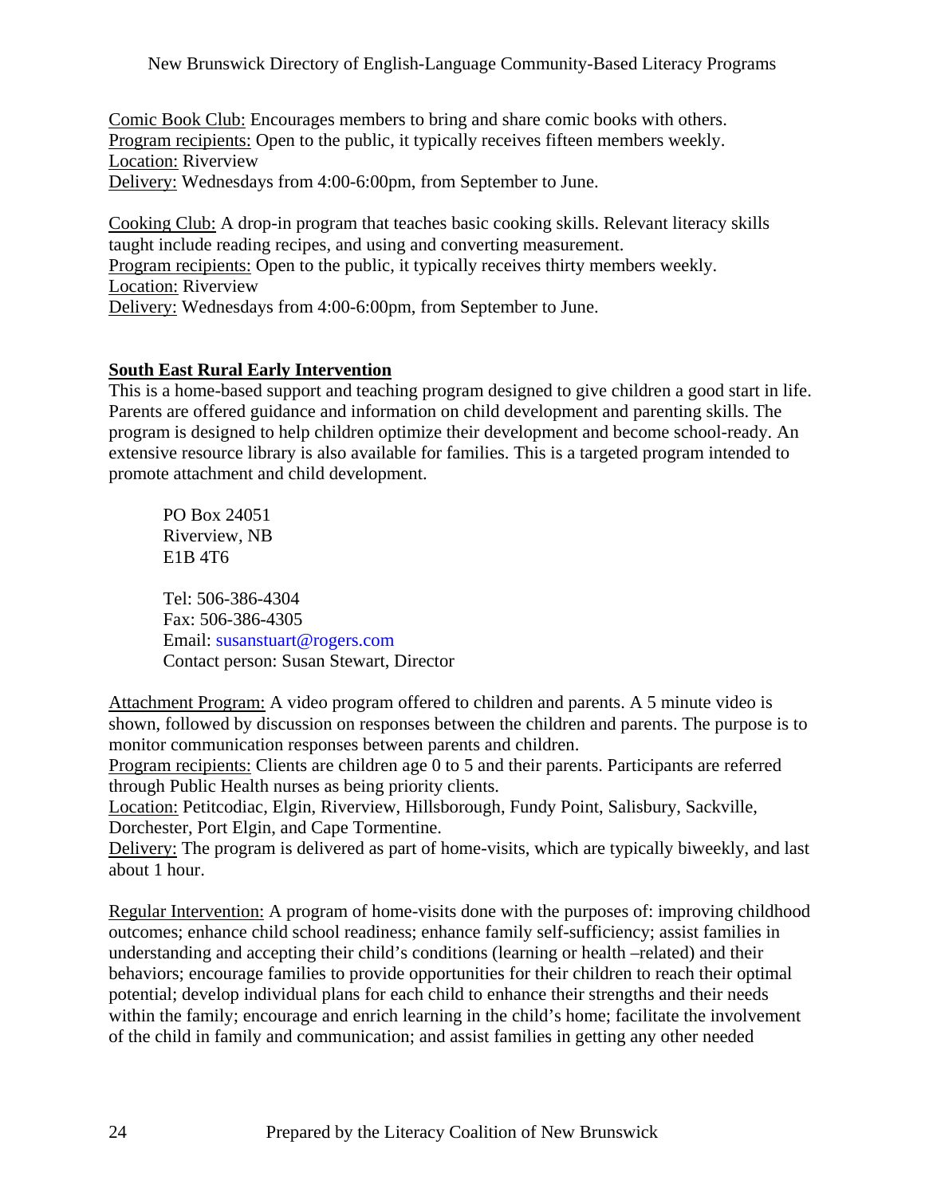Comic Book Club: Encourages members to bring and share comic books with others.
Program recipients: Open to the public, it typically receives fifteen members weekly.
Location: Riverview
Delivery: Wednesdays from 4:00-6:00pm, from September to June.

Cooking Club: A drop-in program that teaches basic cooking skills. Relevant literacy skills taught include reading recipes, and using and converting measurement.
Program recipients: Open to the public, it typically receives thirty members weekly.
Location: Riverview
Delivery: Wednesdays from 4:00-6:00pm, from September to June.

**South East Rural Early Intervention**

This is a home-based support and teaching program designed to give children a good start in life. Parents are offered guidance and information on child development and parenting skills. The program is designed to help children optimize their development and become school-ready. An extensive resource library is also available for families. This is a targeted program intended to promote attachment and child development.

PO Box 24051
Riverview, NB
E1B 4T6

Tel: 506-386-4304
Fax: 506-386-4305
Email: susanstuart@rogers.com
Contact person: Susan Stewart, Director

Attachment Program: A video program offered to children and parents. A 5 minute video is shown, followed by discussion on responses between the children and parents. The purpose is to monitor communication responses between parents and children.
Program recipients: Clients are children age 0 to 5 and their parents. Participants are referred through Public Health nurses as being priority clients.
Location: Petitcodiac, Elgin, Riverview, Hillsborough, Fundy Point, Salisbury, Sackville, Dorchester, Port Elgin, and Cape Tormentine.
Delivery: The program is delivered as part of home-visits, which are typically biweekly, and last about 1 hour.

Regular Intervention: A program of home-visits done with the purposes of: improving childhood outcomes; enhance child school readiness; enhance family self-sufficiency; assist families in understanding and accepting their child's conditions (learning or health –related) and their behaviors; encourage families to provide opportunities for their children to reach their optimal potential; develop individual plans for each child to enhance their strengths and their needs within the family; encourage and enrich learning in the child's home; facilitate the involvement of the child in family and communication; and assist families in getting any other needed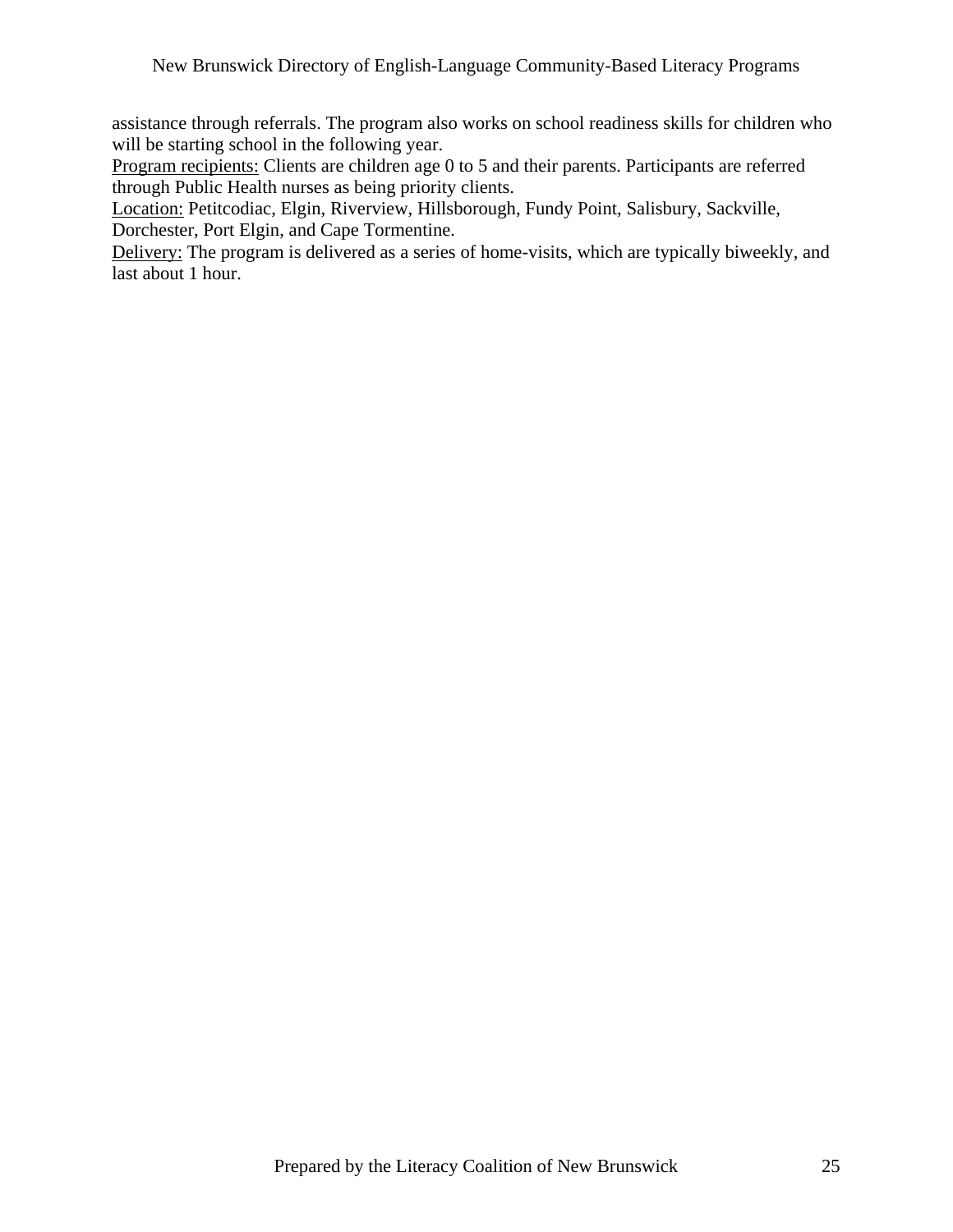assistance through referrals. The program also works on school readiness skills for children who will be starting school in the following year.

<u>Program recipients:</u> Clients are children age 0 to 5 and their parents. Participants are referred through Public Health nurses as being priority clients.

<u>Location:</u> Petitcodiac, Elgin, Riverview, Hillsborough, Fundy Point, Salisbury, Sackville, Dorchester, Port Elgin, and Cape Tormentine.

<u>Delivery:</u> The program is delivered as a series of home-visits, which are typically biweekly, and last about 1 hour.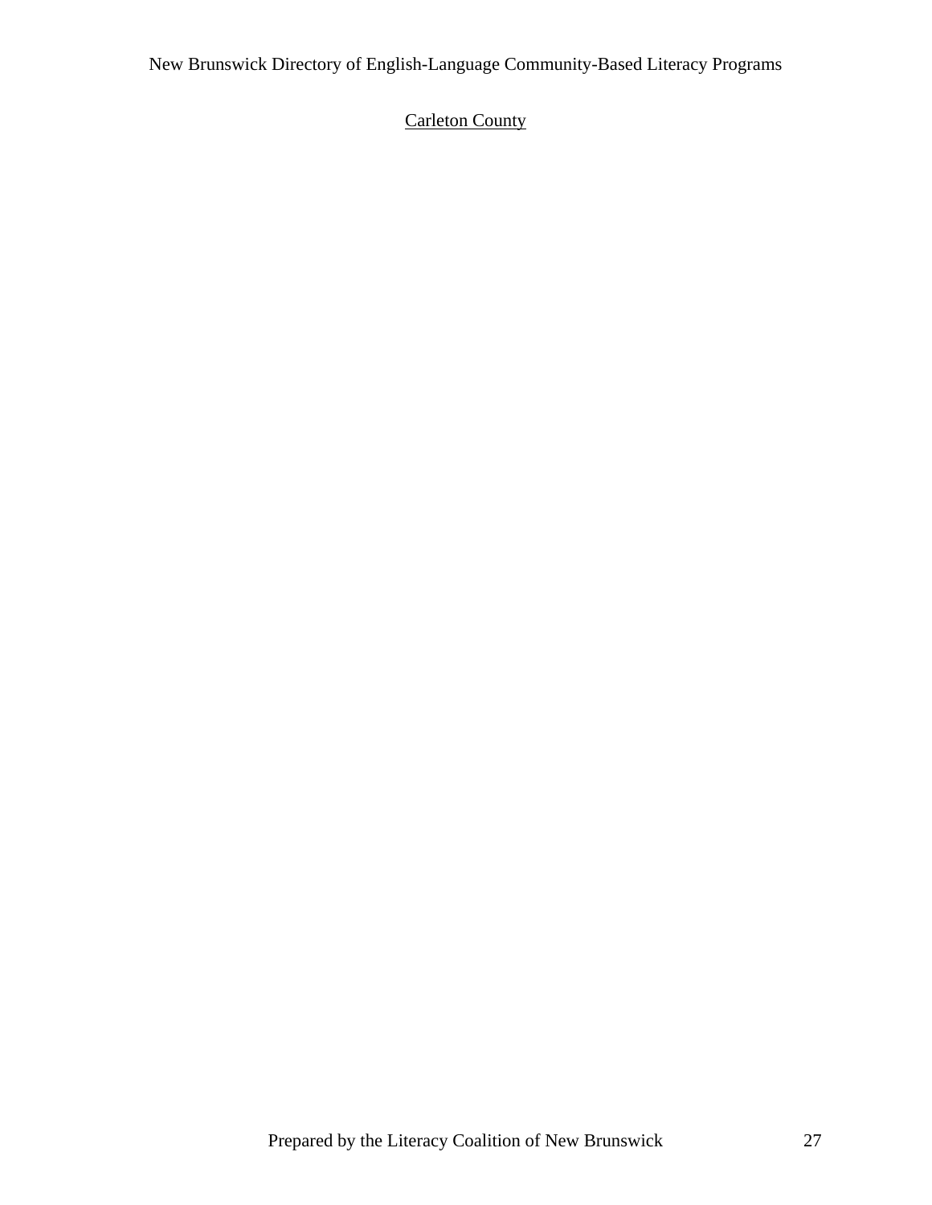<u>Carleton County</u>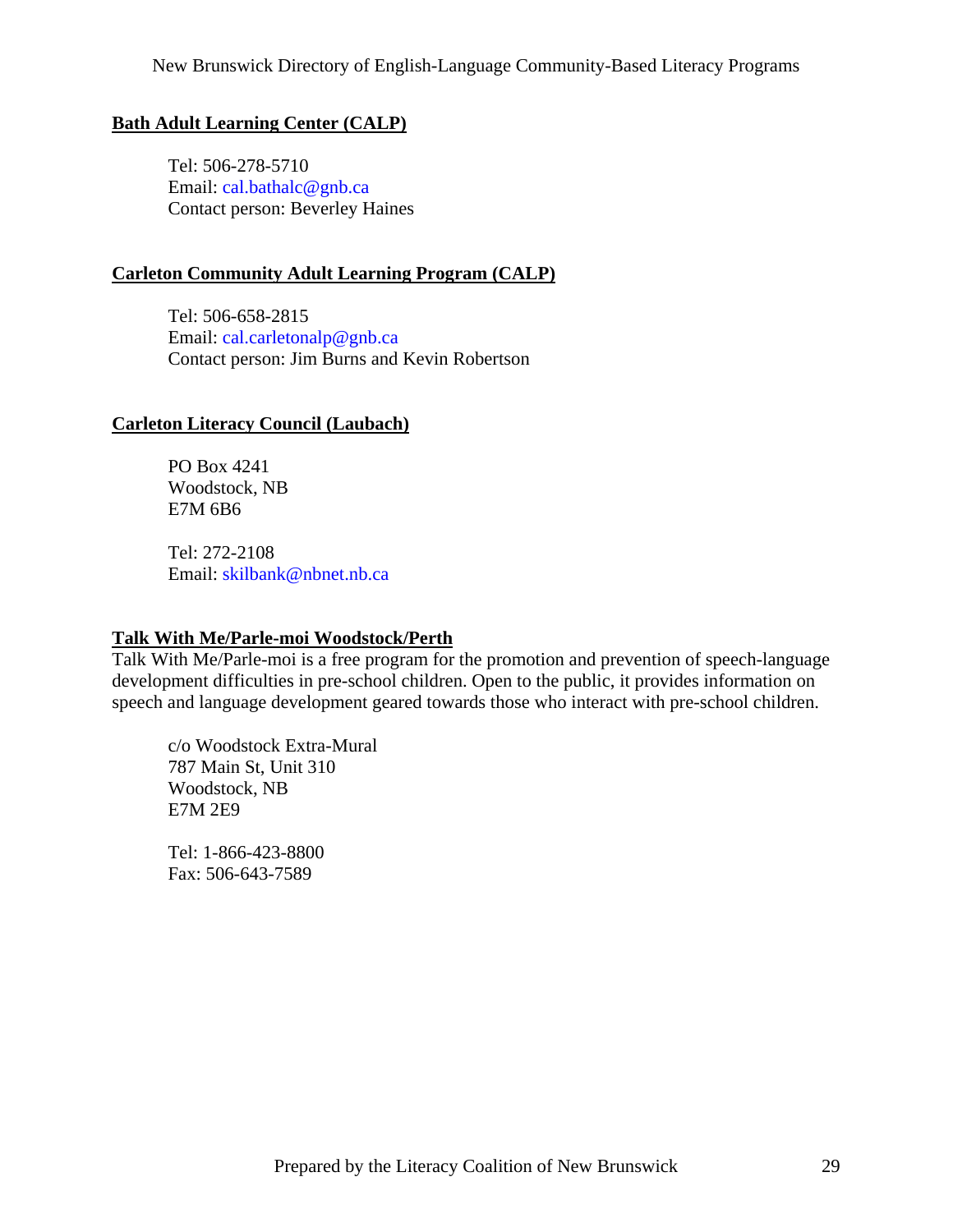## Bath Adult Learning Center (CALP)

Tel: 506-278-5710
Email: cal.bathalc@gnb.ca
Contact person: Beverley Haines

## Carleton Community Adult Learning Program (CALP)

Tel: 506-658-2815
Email: cal.carletonalp@gnb.ca
Contact person: Jim Burns and Kevin Robertson

## Carleton Literacy Council (Laubach)

PO Box 4241
Woodstock, NB
E7M 6B6

Tel: 272-2108
Email: skilbank@nbnet.nb.ca

## Talk With Me/Parle-moi Woodstock/Perth

Talk With Me/Parle-moi is a free program for the promotion and prevention of speech-language development difficulties in pre-school children. Open to the public, it provides information on speech and language development geared towards those who interact with pre-school children.

c/o Woodstock Extra-Mural
787 Main St, Unit 310
Woodstock, NB
E7M 2E9

Tel: 1-866-423-8800
Fax: 506-643-7589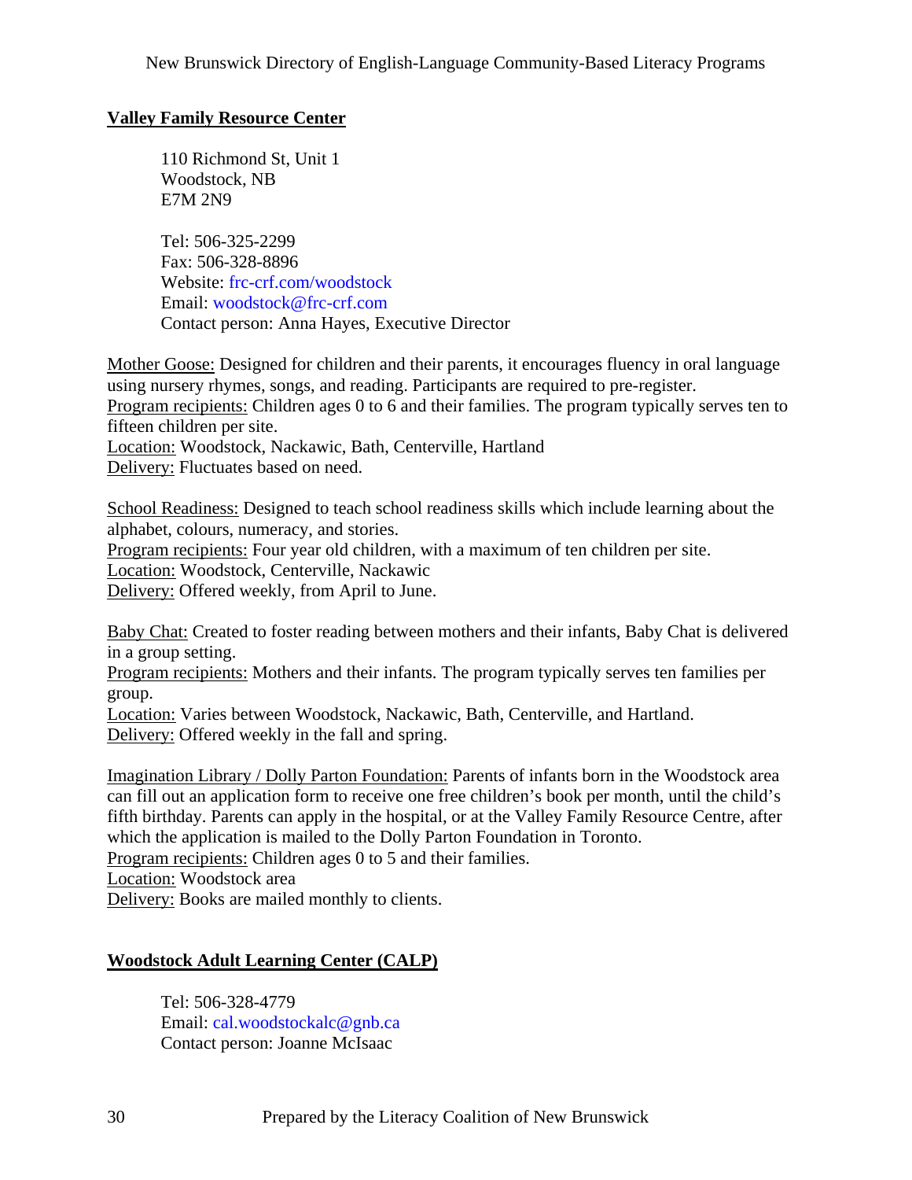## Valley Family Resource Center

110 Richmond St, Unit 1
Woodstock, NB
E7M 2N9

Tel: 506-325-2299
Fax: 506-328-8896
Website: frc-crf.com/woodstock
Email: woodstock@frc-crf.com
Contact person: Anna Hayes, Executive Director

Mother Goose: Designed for children and their parents, it encourages fluency in oral language using nursery rhymes, songs, and reading. Participants are required to pre-register.
Program recipients: Children ages 0 to 6 and their families. The program typically serves ten to fifteen children per site.
Location: Woodstock, Nackawic, Bath, Centerville, Hartland
Delivery: Fluctuates based on need.

School Readiness: Designed to teach school readiness skills which include learning about the alphabet, colours, numeracy, and stories.
Program recipients: Four year old children, with a maximum of ten children per site.
Location: Woodstock, Centerville, Nackawic
Delivery: Offered weekly, from April to June.

Baby Chat: Created to foster reading between mothers and their infants, Baby Chat is delivered in a group setting.
Program recipients: Mothers and their infants. The program typically serves ten families per group.
Location: Varies between Woodstock, Nackawic, Bath, Centerville, and Hartland.
Delivery: Offered weekly in the fall and spring.

Imagination Library / Dolly Parton Foundation: Parents of infants born in the Woodstock area can fill out an application form to receive one free children's book per month, until the child's fifth birthday. Parents can apply in the hospital, or at the Valley Family Resource Centre, after which the application is mailed to the Dolly Parton Foundation in Toronto.
Program recipients: Children ages 0 to 5 and their families.
Location: Woodstock area
Delivery: Books are mailed monthly to clients.

## Woodstock Adult Learning Center (CALP)

Tel: 506-328-4779
Email: cal.woodstockalc@gnb.ca
Contact person: Joanne McIsaac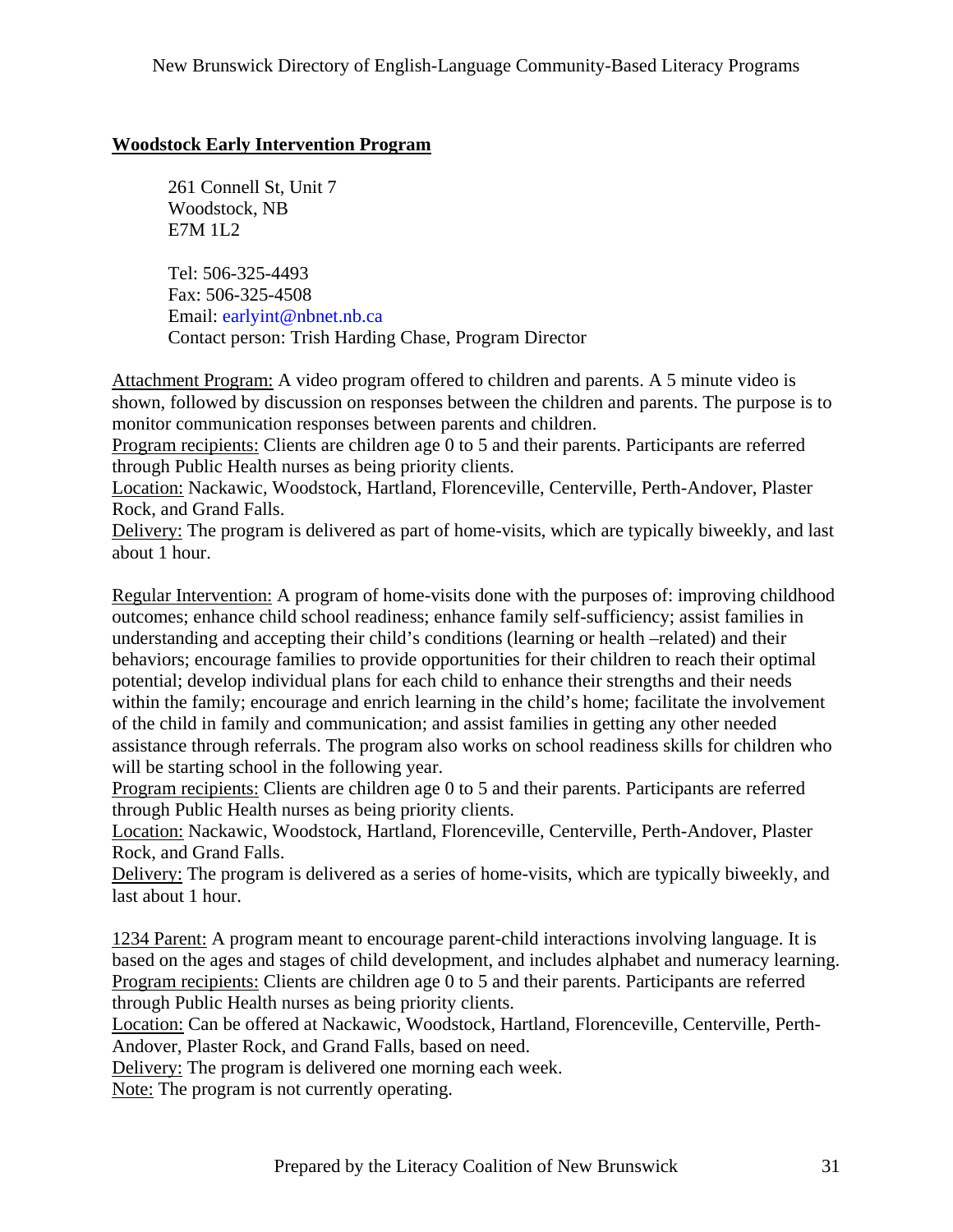## Woodstock Early Intervention Program

261 Connell St, Unit 7
Woodstock, NB
E7M 1L2

Tel: 506-325-4493
Fax: 506-325-4508
Email: earlyint@nbnet.nb.ca
Contact person: Trish Harding Chase, Program Director

Attachment Program: A video program offered to children and parents. A 5 minute video is shown, followed by discussion on responses between the children and parents. The purpose is to monitor communication responses between parents and children.
Program recipients: Clients are children age 0 to 5 and their parents. Participants are referred through Public Health nurses as being priority clients.
Location: Nackawic, Woodstock, Hartland, Florenceville, Centerville, Perth-Andover, Plaster Rock, and Grand Falls.
Delivery: The program is delivered as part of home-visits, which are typically biweekly, and last about 1 hour.

Regular Intervention: A program of home-visits done with the purposes of: improving childhood outcomes; enhance child school readiness; enhance family self-sufficiency; assist families in understanding and accepting their child's conditions (learning or health –related) and their behaviors; encourage families to provide opportunities for their children to reach their optimal potential; develop individual plans for each child to enhance their strengths and their needs within the family; encourage and enrich learning in the child's home; facilitate the involvement of the child in family and communication; and assist families in getting any other needed assistance through referrals. The program also works on school readiness skills for children who will be starting school in the following year.
Program recipients: Clients are children age 0 to 5 and their parents. Participants are referred through Public Health nurses as being priority clients.
Location: Nackawic, Woodstock, Hartland, Florenceville, Centerville, Perth-Andover, Plaster Rock, and Grand Falls.
Delivery: The program is delivered as a series of home-visits, which are typically biweekly, and last about 1 hour.

1234 Parent: A program meant to encourage parent-child interactions involving language. It is based on the ages and stages of child development, and includes alphabet and numeracy learning.
Program recipients: Clients are children age 0 to 5 and their parents. Participants are referred through Public Health nurses as being priority clients.
Location: Can be offered at Nackawic, Woodstock, Hartland, Florenceville, Centerville, Perth-Andover, Plaster Rock, and Grand Falls, based on need.
Delivery: The program is delivered one morning each week.
Note: The program is not currently operating.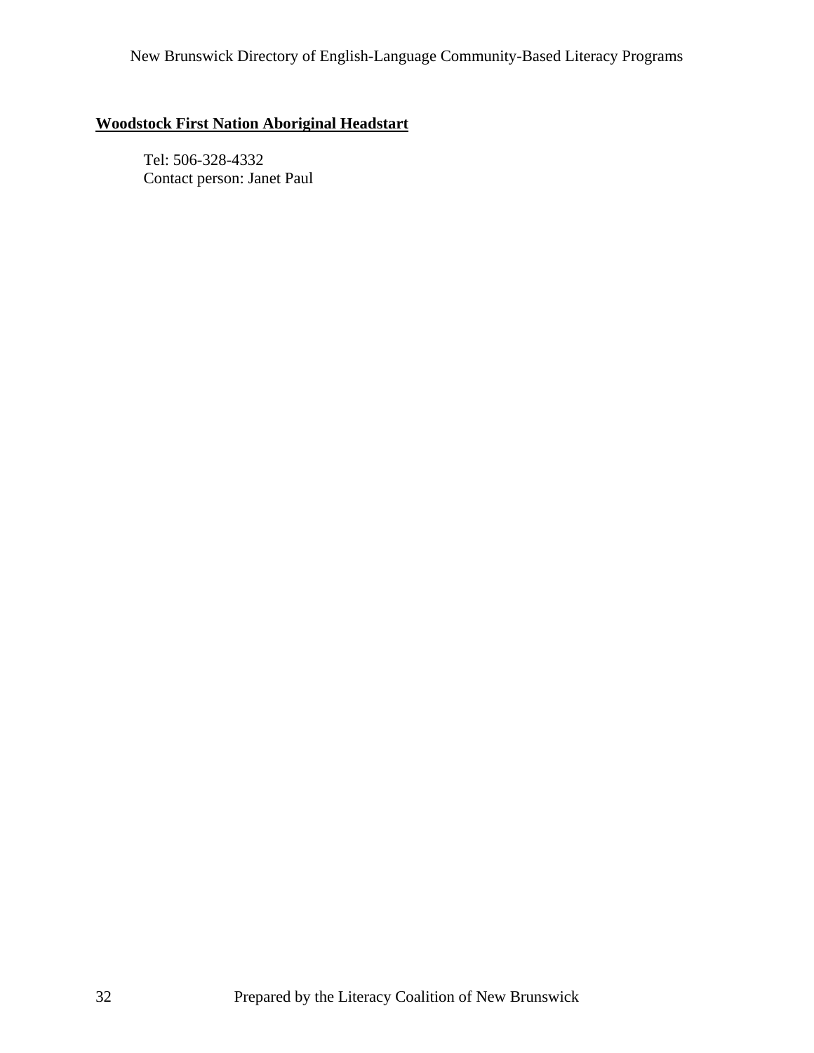## Woodstock First Nation Aboriginal Headstart

Tel: 506-328-4332
Contact person: Janet Paul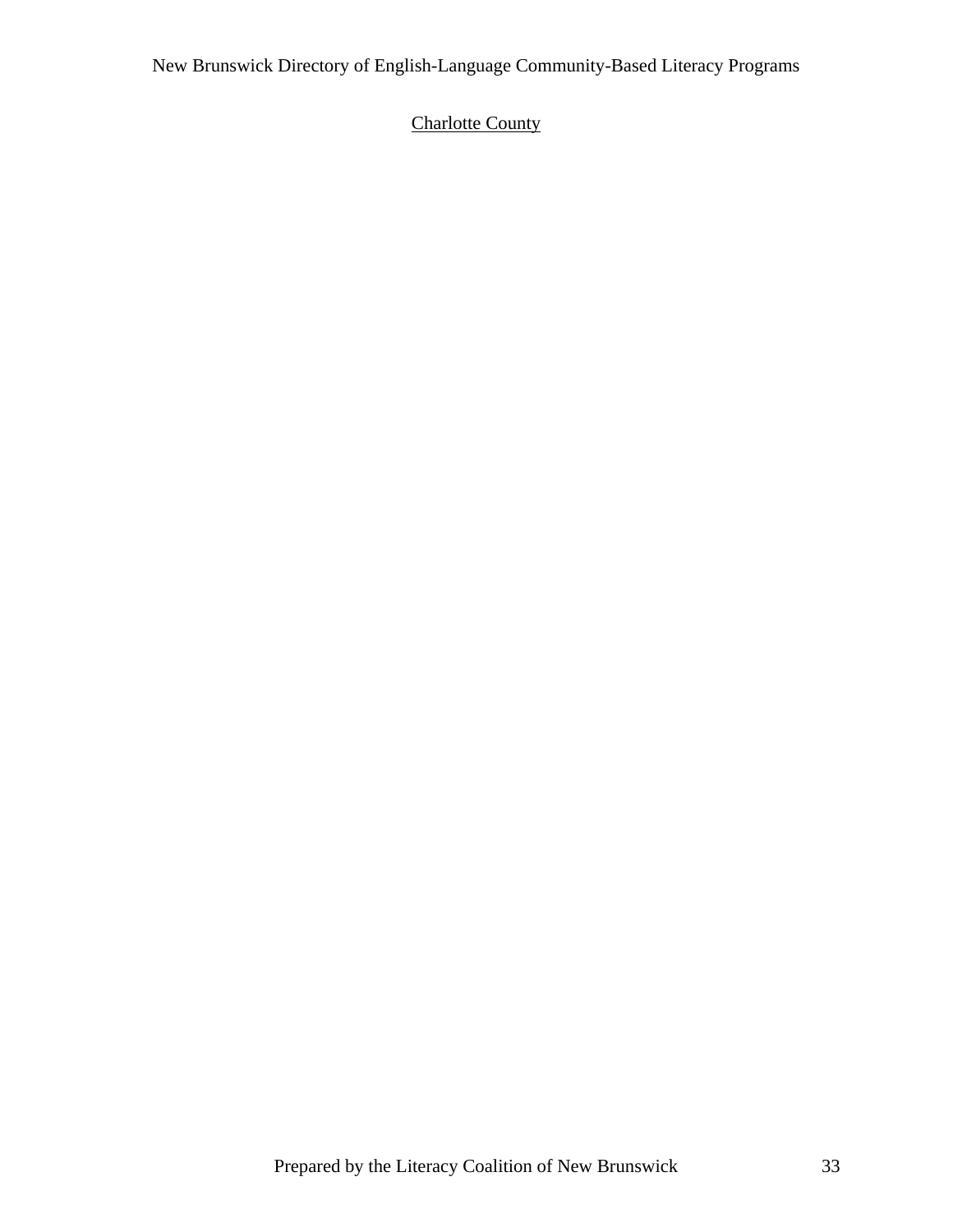Charlotte County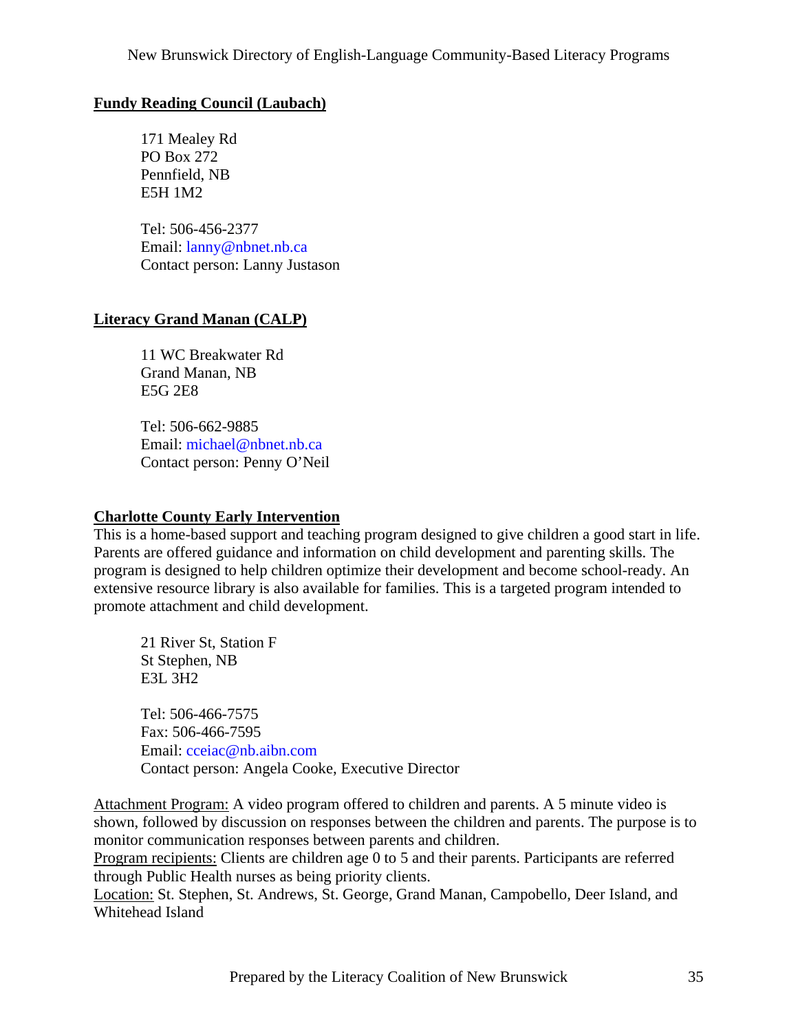**Fundy Reading Council (Laubach)**

171 Mealey Rd
PO Box 272
Pennfield, NB
E5H 1M2

Tel: 506-456-2377
Email: lanny@nbnet.nb.ca
Contact person: Lanny Justason

**Literacy Grand Manan (CALP)**

11 WC Breakwater Rd
Grand Manan, NB
E5G 2E8

Tel: 506-662-9885
Email: michael@nbnet.nb.ca
Contact person: Penny O'Neil

**Charlotte County Early Intervention**

This is a home-based support and teaching program designed to give children a good start in life. Parents are offered guidance and information on child development and parenting skills. The program is designed to help children optimize their development and become school-ready. An extensive resource library is also available for families. This is a targeted program intended to promote attachment and child development.

21 River St, Station F
St Stephen, NB
E3L 3H2

Tel: 506-466-7575
Fax: 506-466-7595
Email: cceiac@nb.aibn.com
Contact person: Angela Cooke, Executive Director

Attachment Program: A video program offered to children and parents. A 5 minute video is shown, followed by discussion on responses between the children and parents. The purpose is to monitor communication responses between parents and children.
Program recipients: Clients are children age 0 to 5 and their parents. Participants are referred through Public Health nurses as being priority clients.
Location: St. Stephen, St. Andrews, St. George, Grand Manan, Campobello, Deer Island, and Whitehead Island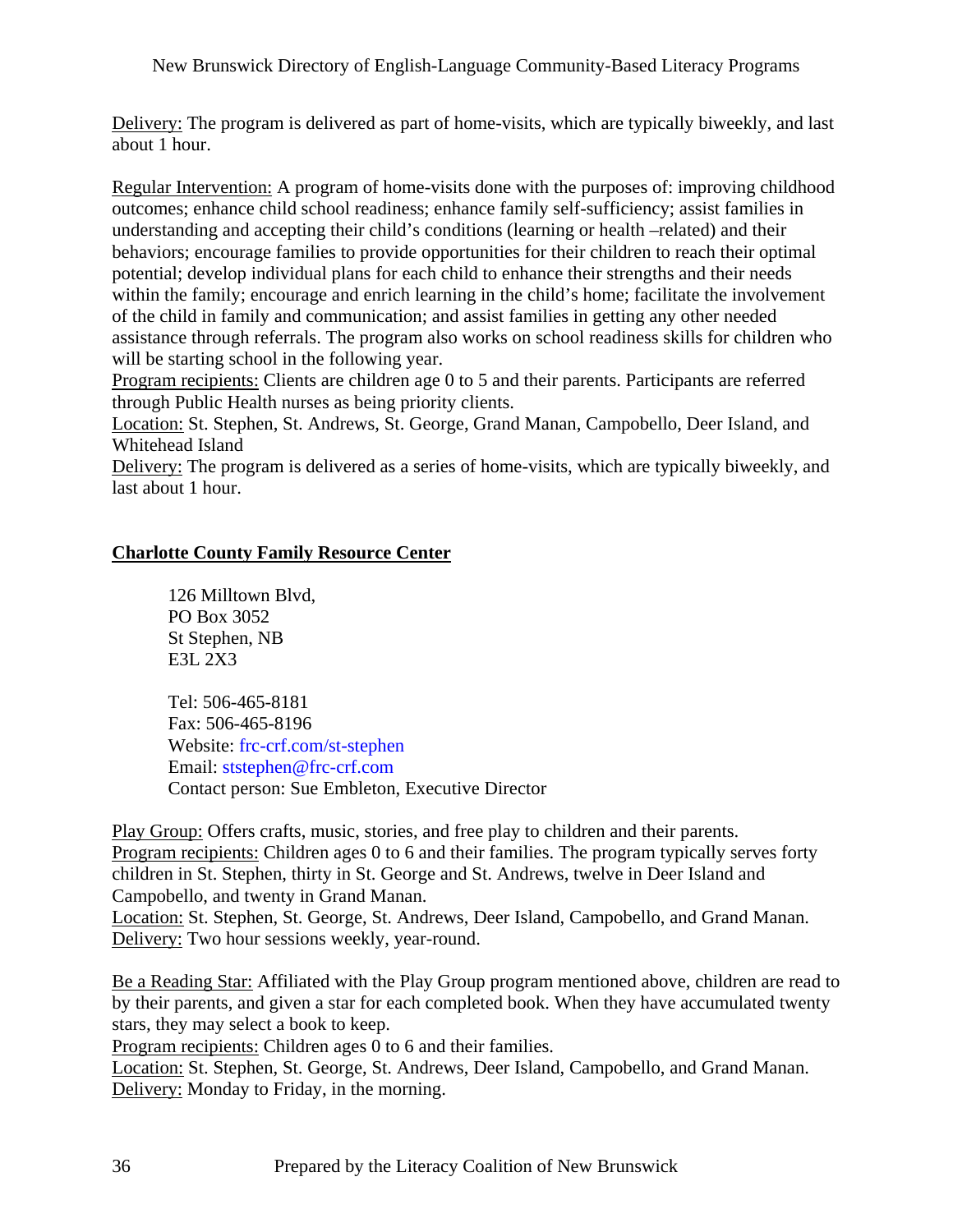Delivery: The program is delivered as part of home-visits, which are typically biweekly, and last about 1 hour.

Regular Intervention: A program of home-visits done with the purposes of: improving childhood outcomes; enhance child school readiness; enhance family self-sufficiency; assist families in understanding and accepting their child's conditions (learning or health –related) and their behaviors; encourage families to provide opportunities for their children to reach their optimal potential; develop individual plans for each child to enhance their strengths and their needs within the family; encourage and enrich learning in the child's home; facilitate the involvement of the child in family and communication; and assist families in getting any other needed assistance through referrals. The program also works on school readiness skills for children who will be starting school in the following year.
Program recipients: Clients are children age 0 to 5 and their parents. Participants are referred through Public Health nurses as being priority clients.
Location: St. Stephen, St. Andrews, St. George, Grand Manan, Campobello, Deer Island, and Whitehead Island
Delivery: The program is delivered as a series of home-visits, which are typically biweekly, and last about 1 hour.

## Charlotte County Family Resource Center

126 Milltown Blvd,
PO Box 3052
St Stephen, NB
E3L 2X3

Tel: 506-465-8181
Fax: 506-465-8196
Website: frc-crf.com/st-stephen
Email: ststephen@frc-crf.com
Contact person: Sue Embleton, Executive Director

Play Group: Offers crafts, music, stories, and free play to children and their parents.
Program recipients: Children ages 0 to 6 and their families. The program typically serves forty children in St. Stephen, thirty in St. George and St. Andrews, twelve in Deer Island and Campobello, and twenty in Grand Manan.
Location: St. Stephen, St. George, St. Andrews, Deer Island, Campobello, and Grand Manan.
Delivery: Two hour sessions weekly, year-round.

Be a Reading Star: Affiliated with the Play Group program mentioned above, children are read to by their parents, and given a star for each completed book. When they have accumulated twenty stars, they may select a book to keep.
Program recipients: Children ages 0 to 6 and their families.
Location: St. Stephen, St. George, St. Andrews, Deer Island, Campobello, and Grand Manan.
Delivery: Monday to Friday, in the morning.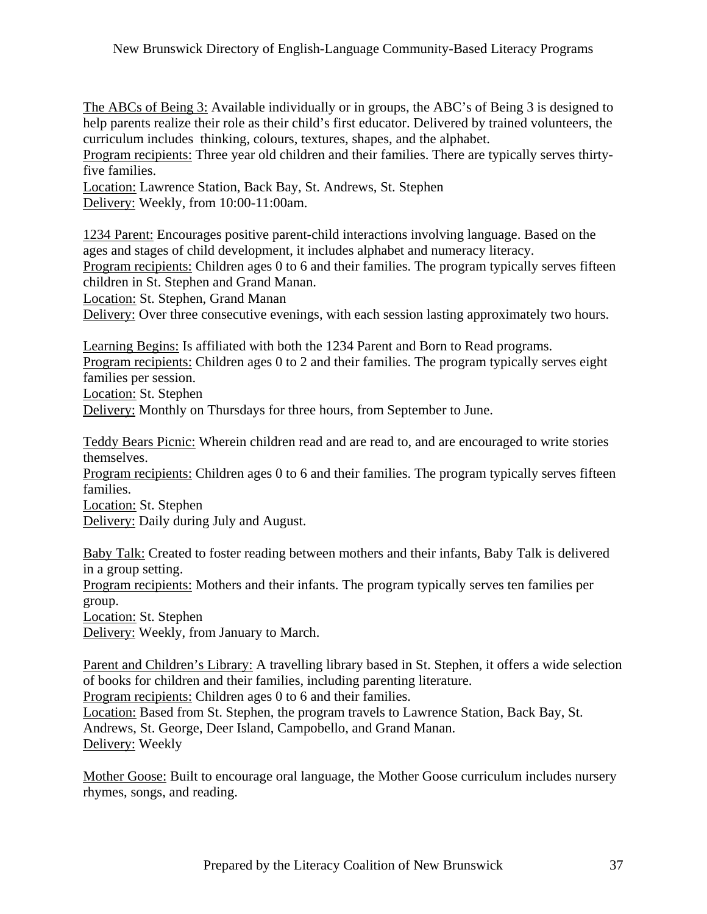The ABCs of Being 3: Available individually or in groups, the ABC's of Being 3 is designed to help parents realize their role as their child's first educator. Delivered by trained volunteers, the curriculum includes thinking, colours, textures, shapes, and the alphabet.
Program recipients: Three year old children and their families. There are typically serves thirty-five families.
Location: Lawrence Station, Back Bay, St. Andrews, St. Stephen
Delivery: Weekly, from 10:00-11:00am.

1234 Parent: Encourages positive parent-child interactions involving language. Based on the ages and stages of child development, it includes alphabet and numeracy literacy.
Program recipients: Children ages 0 to 6 and their families. The program typically serves fifteen children in St. Stephen and Grand Manan.
Location: St. Stephen, Grand Manan
Delivery: Over three consecutive evenings, with each session lasting approximately two hours.

Learning Begins: Is affiliated with both the 1234 Parent and Born to Read programs.
Program recipients: Children ages 0 to 2 and their families. The program typically serves eight families per session.
Location: St. Stephen
Delivery: Monthly on Thursdays for three hours, from September to June.

Teddy Bears Picnic: Wherein children read and are read to, and are encouraged to write stories themselves.
Program recipients: Children ages 0 to 6 and their families. The program typically serves fifteen families.
Location: St. Stephen
Delivery: Daily during July and August.

Baby Talk: Created to foster reading between mothers and their infants, Baby Talk is delivered in a group setting.
Program recipients: Mothers and their infants. The program typically serves ten families per group.
Location: St. Stephen
Delivery: Weekly, from January to March.

Parent and Children's Library: A travelling library based in St. Stephen, it offers a wide selection of books for children and their families, including parenting literature.
Program recipients: Children ages 0 to 6 and their families.
Location: Based from St. Stephen, the program travels to Lawrence Station, Back Bay, St. Andrews, St. George, Deer Island, Campobello, and Grand Manan.
Delivery: Weekly

Mother Goose: Built to encourage oral language, the Mother Goose curriculum includes nursery rhymes, songs, and reading.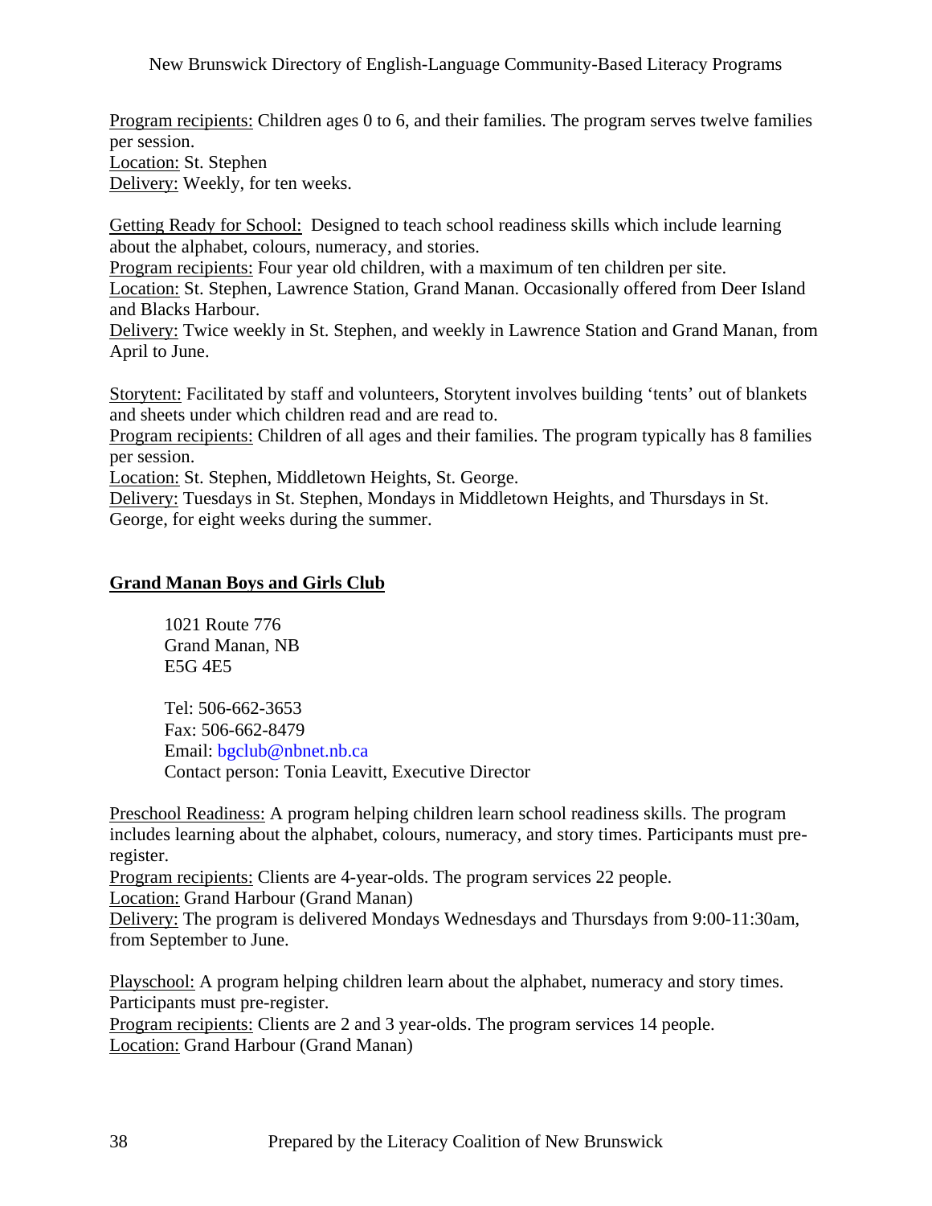Program recipients: Children ages 0 to 6, and their families. The program serves twelve families per session.
Location: St. Stephen
Delivery: Weekly, for ten weeks.

Getting Ready for School: Designed to teach school readiness skills which include learning about the alphabet, colours, numeracy, and stories.
Program recipients: Four year old children, with a maximum of ten children per site.
Location: St. Stephen, Lawrence Station, Grand Manan. Occasionally offered from Deer Island and Blacks Harbour.
Delivery: Twice weekly in St. Stephen, and weekly in Lawrence Station and Grand Manan, from April to June.

Storytent: Facilitated by staff and volunteers, Storytent involves building 'tents' out of blankets and sheets under which children read and are read to.
Program recipients: Children of all ages and their families. The program typically has 8 families per session.
Location: St. Stephen, Middletown Heights, St. George.
Delivery: Tuesdays in St. Stephen, Mondays in Middletown Heights, and Thursdays in St. George, for eight weeks during the summer.

## Grand Manan Boys and Girls Club

1021 Route 776
Grand Manan, NB
E5G 4E5

Tel: 506-662-3653
Fax: 506-662-8479
Email: bgclub@nbnet.nb.ca
Contact person: Tonia Leavitt, Executive Director

Preschool Readiness: A program helping children learn school readiness skills. The program includes learning about the alphabet, colours, numeracy, and story times. Participants must pre-register.
Program recipients: Clients are 4-year-olds. The program services 22 people.
Location: Grand Harbour (Grand Manan)
Delivery: The program is delivered Mondays Wednesdays and Thursdays from 9:00-11:30am, from September to June.

Playschool: A program helping children learn about the alphabet, numeracy and story times. Participants must pre-register.
Program recipients: Clients are 2 and 3 year-olds. The program services 14 people.
Location: Grand Harbour (Grand Manan)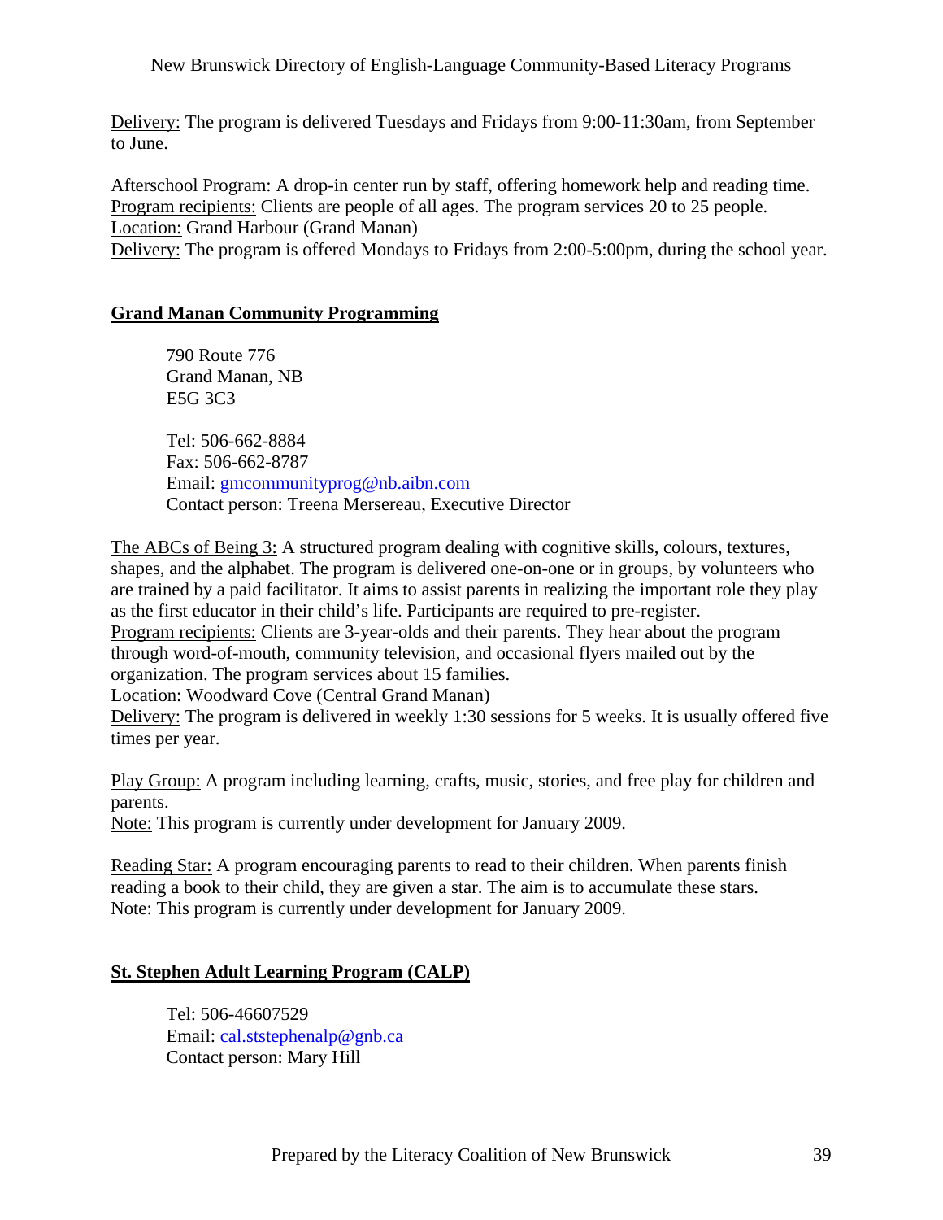Delivery: The program is delivered Tuesdays and Fridays from 9:00-11:30am, from September to June.

Afterschool Program: A drop-in center run by staff, offering homework help and reading time.
Program recipients: Clients are people of all ages. The program services 20 to 25 people.
Location: Grand Harbour (Grand Manan)
Delivery: The program is offered Mondays to Fridays from 2:00-5:00pm, during the school year.

## Grand Manan Community Programming

790 Route 776
Grand Manan, NB
E5G 3C3

Tel: 506-662-8884
Fax: 506-662-8787
Email: gmcommunityprog@nb.aibn.com
Contact person: Treena Mersereau, Executive Director

The ABCs of Being 3: A structured program dealing with cognitive skills, colours, textures, shapes, and the alphabet. The program is delivered one-on-one or in groups, by volunteers who are trained by a paid facilitator. It aims to assist parents in realizing the important role they play as the first educator in their child's life. Participants are required to pre-register.
Program recipients: Clients are 3-year-olds and their parents. They hear about the program through word-of-mouth, community television, and occasional flyers mailed out by the organization. The program services about 15 families.
Location: Woodward Cove (Central Grand Manan)
Delivery: The program is delivered in weekly 1:30 sessions for 5 weeks. It is usually offered five times per year.

Play Group: A program including learning, crafts, music, stories, and free play for children and parents.
Note: This program is currently under development for January 2009.

Reading Star: A program encouraging parents to read to their children. When parents finish reading a book to their child, they are given a star. The aim is to accumulate these stars.
Note: This program is currently under development for January 2009.

## St. Stephen Adult Learning Program (CALP)

Tel: 506-46607529
Email: cal.ststephenalp@gnb.ca
Contact person: Mary Hill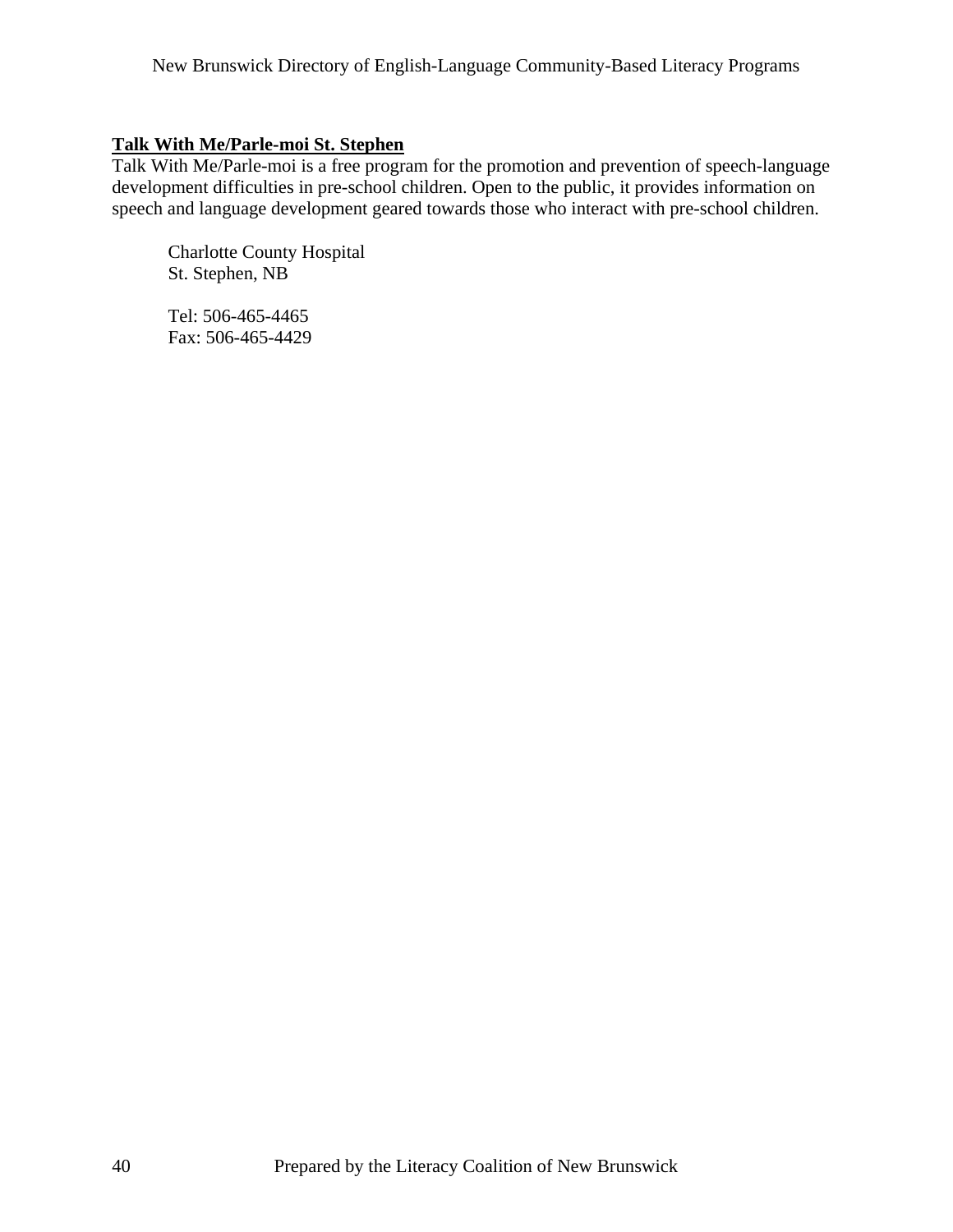**Talk With Me/Parle-moi St. Stephen**

Talk With Me/Parle-moi is a free program for the promotion and prevention of speech-language development difficulties in pre-school children. Open to the public, it provides information on speech and language development geared towards those who interact with pre-school children.

Charlotte County Hospital
St. Stephen, NB

Tel: 506-465-4465
Fax: 506-465-4429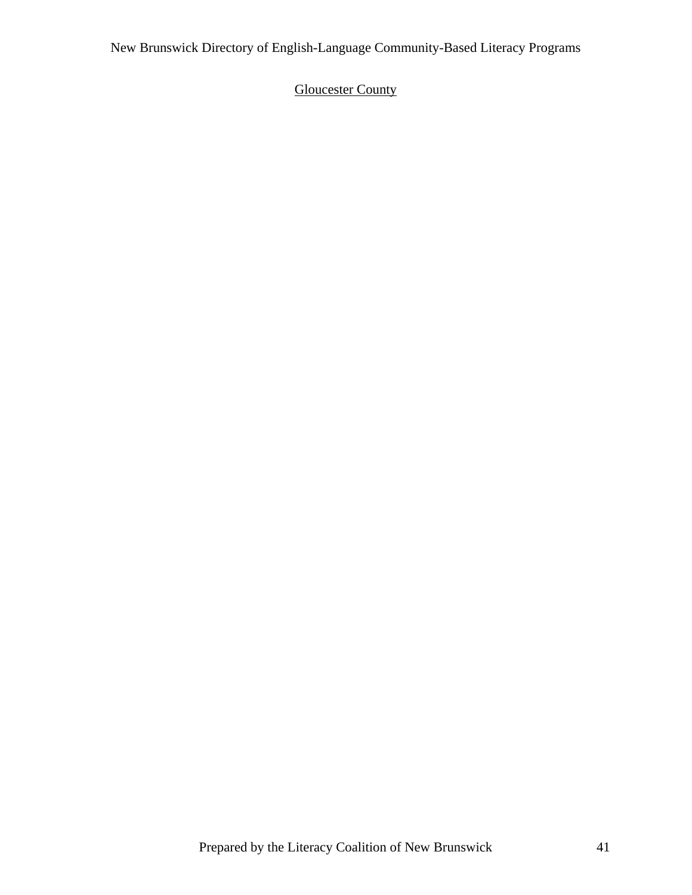Gloucester County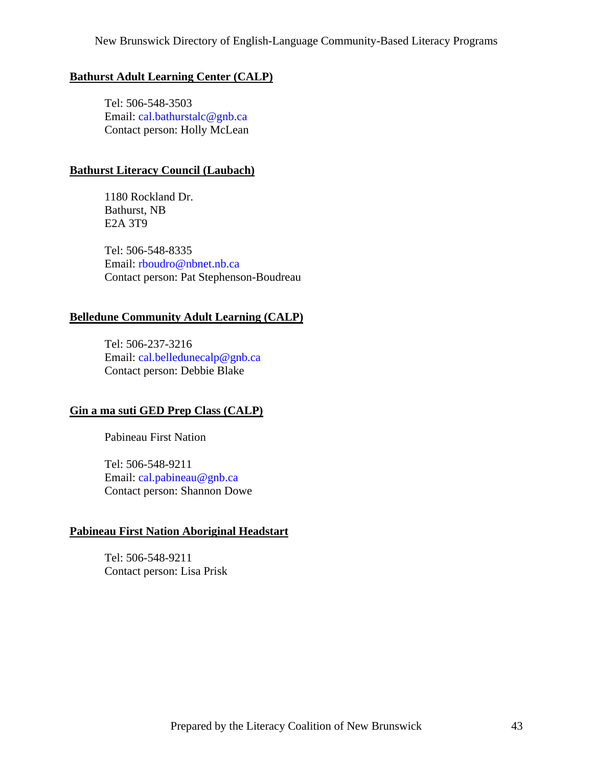**Bathurst Adult Learning Center (CALP)**

Tel: 506-548-3503
Email: cal.bathurstalc@gnb.ca
Contact person: Holly McLean

**Bathurst Literacy Council (Laubach)**

1180 Rockland Dr.
Bathurst, NB
E2A 3T9

Tel: 506-548-8335
Email: rboudro@nbnet.nb.ca
Contact person: Pat Stephenson-Boudreau

**Belledune Community Adult Learning (CALP)**

Tel: 506-237-3216
Email: cal.belledunecalp@gnb.ca
Contact person: Debbie Blake

**Gin a ma suti GED Prep Class (CALP)**

Pabineau First Nation

Tel: 506-548-9211
Email: cal.pabineau@gnb.ca
Contact person: Shannon Dowe

**Pabineau First Nation Aboriginal Headstart**

Tel: 506-548-9211
Contact person: Lisa Prisk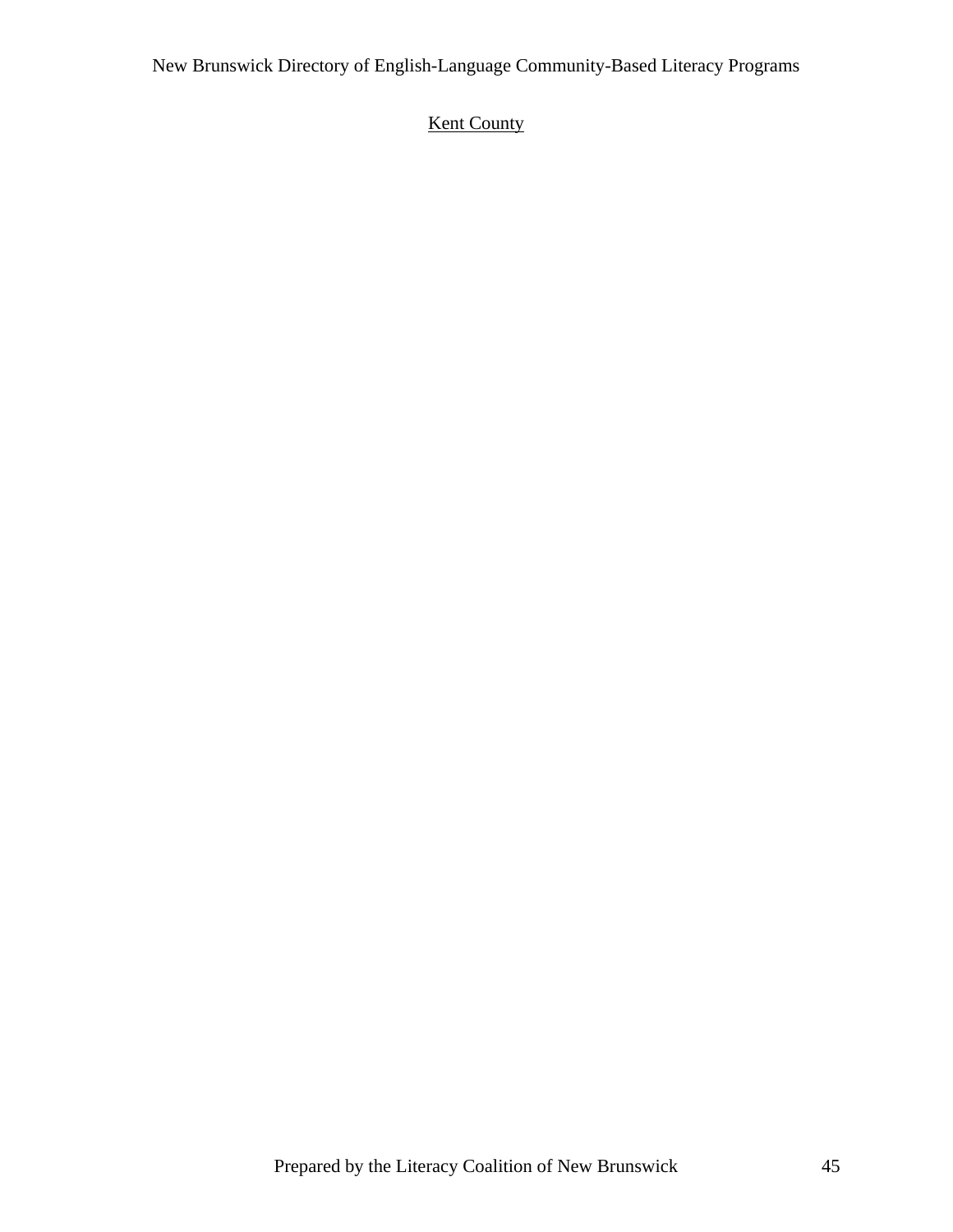## Kent County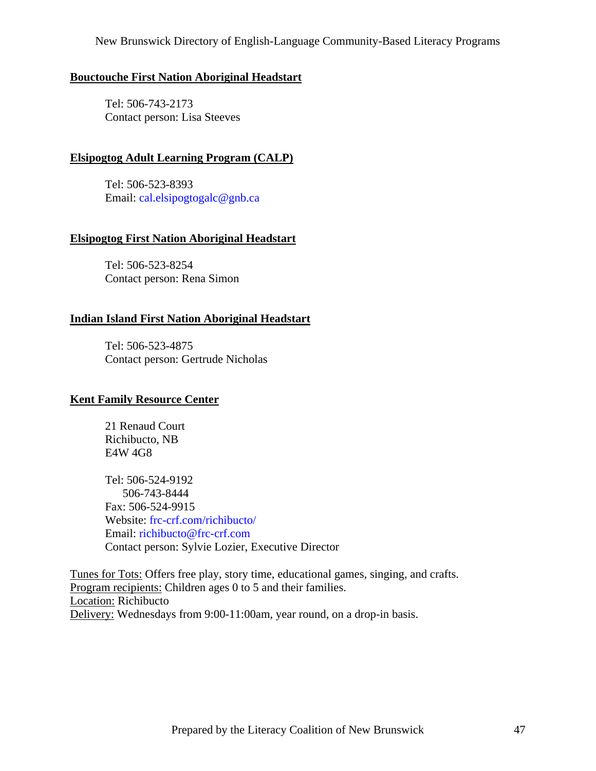**Bouctouche First Nation Aboriginal Headstart**

Tel: 506-743-2173
Contact person: Lisa Steeves

**Elsipogtog Adult Learning Program (CALP)**

Tel: 506-523-8393
Email: cal.elsipogtogalc@gnb.ca

**Elsipogtog First Nation Aboriginal Headstart**

Tel: 506-523-8254
Contact person: Rena Simon

**Indian Island First Nation Aboriginal Headstart**

Tel: 506-523-4875
Contact person: Gertrude Nicholas

**Kent Family Resource Center**

21 Renaud Court
Richibucto, NB
E4W 4G8

Tel: 506-524-9192
506-743-8444
Fax: 506-524-9915
Website: frc-crf.com/richibucto/
Email: richibucto@frc-crf.com
Contact person: Sylvie Lozier, Executive Director

Tunes for Tots: Offers free play, story time, educational games, singing, and crafts.
Program recipients: Children ages 0 to 5 and their families.
Location: Richibucto
Delivery: Wednesdays from 9:00-11:00am, year round, on a drop-in basis.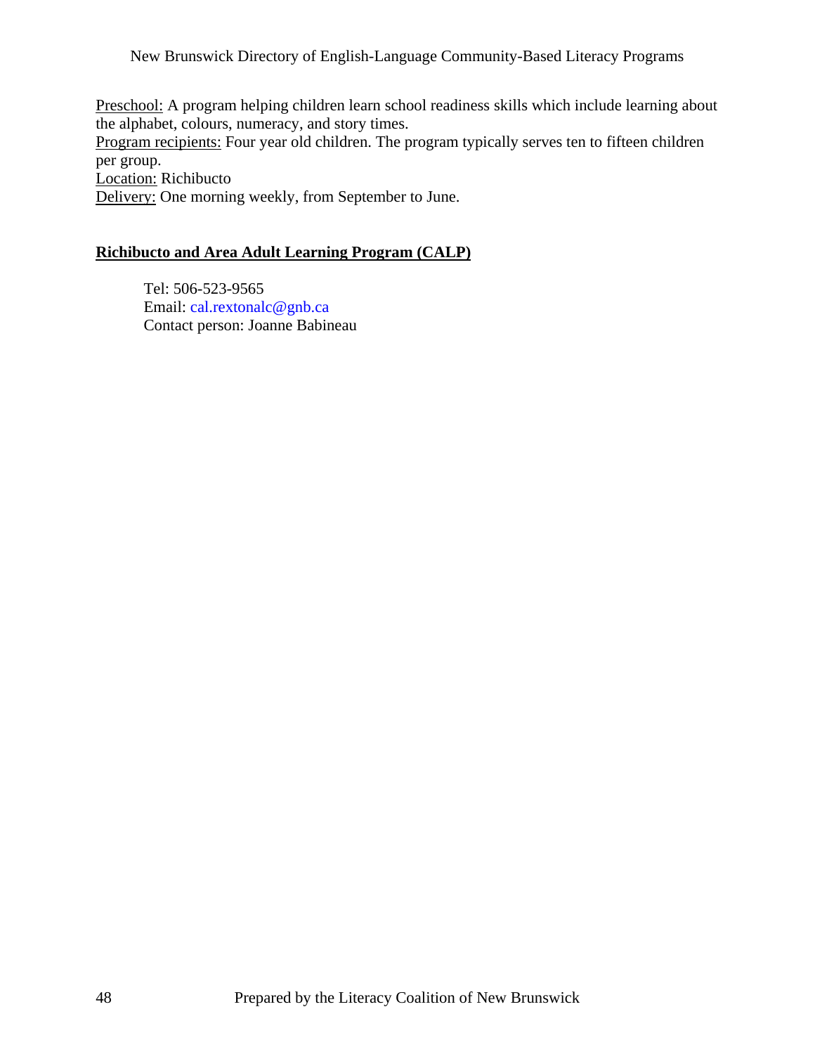<u>Preschool:</u> A program helping children learn school readiness skills which include learning about the alphabet, colours, numeracy, and story times.
<u>Program recipients:</u> Four year old children. The program typically serves ten to fifteen children per group.
<u>Location:</u> Richibucto
<u>Delivery:</u> One morning weekly, from September to June.

## **Richibucto and Area Adult Learning Program (CALP)**

Tel: 506-523-9565
Email: cal.rextonalc@gnb.ca
Contact person: Joanne Babineau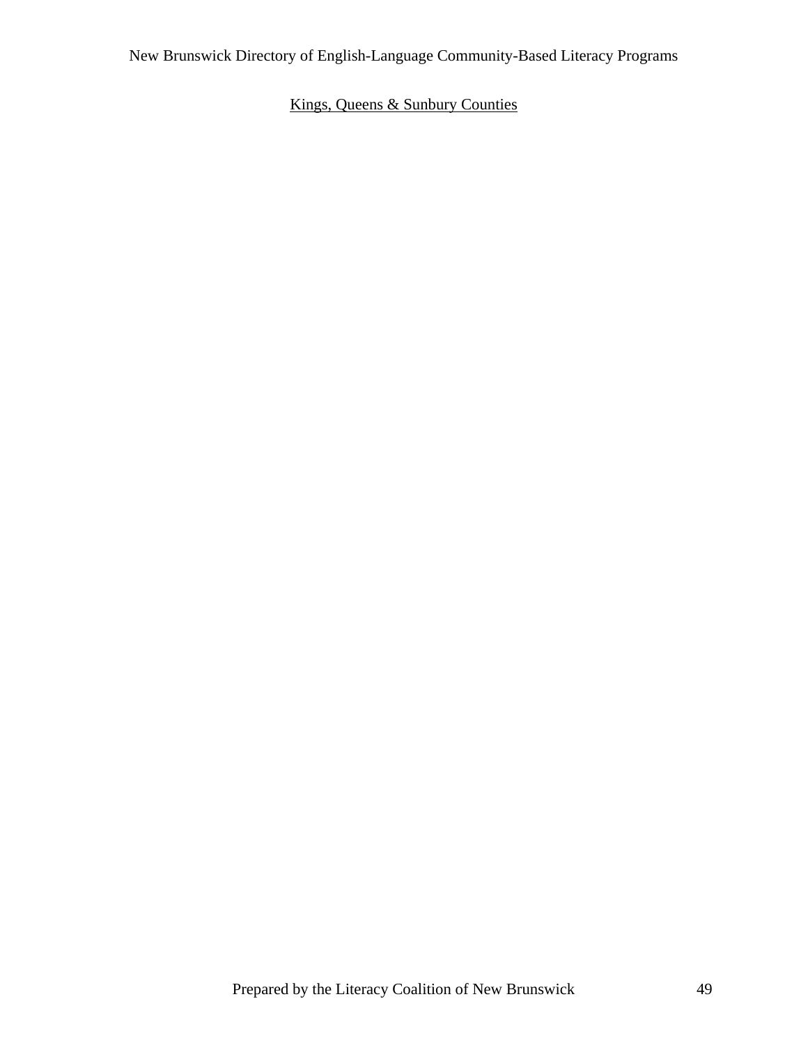Kings, Queens & Sunbury Counties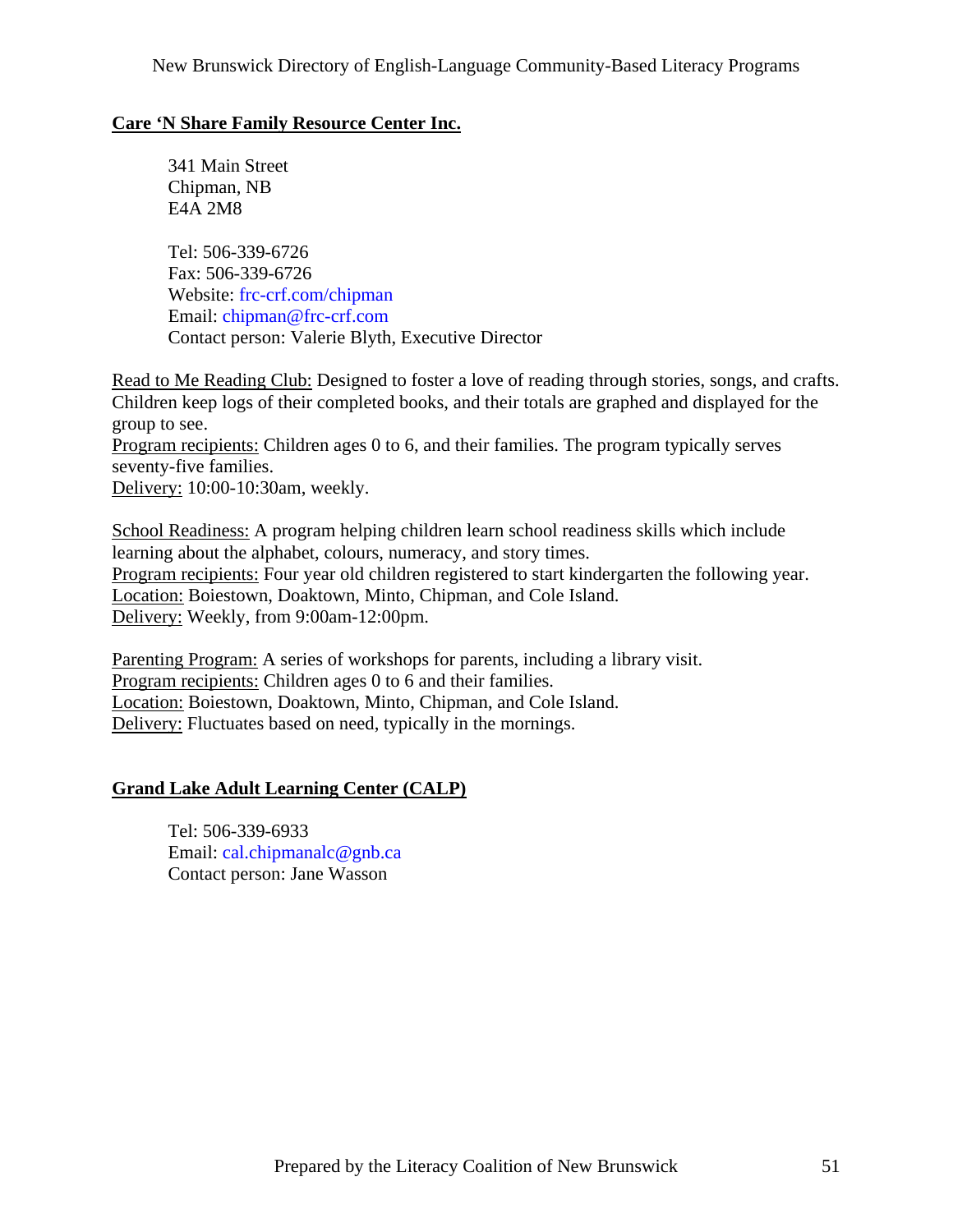## Care 'N Share Family Resource Center Inc.

341 Main Street
Chipman, NB
E4A 2M8

Tel: 506-339-6726
Fax: 506-339-6726
Website: frc-crf.com/chipman
Email: chipman@frc-crf.com
Contact person: Valerie Blyth, Executive Director

Read to Me Reading Club: Designed to foster a love of reading through stories, songs, and crafts. Children keep logs of their completed books, and their totals are graphed and displayed for the group to see.
Program recipients: Children ages 0 to 6, and their families. The program typically serves seventy-five families.
Delivery: 10:00-10:30am, weekly.

School Readiness: A program helping children learn school readiness skills which include learning about the alphabet, colours, numeracy, and story times.
Program recipients: Four year old children registered to start kindergarten the following year.
Location: Boiestown, Doaktown, Minto, Chipman, and Cole Island.
Delivery: Weekly, from 9:00am-12:00pm.

Parenting Program: A series of workshops for parents, including a library visit.
Program recipients: Children ages 0 to 6 and their families.
Location: Boiestown, Doaktown, Minto, Chipman, and Cole Island.
Delivery: Fluctuates based on need, typically in the mornings.

## Grand Lake Adult Learning Center (CALP)

Tel: 506-339-6933
Email: cal.chipmanalc@gnb.ca
Contact person: Jane Wasson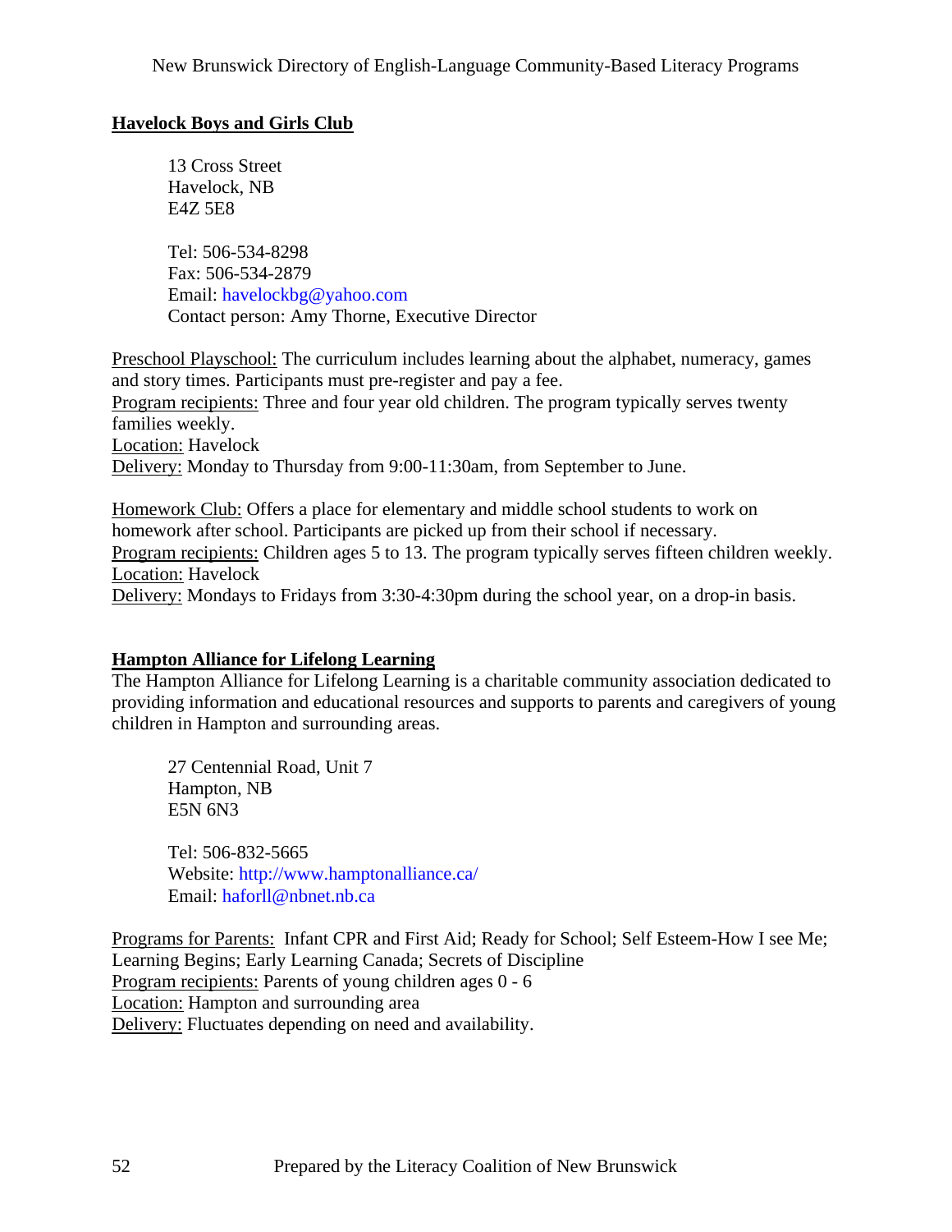## Havelock Boys and Girls Club

13 Cross Street
Havelock, NB
E4Z 5E8

Tel: 506-534-8298
Fax: 506-534-2879
Email: havelockbg@yahoo.com
Contact person: Amy Thorne, Executive Director

Preschool Playschool: The curriculum includes learning about the alphabet, numeracy, games and story times. Participants must pre-register and pay a fee.
Program recipients: Three and four year old children. The program typically serves twenty families weekly.
Location: Havelock
Delivery: Monday to Thursday from 9:00-11:30am, from September to June.

Homework Club: Offers a place for elementary and middle school students to work on homework after school. Participants are picked up from their school if necessary.
Program recipients: Children ages 5 to 13. The program typically serves fifteen children weekly.
Location: Havelock
Delivery: Mondays to Fridays from 3:30-4:30pm during the school year, on a drop-in basis.

## Hampton Alliance for Lifelong Learning

The Hampton Alliance for Lifelong Learning is a charitable community association dedicated to providing information and educational resources and supports to parents and caregivers of young children in Hampton and surrounding areas.

27 Centennial Road, Unit 7
Hampton, NB
E5N 6N3

Tel: 506-832-5665
Website: http://www.hamptonalliance.ca/
Email: haforll@nbnet.nb.ca

Programs for Parents: Infant CPR and First Aid; Ready for School; Self Esteem-How I see Me; Learning Begins; Early Learning Canada; Secrets of Discipline
Program recipients: Parents of young children ages 0 - 6
Location: Hampton and surrounding area
Delivery: Fluctuates depending on need and availability.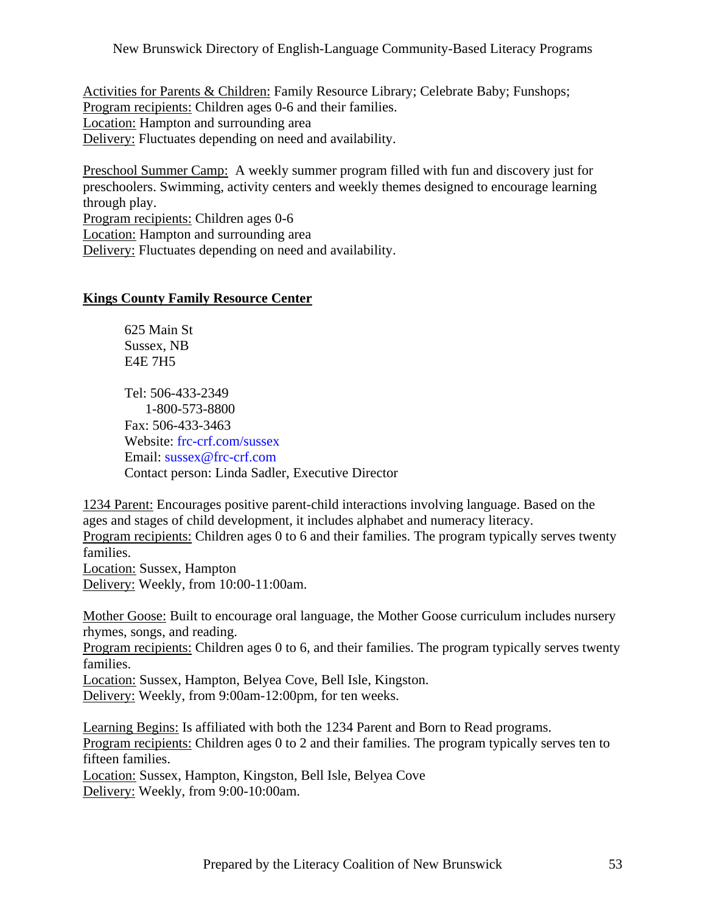Activities for Parents & Children: Family Resource Library; Celebrate Baby; Funshops;
Program recipients: Children ages 0-6 and their families.
Location: Hampton and surrounding area
Delivery: Fluctuates depending on need and availability.

Preschool Summer Camp: A weekly summer program filled with fun and discovery just for preschoolers. Swimming, activity centers and weekly themes designed to encourage learning through play.
Program recipients: Children ages 0-6
Location: Hampton and surrounding area
Delivery: Fluctuates depending on need and availability.

## Kings County Family Resource Center

625 Main St
Sussex, NB
E4E 7H5

Tel: 506-433-2349
1-800-573-8800
Fax: 506-433-3463
Website: frc-crf.com/sussex
Email: sussex@frc-crf.com
Contact person: Linda Sadler, Executive Director

1234 Parent: Encourages positive parent-child interactions involving language. Based on the ages and stages of child development, it includes alphabet and numeracy literacy.
Program recipients: Children ages 0 to 6 and their families. The program typically serves twenty families.
Location: Sussex, Hampton
Delivery: Weekly, from 10:00-11:00am.

Mother Goose: Built to encourage oral language, the Mother Goose curriculum includes nursery rhymes, songs, and reading.
Program recipients: Children ages 0 to 6, and their families. The program typically serves twenty families.
Location: Sussex, Hampton, Belyea Cove, Bell Isle, Kingston.
Delivery: Weekly, from 9:00am-12:00pm, for ten weeks.

Learning Begins: Is affiliated with both the 1234 Parent and Born to Read programs.
Program recipients: Children ages 0 to 2 and their families. The program typically serves ten to fifteen families.
Location: Sussex, Hampton, Kingston, Bell Isle, Belyea Cove
Delivery: Weekly, from 9:00-10:00am.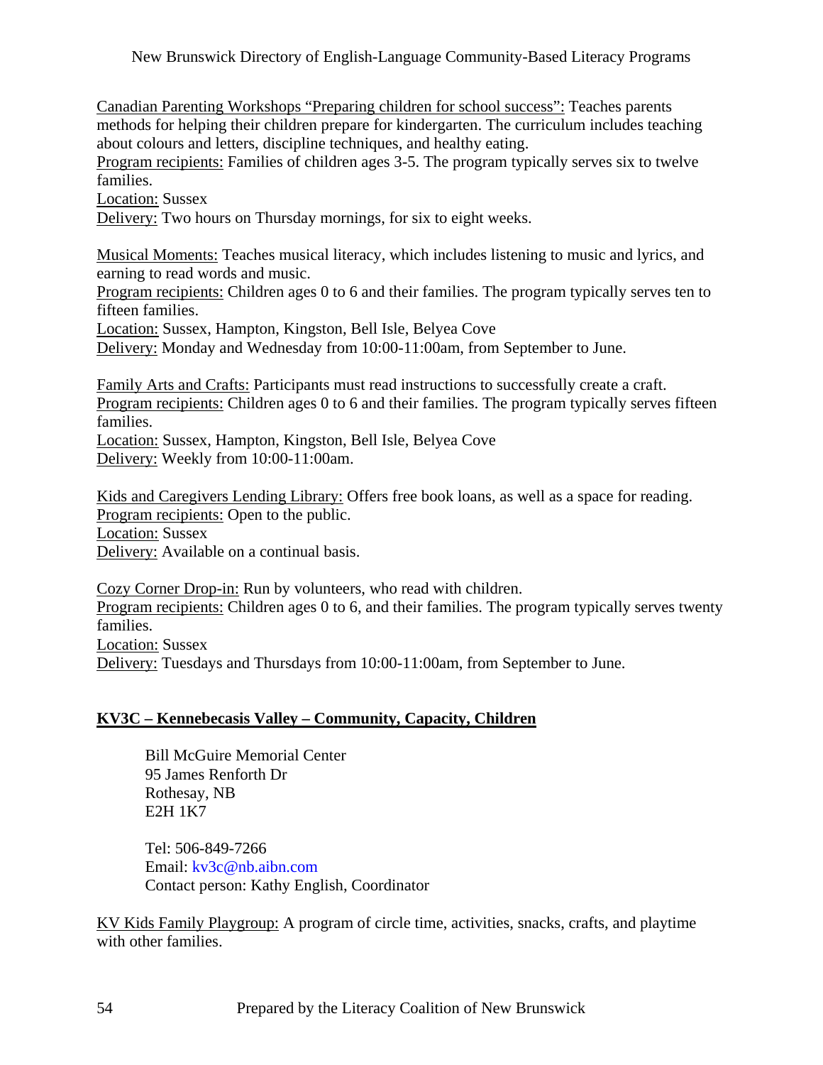Canadian Parenting Workshops "Preparing children for school success": Teaches parents methods for helping their children prepare for kindergarten. The curriculum includes teaching about colours and letters, discipline techniques, and healthy eating.
Program recipients: Families of children ages 3-5. The program typically serves six to twelve families.
Location: Sussex
Delivery: Two hours on Thursday mornings, for six to eight weeks.

Musical Moments: Teaches musical literacy, which includes listening to music and lyrics, and earning to read words and music.
Program recipients: Children ages 0 to 6 and their families. The program typically serves ten to fifteen families.
Location: Sussex, Hampton, Kingston, Bell Isle, Belyea Cove
Delivery: Monday and Wednesday from 10:00-11:00am, from September to June.

Family Arts and Crafts: Participants must read instructions to successfully create a craft.
Program recipients: Children ages 0 to 6 and their families. The program typically serves fifteen families.
Location: Sussex, Hampton, Kingston, Bell Isle, Belyea Cove
Delivery: Weekly from 10:00-11:00am.

Kids and Caregivers Lending Library: Offers free book loans, as well as a space for reading.
Program recipients: Open to the public.
Location: Sussex
Delivery: Available on a continual basis.

Cozy Corner Drop-in: Run by volunteers, who read with children.
Program recipients: Children ages 0 to 6, and their families. The program typically serves twenty families.
Location: Sussex
Delivery: Tuesdays and Thursdays from 10:00-11:00am, from September to June.

## KV3C – Kennebecasis Valley – Community, Capacity, Children

Bill McGuire Memorial Center
95 James Renforth Dr
Rothesay, NB
E2H 1K7

Tel: 506-849-7266
Email: kv3c@nb.aibn.com
Contact person: Kathy English, Coordinator

KV Kids Family Playgroup: A program of circle time, activities, snacks, crafts, and playtime with other families.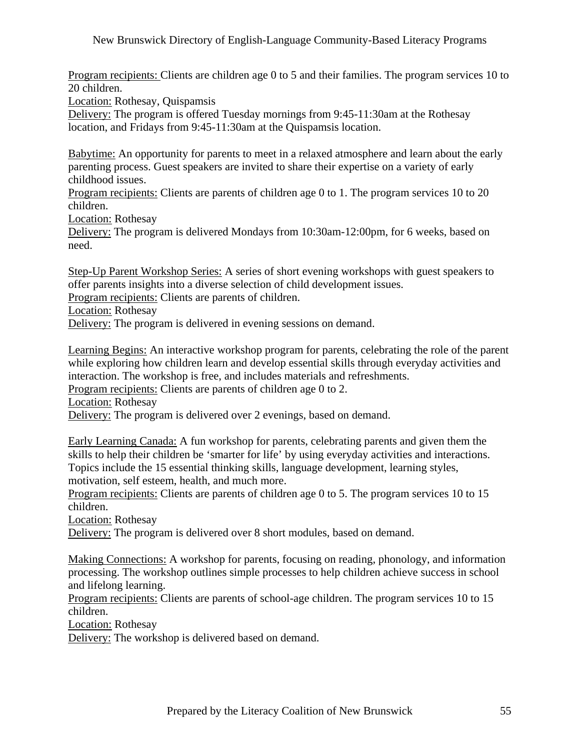Program recipients: Clients are children age 0 to 5 and their families. The program services 10 to 20 children.
Location: Rothesay, Quispamsis
Delivery: The program is offered Tuesday mornings from 9:45-11:30am at the Rothesay location, and Fridays from 9:45-11:30am at the Quispamsis location.

Babytime: An opportunity for parents to meet in a relaxed atmosphere and learn about the early parenting process. Guest speakers are invited to share their expertise on a variety of early childhood issues.
Program recipients: Clients are parents of children age 0 to 1. The program services 10 to 20 children.
Location: Rothesay
Delivery: The program is delivered Mondays from 10:30am-12:00pm, for 6 weeks, based on need.

Step-Up Parent Workshop Series: A series of short evening workshops with guest speakers to offer parents insights into a diverse selection of child development issues.
Program recipients: Clients are parents of children.
Location: Rothesay
Delivery: The program is delivered in evening sessions on demand.

Learning Begins: An interactive workshop program for parents, celebrating the role of the parent while exploring how children learn and develop essential skills through everyday activities and interaction. The workshop is free, and includes materials and refreshments.
Program recipients: Clients are parents of children age 0 to 2.
Location: Rothesay
Delivery: The program is delivered over 2 evenings, based on demand.

Early Learning Canada: A fun workshop for parents, celebrating parents and given them the skills to help their children be 'smarter for life' by using everyday activities and interactions. Topics include the 15 essential thinking skills, language development, learning styles, motivation, self esteem, health, and much more.
Program recipients: Clients are parents of children age 0 to 5. The program services 10 to 15 children.
Location: Rothesay
Delivery: The program is delivered over 8 short modules, based on demand.

Making Connections: A workshop for parents, focusing on reading, phonology, and information processing. The workshop outlines simple processes to help children achieve success in school and lifelong learning.
Program recipients: Clients are parents of school-age children. The program services 10 to 15 children.
Location: Rothesay
Delivery: The workshop is delivered based on demand.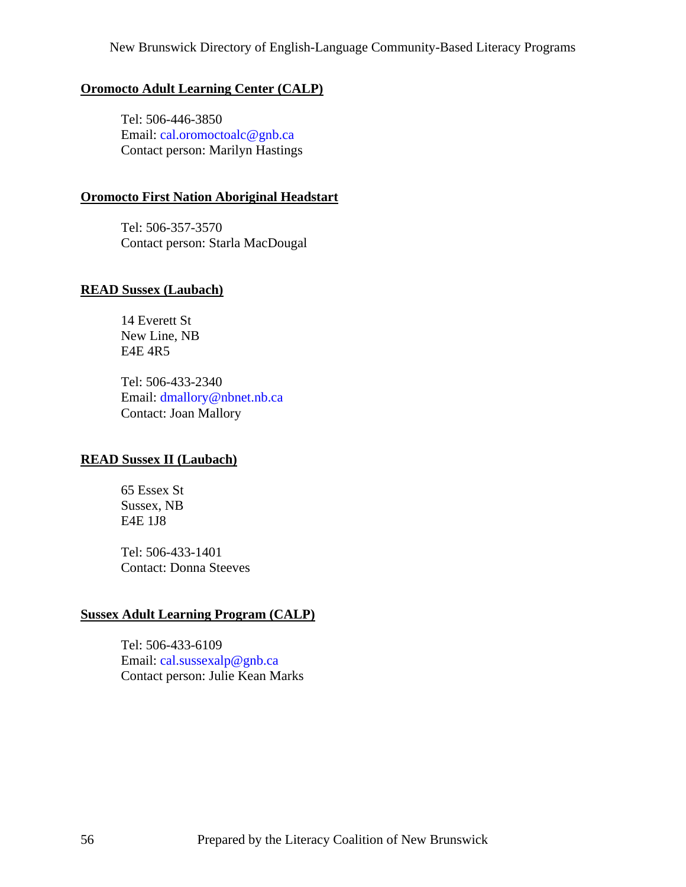## Oromocto Adult Learning Center (CALP)

Tel: 506-446-3850
Email: cal.oromoctoalc@gnb.ca
Contact person: Marilyn Hastings

## Oromocto First Nation Aboriginal Headstart

Tel: 506-357-3570
Contact person: Starla MacDougal

## READ Sussex (Laubach)

14 Everett St
New Line, NB
E4E 4R5

Tel: 506-433-2340
Email: dmallory@nbnet.nb.ca
Contact: Joan Mallory

## READ Sussex II (Laubach)

65 Essex St
Sussex, NB
E4E 1J8

Tel: 506-433-1401
Contact: Donna Steeves

## Sussex Adult Learning Program (CALP)

Tel: 506-433-6109
Email: cal.sussexalp@gnb.ca
Contact person: Julie Kean Marks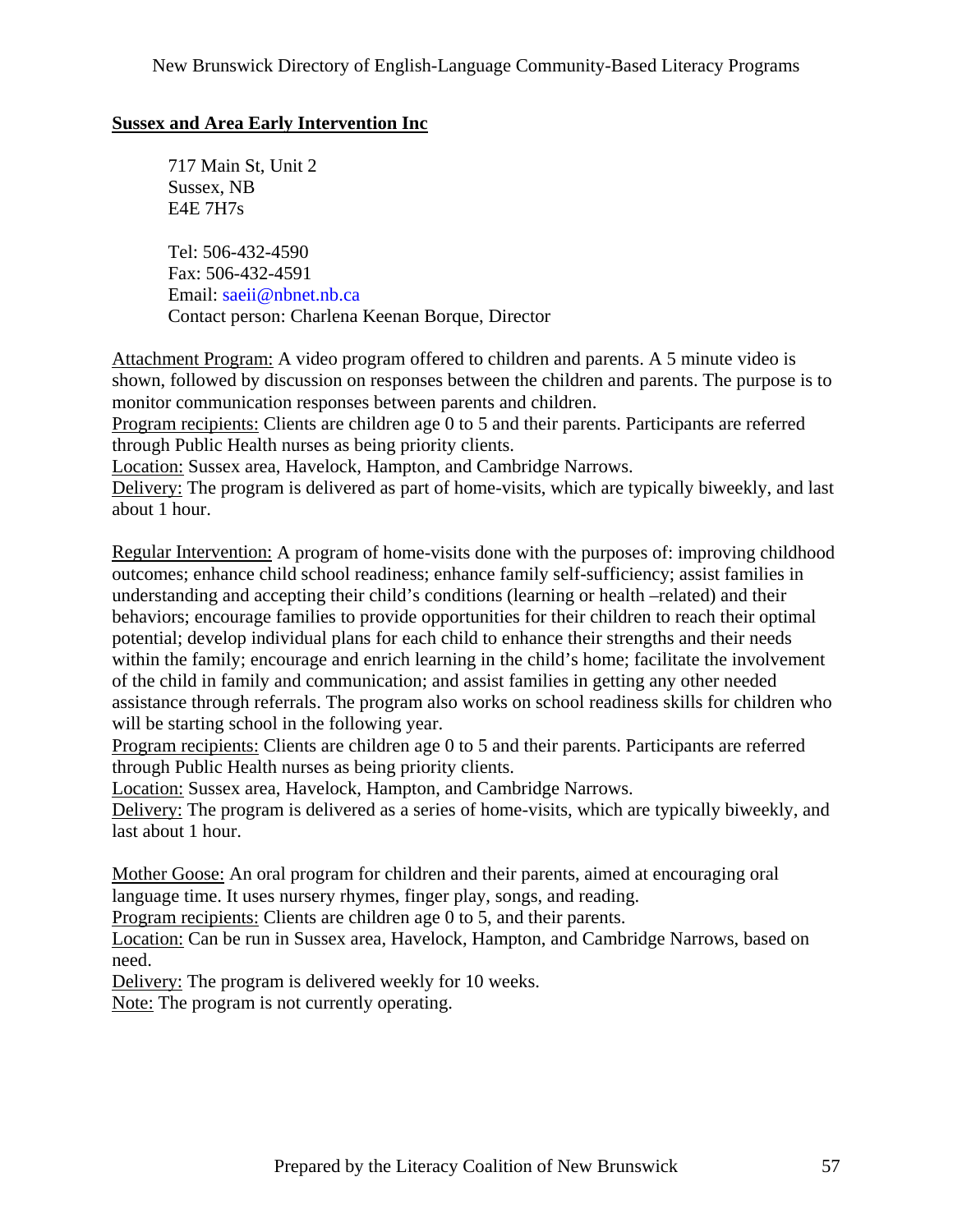## Sussex and Area Early Intervention Inc

717 Main St, Unit 2
Sussex, NB
E4E 7H7s

Tel: 506-432-4590
Fax: 506-432-4591
Email: saeii@nbnet.nb.ca
Contact person: Charlena Keenan Borque, Director

Attachment Program: A video program offered to children and parents. A 5 minute video is shown, followed by discussion on responses between the children and parents. The purpose is to monitor communication responses between parents and children.
Program recipients: Clients are children age 0 to 5 and their parents. Participants are referred through Public Health nurses as being priority clients.
Location: Sussex area, Havelock, Hampton, and Cambridge Narrows.
Delivery: The program is delivered as part of home-visits, which are typically biweekly, and last about 1 hour.

Regular Intervention: A program of home-visits done with the purposes of: improving childhood outcomes; enhance child school readiness; enhance family self-sufficiency; assist families in understanding and accepting their child's conditions (learning or health –related) and their behaviors; encourage families to provide opportunities for their children to reach their optimal potential; develop individual plans for each child to enhance their strengths and their needs within the family; encourage and enrich learning in the child's home; facilitate the involvement of the child in family and communication; and assist families in getting any other needed assistance through referrals. The program also works on school readiness skills for children who will be starting school in the following year.
Program recipients: Clients are children age 0 to 5 and their parents. Participants are referred through Public Health nurses as being priority clients.
Location: Sussex area, Havelock, Hampton, and Cambridge Narrows.
Delivery: The program is delivered as a series of home-visits, which are typically biweekly, and last about 1 hour.

Mother Goose: An oral program for children and their parents, aimed at encouraging oral language time. It uses nursery rhymes, finger play, songs, and reading.
Program recipients: Clients are children age 0 to 5, and their parents.
Location: Can be run in Sussex area, Havelock, Hampton, and Cambridge Narrows, based on need.
Delivery: The program is delivered weekly for 10 weeks.
Note: The program is not currently operating.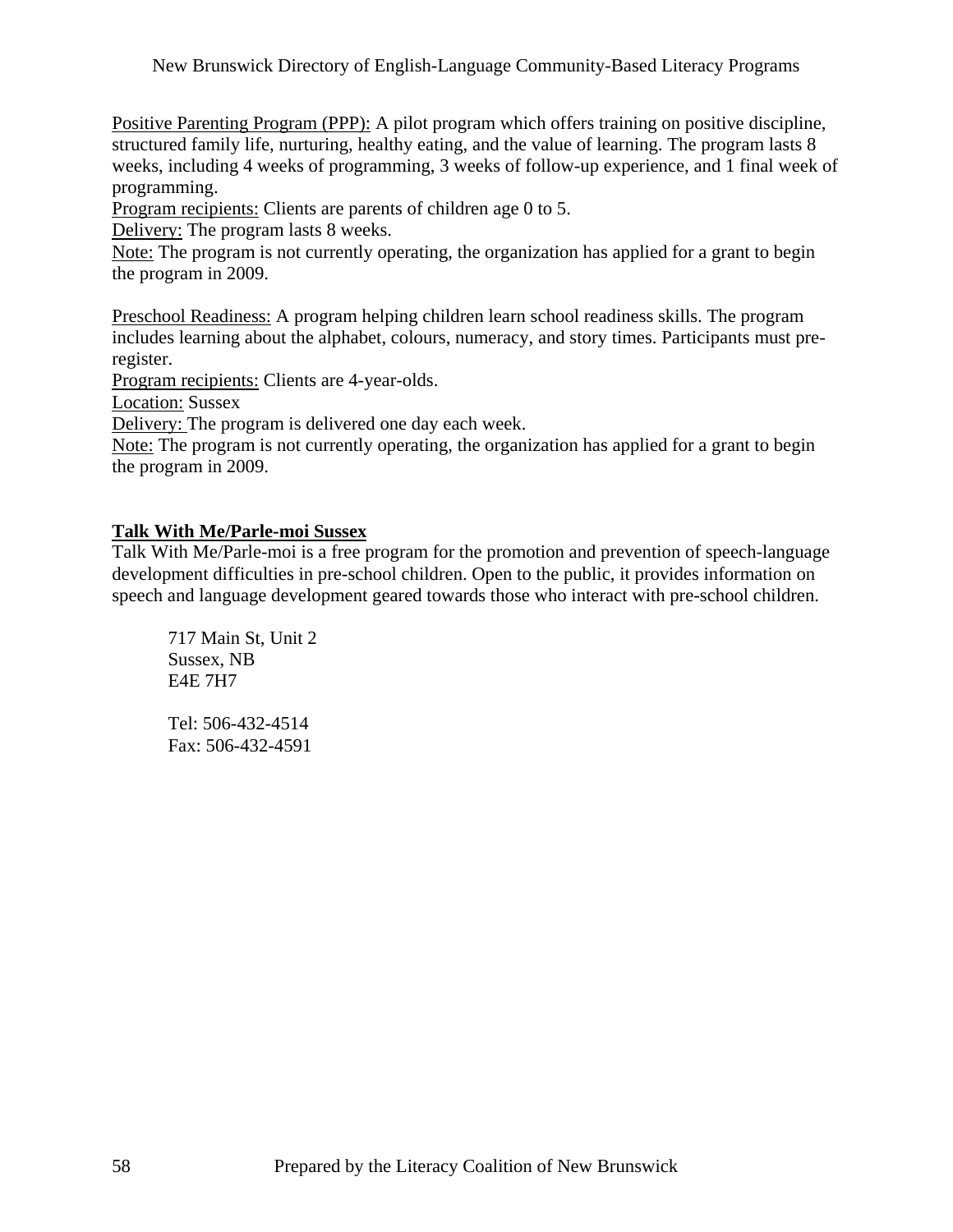<u>Positive Parenting Program (PPP):</u> A pilot program which offers training on positive discipline, structured family life, nurturing, healthy eating, and the value of learning. The program lasts 8 weeks, including 4 weeks of programming, 3 weeks of follow-up experience, and 1 final week of programming.
<u>Program recipients:</u> Clients are parents of children age 0 to 5.
<u>Delivery:</u> The program lasts 8 weeks.
<u>Note:</u> The program is not currently operating, the organization has applied for a grant to begin the program in 2009.

<u>Preschool Readiness:</u> A program helping children learn school readiness skills. The program includes learning about the alphabet, colours, numeracy, and story times. Participants must pre-register.
<u>Program recipients:</u> Clients are 4-year-olds.
<u>Location:</u> Sussex
<u>Delivery:</u> The program is delivered one day each week.
<u>Note:</u> The program is not currently operating, the organization has applied for a grant to begin the program in 2009.

## Talk With Me/Parle-moi Sussex

Talk With Me/Parle-moi is a free program for the promotion and prevention of speech-language development difficulties in pre-school children. Open to the public, it provides information on speech and language development geared towards those who interact with pre-school children.

717 Main St, Unit 2
Sussex, NB
E4E 7H7

Tel: 506-432-4514
Fax: 506-432-4591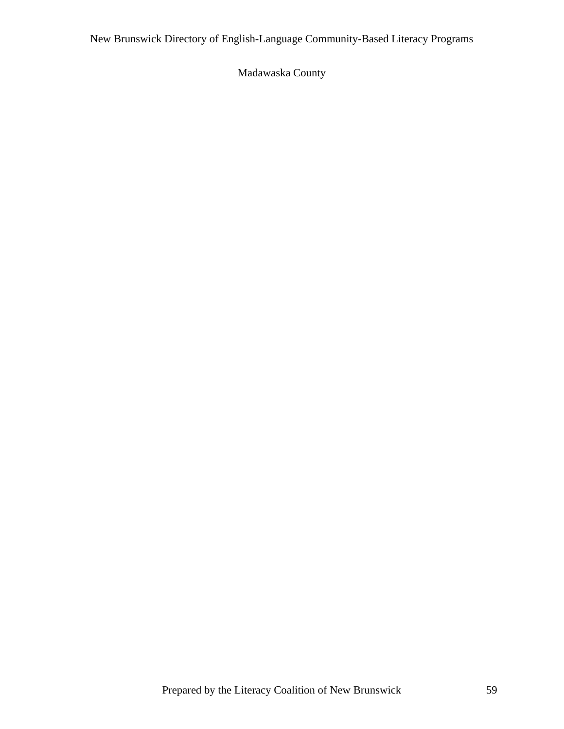Madawaska County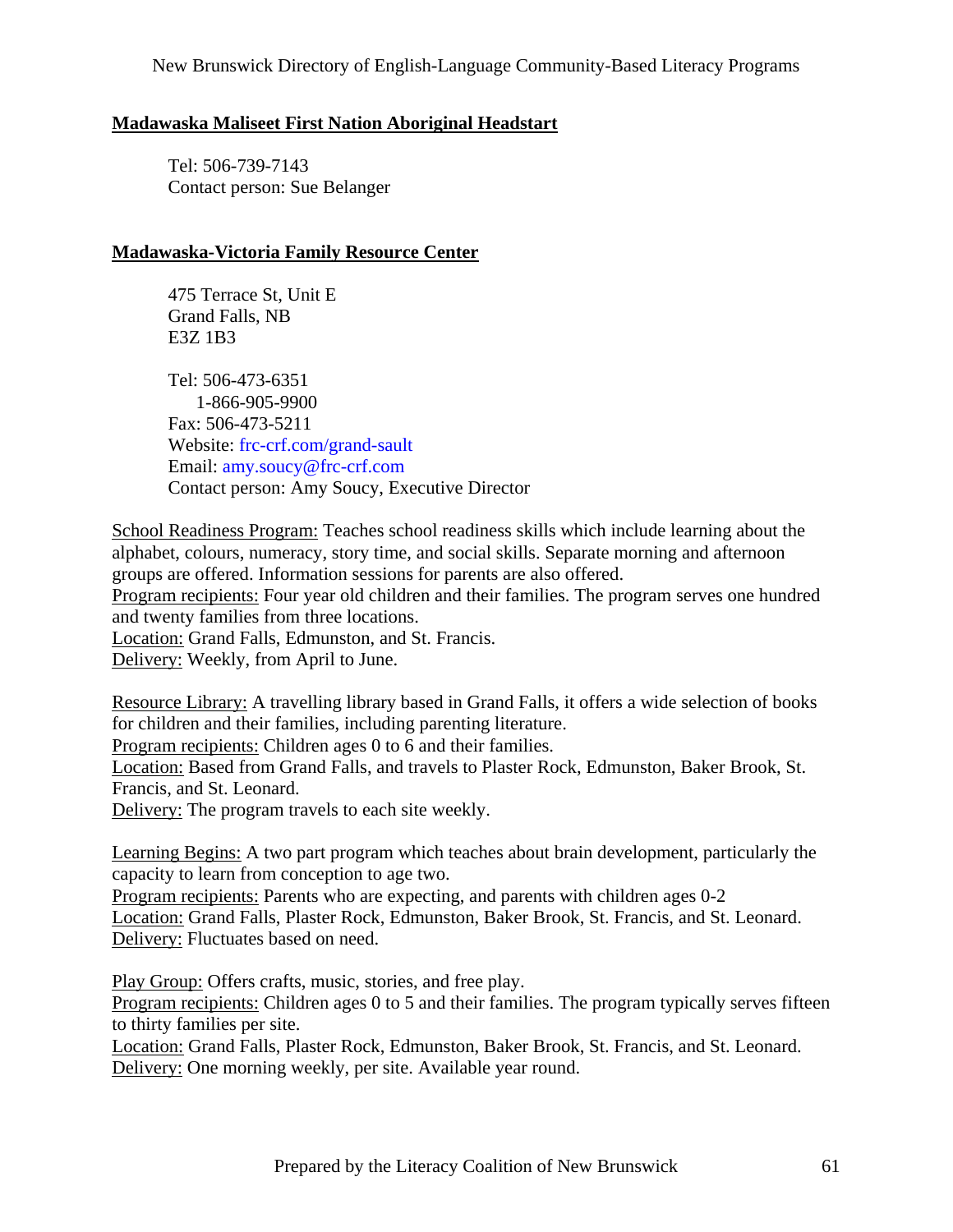## Madawaska Maliseet First Nation Aboriginal Headstart

Tel: 506-739-7143
Contact person: Sue Belanger

## Madawaska-Victoria Family Resource Center

475 Terrace St, Unit E
Grand Falls, NB
E3Z 1B3

Tel: 506-473-6351
1-866-905-9900
Fax: 506-473-5211
Website: frc-crf.com/grand-sault
Email: amy.soucy@frc-crf.com
Contact person: Amy Soucy, Executive Director

School Readiness Program: Teaches school readiness skills which include learning about the alphabet, colours, numeracy, story time, and social skills. Separate morning and afternoon groups are offered. Information sessions for parents are also offered.
Program recipients: Four year old children and their families. The program serves one hundred and twenty families from three locations.
Location: Grand Falls, Edmunston, and St. Francis.
Delivery: Weekly, from April to June.

Resource Library: A travelling library based in Grand Falls, it offers a wide selection of books for children and their families, including parenting literature.
Program recipients: Children ages 0 to 6 and their families.
Location: Based from Grand Falls, and travels to Plaster Rock, Edmunston, Baker Brook, St. Francis, and St. Leonard.
Delivery: The program travels to each site weekly.

Learning Begins: A two part program which teaches about brain development, particularly the capacity to learn from conception to age two.
Program recipients: Parents who are expecting, and parents with children ages 0-2
Location: Grand Falls, Plaster Rock, Edmunston, Baker Brook, St. Francis, and St. Leonard.
Delivery: Fluctuates based on need.

Play Group: Offers crafts, music, stories, and free play.
Program recipients: Children ages 0 to 5 and their families. The program typically serves fifteen to thirty families per site.
Location: Grand Falls, Plaster Rock, Edmunston, Baker Brook, St. Francis, and St. Leonard.
Delivery: One morning weekly, per site. Available year round.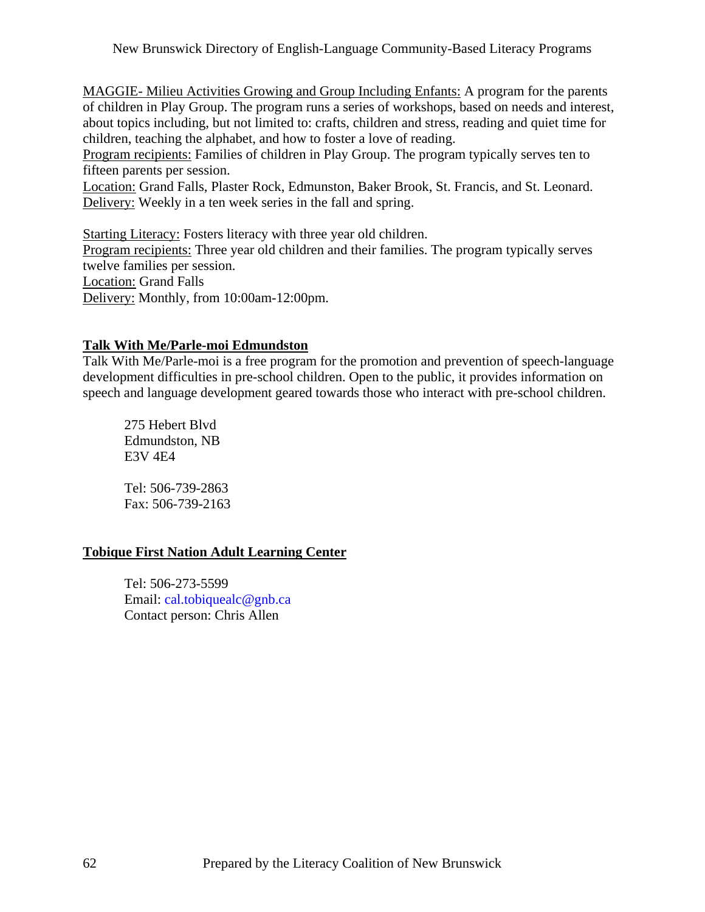MAGGIE- Milieu Activities Growing and Group Including Enfants: A program for the parents of children in Play Group. The program runs a series of workshops, based on needs and interest, about topics including, but not limited to: crafts, children and stress, reading and quiet time for children, teaching the alphabet, and how to foster a love of reading.
Program recipients: Families of children in Play Group. The program typically serves ten to fifteen parents per session.
Location: Grand Falls, Plaster Rock, Edmunston, Baker Brook, St. Francis, and St. Leonard.
Delivery: Weekly in a ten week series in the fall and spring.

Starting Literacy: Fosters literacy with three year old children.
Program recipients: Three year old children and their families. The program typically serves twelve families per session.
Location: Grand Falls
Delivery: Monthly, from 10:00am-12:00pm.

## Talk With Me/Parle-moi Edmundston

Talk With Me/Parle-moi is a free program for the promotion and prevention of speech-language development difficulties in pre-school children. Open to the public, it provides information on speech and language development geared towards those who interact with pre-school children.

> 275 Hebert Blvd
> Edmundston, NB
> E3V 4E4
>
> Tel: 506-739-2863
> Fax: 506-739-2163

## Tobique First Nation Adult Learning Center

> Tel: 506-273-5599
> Email: cal.tobiquealc@gnb.ca
> Contact person: Chris Allen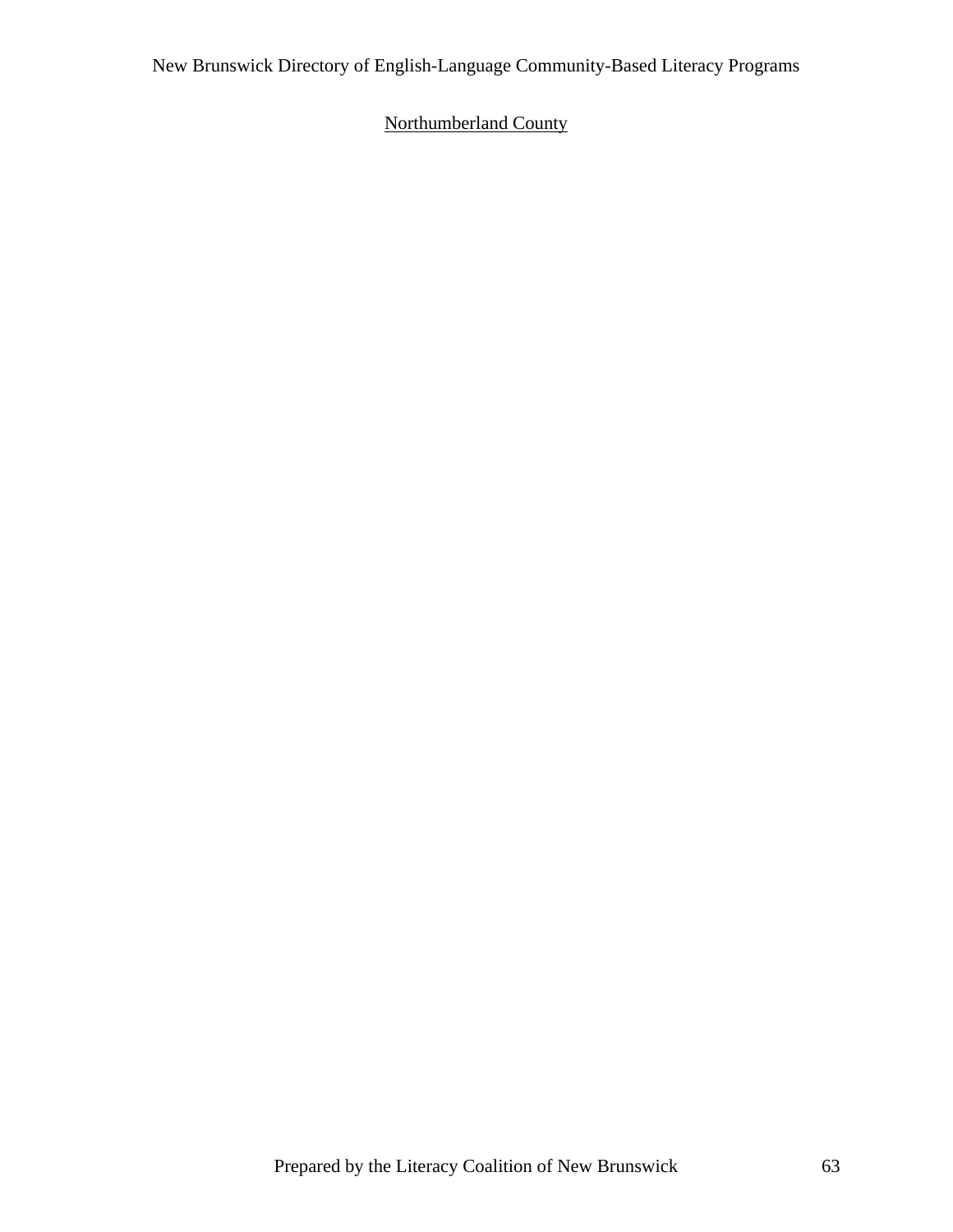Northumberland County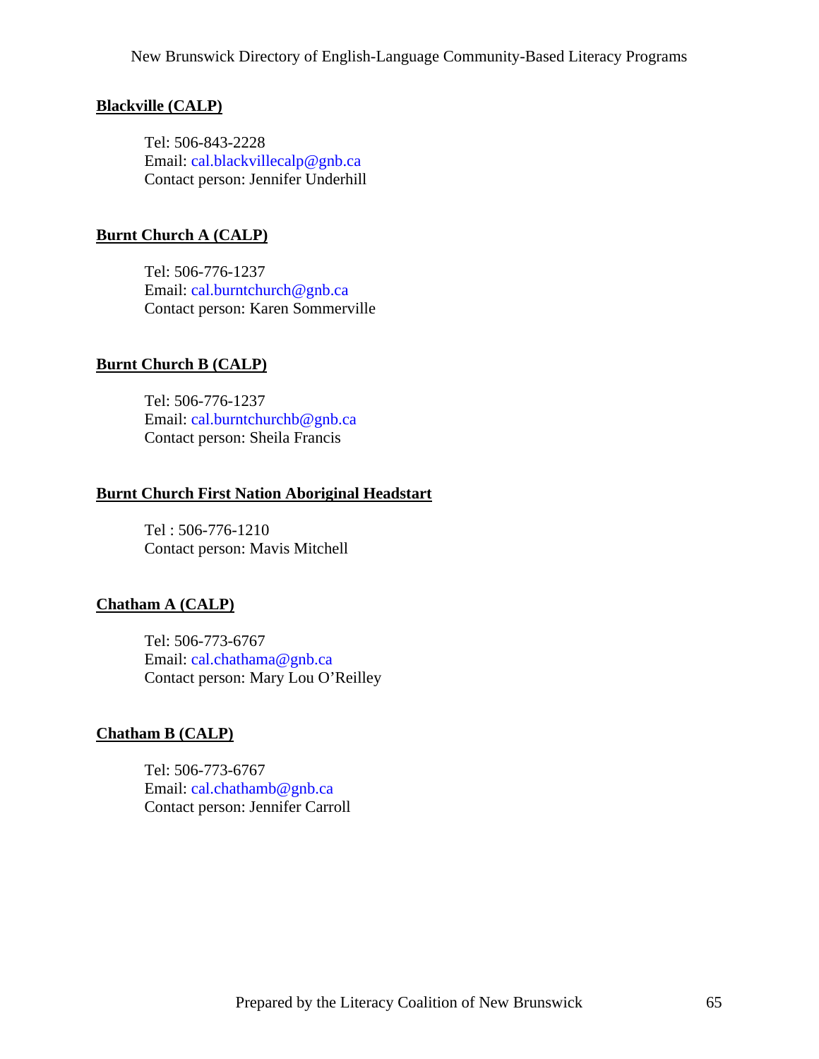**Blackville (CALP)**

Tel: 506-843-2228
Email: cal.blackvillecalp@gnb.ca
Contact person: Jennifer Underhill

**Burnt Church A (CALP)**

Tel: 506-776-1237
Email: cal.burntchurch@gnb.ca
Contact person: Karen Sommerville

**Burnt Church B (CALP)**

Tel: 506-776-1237
Email: cal.burntchurchb@gnb.ca
Contact person: Sheila Francis

**Burnt Church First Nation Aboriginal Headstart**

Tel : 506-776-1210
Contact person: Mavis Mitchell

**Chatham A (CALP)**

Tel: 506-773-6767
Email: cal.chathama@gnb.ca
Contact person: Mary Lou O'Reilley

**Chatham B (CALP)**

Tel: 506-773-6767
Email: cal.chathamb@gnb.ca
Contact person: Jennifer Carroll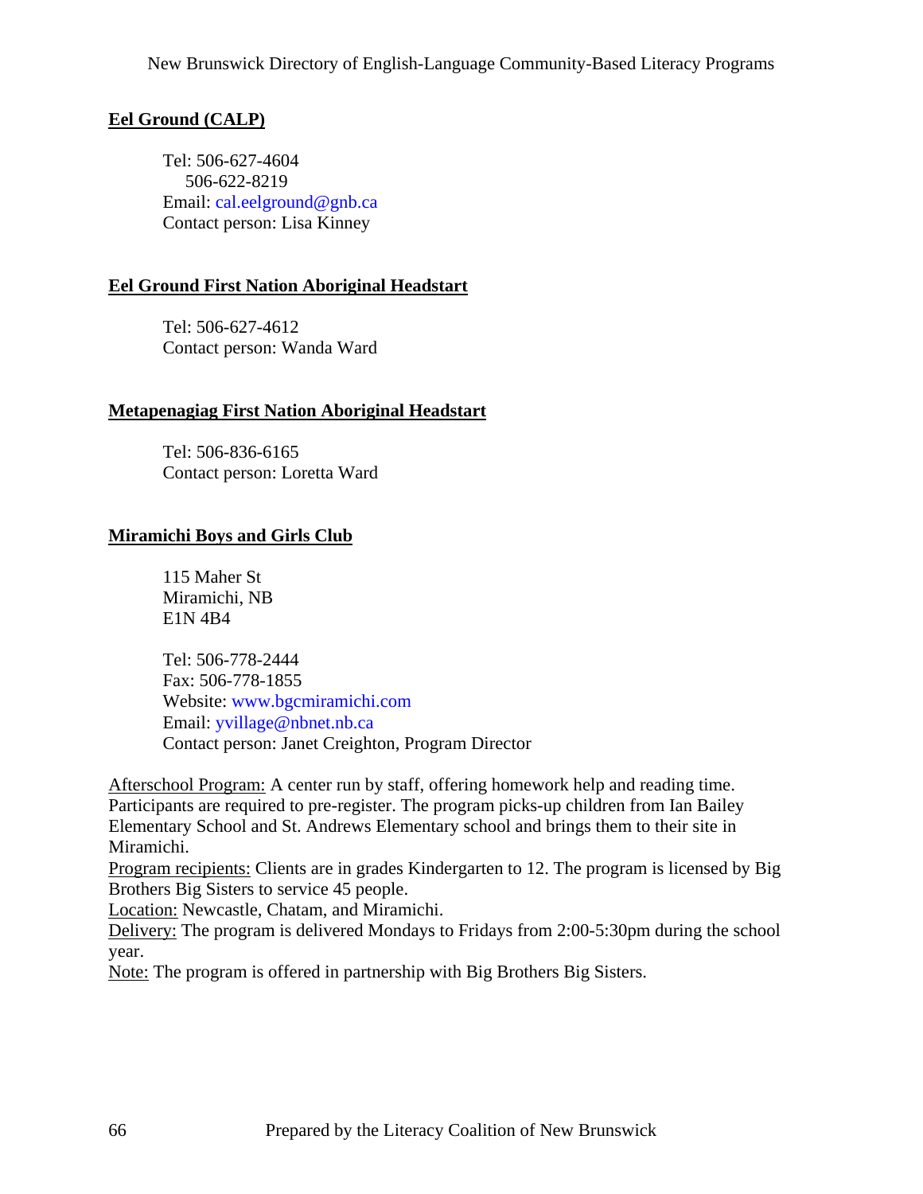## Eel Ground (CALP)

Tel: 506-627-4604
506-622-8219
Email: cal.eelground@gnb.ca
Contact person: Lisa Kinney

## Eel Ground First Nation Aboriginal Headstart

Tel: 506-627-4612
Contact person: Wanda Ward

## Metapenagiag First Nation Aboriginal Headstart

Tel: 506-836-6165
Contact person: Loretta Ward

## Miramichi Boys and Girls Club

115 Maher St
Miramichi, NB
E1N 4B4

Tel: 506-778-2444
Fax: 506-778-1855
Website: www.bgcmiramichi.com
Email: yvillage@nbnet.nb.ca
Contact person: Janet Creighton, Program Director

Afterschool Program: A center run by staff, offering homework help and reading time. Participants are required to pre-register. The program picks-up children from Ian Bailey Elementary School and St. Andrews Elementary school and brings them to their site in Miramichi.
Program recipients: Clients are in grades Kindergarten to 12. The program is licensed by Big Brothers Big Sisters to service 45 people.
Location: Newcastle, Chatam, and Miramichi.
Delivery: The program is delivered Mondays to Fridays from 2:00-5:30pm during the school year.
Note: The program is offered in partnership with Big Brothers Big Sisters.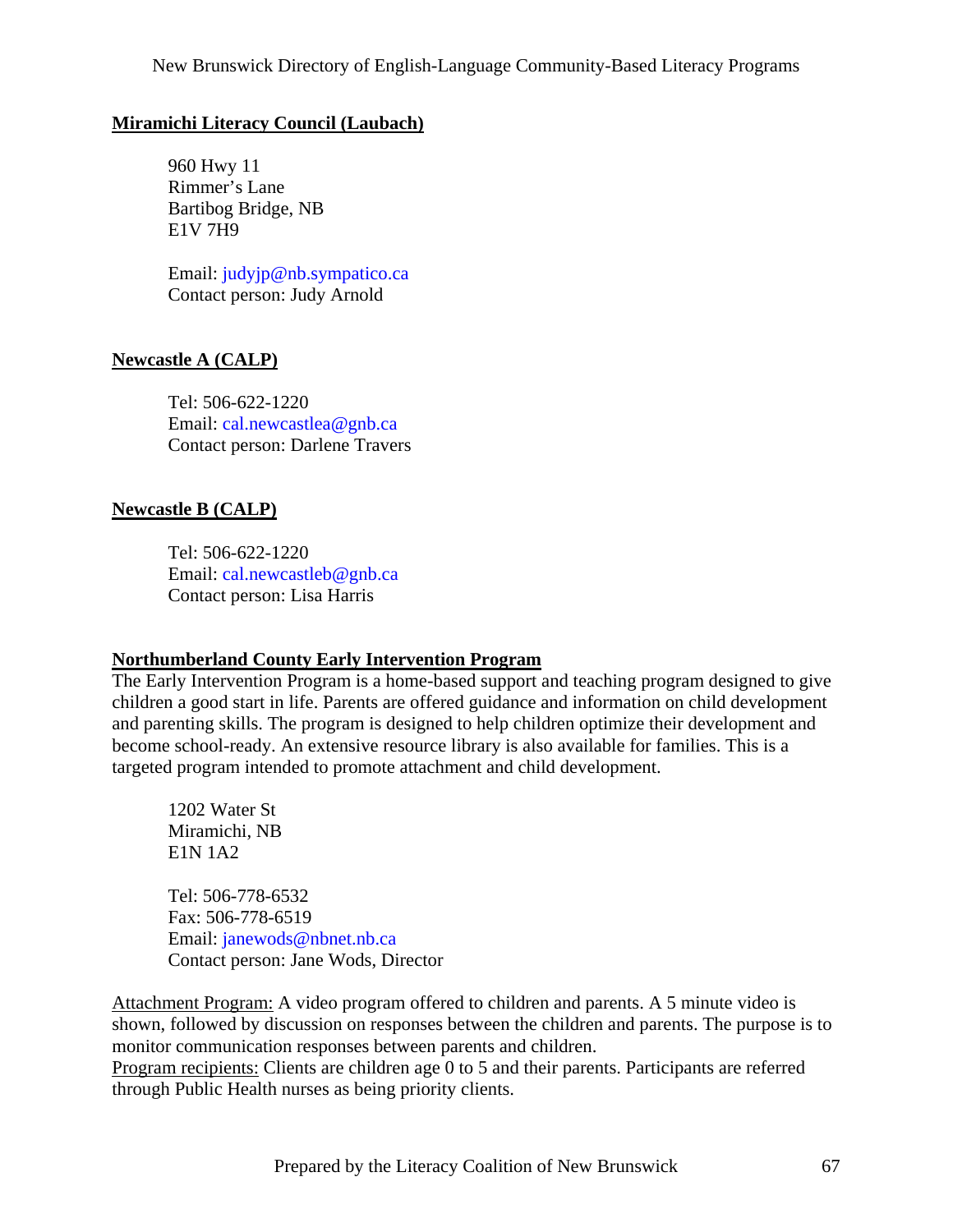## Miramichi Literacy Council (Laubach)

960 Hwy 11
Rimmer's Lane
Bartibog Bridge, NB
E1V 7H9

Email: judyjp@nb.sympatico.ca
Contact person: Judy Arnold

## Newcastle A (CALP)

Tel: 506-622-1220
Email: cal.newcastlea@gnb.ca
Contact person: Darlene Travers

## Newcastle B (CALP)

Tel: 506-622-1220
Email: cal.newcastleb@gnb.ca
Contact person: Lisa Harris

## Northumberland County Early Intervention Program

The Early Intervention Program is a home-based support and teaching program designed to give children a good start in life. Parents are offered guidance and information on child development and parenting skills. The program is designed to help children optimize their development and become school-ready. An extensive resource library is also available for families. This is a targeted program intended to promote attachment and child development.

1202 Water St
Miramichi, NB
E1N 1A2

Tel: 506-778-6532
Fax: 506-778-6519
Email: janewods@nbnet.nb.ca
Contact person: Jane Wods, Director

Attachment Program: A video program offered to children and parents. A 5 minute video is shown, followed by discussion on responses between the children and parents. The purpose is to monitor communication responses between parents and children.
Program recipients: Clients are children age 0 to 5 and their parents. Participants are referred through Public Health nurses as being priority clients.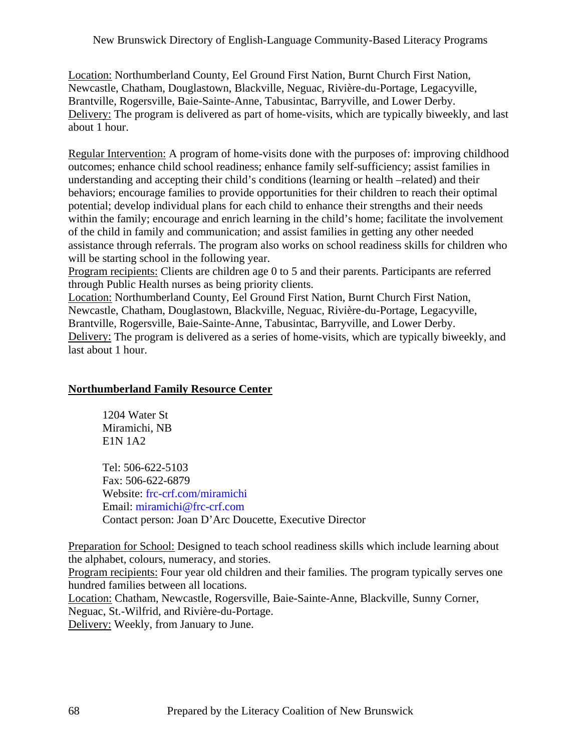Location: Northumberland County, Eel Ground First Nation, Burnt Church First Nation, Newcastle, Chatham, Douglastown, Blackville, Neguac, Rivière-du-Portage, Legacyville, Brantville, Rogersville, Baie-Sainte-Anne, Tabusintac, Barryville, and Lower Derby.
Delivery: The program is delivered as part of home-visits, which are typically biweekly, and last about 1 hour.

Regular Intervention: A program of home-visits done with the purposes of: improving childhood outcomes; enhance child school readiness; enhance family self-sufficiency; assist families in understanding and accepting their child's conditions (learning or health –related) and their behaviors; encourage families to provide opportunities for their children to reach their optimal potential; develop individual plans for each child to enhance their strengths and their needs within the family; encourage and enrich learning in the child's home; facilitate the involvement of the child in family and communication; and assist families in getting any other needed assistance through referrals. The program also works on school readiness skills for children who will be starting school in the following year.
Program recipients: Clients are children age 0 to 5 and their parents. Participants are referred through Public Health nurses as being priority clients.
Location: Northumberland County, Eel Ground First Nation, Burnt Church First Nation, Newcastle, Chatham, Douglastown, Blackville, Neguac, Rivière-du-Portage, Legacyville, Brantville, Rogersville, Baie-Sainte-Anne, Tabusintac, Barryville, and Lower Derby.
Delivery: The program is delivered as a series of home-visits, which are typically biweekly, and last about 1 hour.

## Northumberland Family Resource Center

1204 Water St
Miramichi, NB
E1N 1A2

Tel: 506-622-5103
Fax: 506-622-6879
Website: frc-crf.com/miramichi
Email: miramichi@frc-crf.com
Contact person: Joan D'Arc Doucette, Executive Director

Preparation for School: Designed to teach school readiness skills which include learning about the alphabet, colours, numeracy, and stories.
Program recipients: Four year old children and their families. The program typically serves one hundred families between all locations.
Location: Chatham, Newcastle, Rogersville, Baie-Sainte-Anne, Blackville, Sunny Corner, Neguac, St.-Wilfrid, and Rivière-du-Portage.
Delivery: Weekly, from January to June.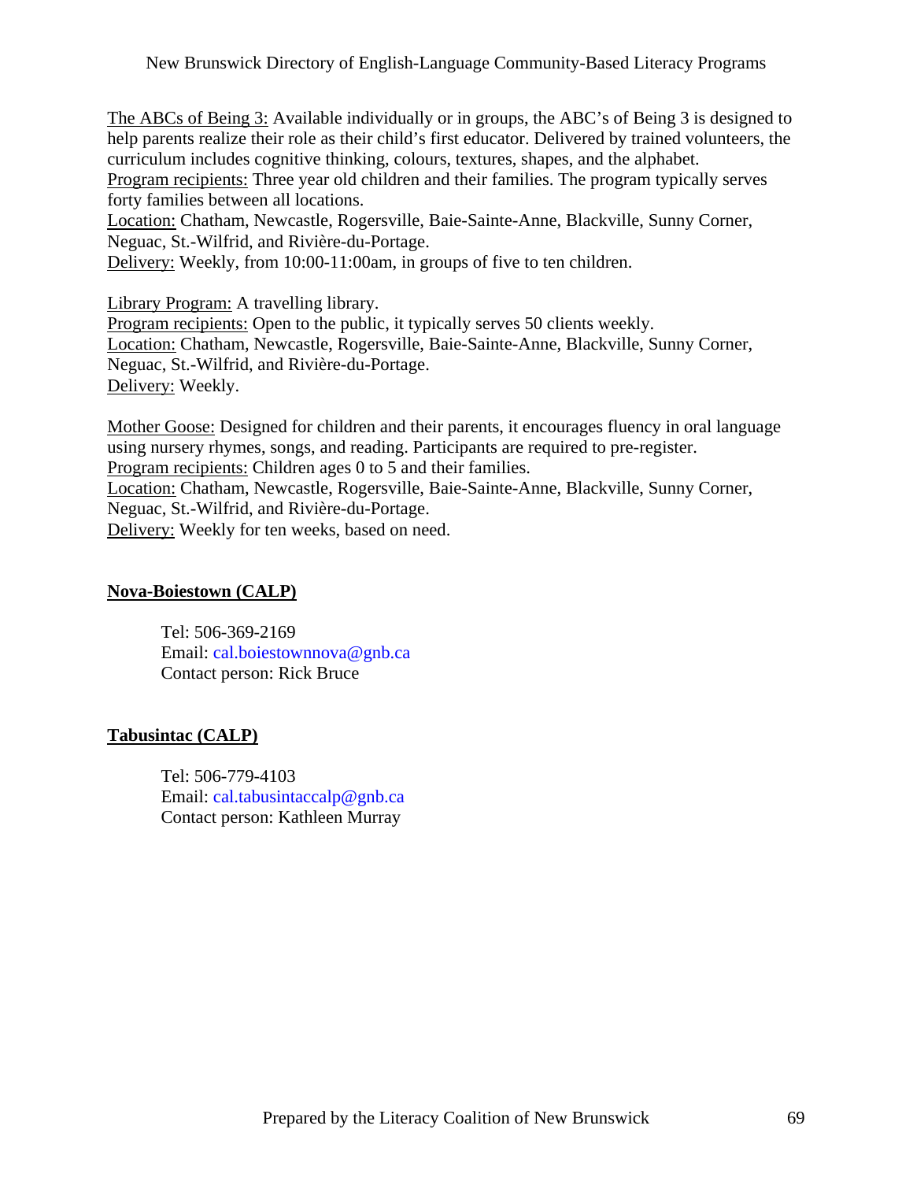The ABCs of Being 3: Available individually or in groups, the ABC's of Being 3 is designed to help parents realize their role as their child's first educator. Delivered by trained volunteers, the curriculum includes cognitive thinking, colours, textures, shapes, and the alphabet.
Program recipients: Three year old children and their families. The program typically serves forty families between all locations.
Location: Chatham, Newcastle, Rogersville, Baie-Sainte-Anne, Blackville, Sunny Corner, Neguac, St.-Wilfrid, and Rivière-du-Portage.
Delivery: Weekly, from 10:00-11:00am, in groups of five to ten children.

Library Program: A travelling library.
Program recipients: Open to the public, it typically serves 50 clients weekly.
Location: Chatham, Newcastle, Rogersville, Baie-Sainte-Anne, Blackville, Sunny Corner, Neguac, St.-Wilfrid, and Rivière-du-Portage.
Delivery: Weekly.

Mother Goose: Designed for children and their parents, it encourages fluency in oral language using nursery rhymes, songs, and reading. Participants are required to pre-register.
Program recipients: Children ages 0 to 5 and their families.
Location: Chatham, Newcastle, Rogersville, Baie-Sainte-Anne, Blackville, Sunny Corner, Neguac, St.-Wilfrid, and Rivière-du-Portage.
Delivery: Weekly for ten weeks, based on need.

## Nova-Boiestown (CALP)

Tel: 506-369-2169
Email: cal.boiestownnova@gnb.ca
Contact person: Rick Bruce

## Tabusintac (CALP)

Tel: 506-779-4103
Email: cal.tabusintaccalp@gnb.ca
Contact person: Kathleen Murray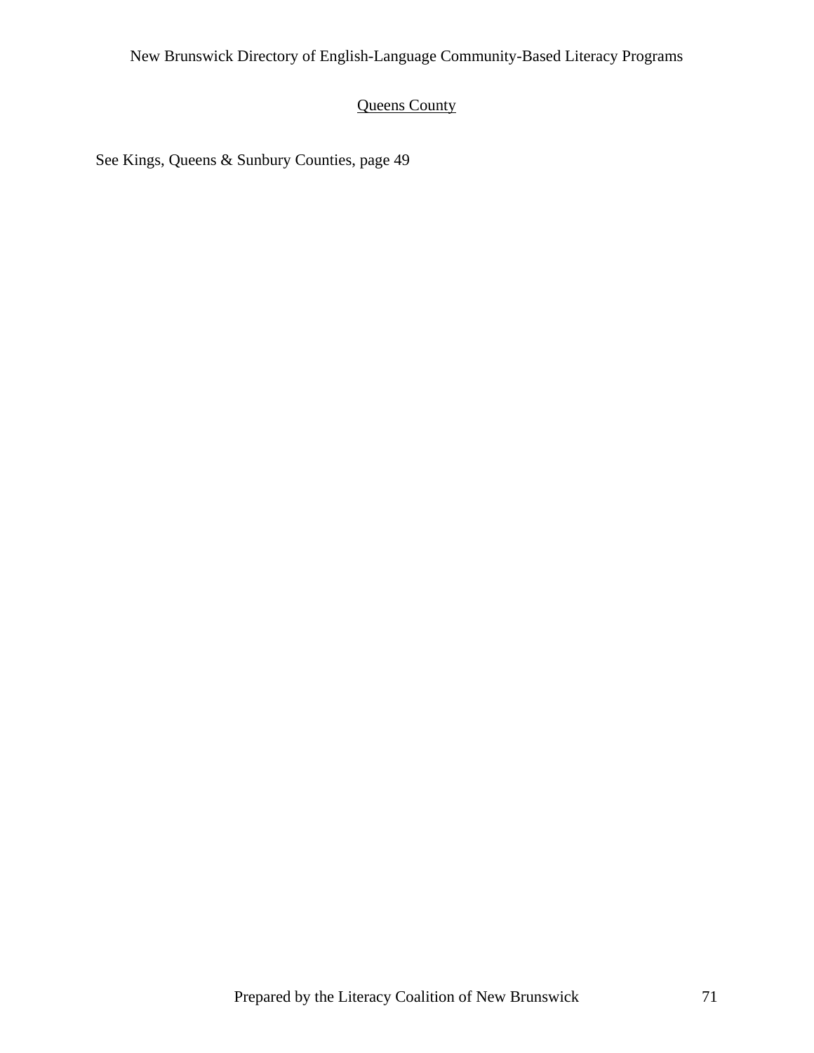## Queens County

See Kings, Queens & Sunbury Counties, page 49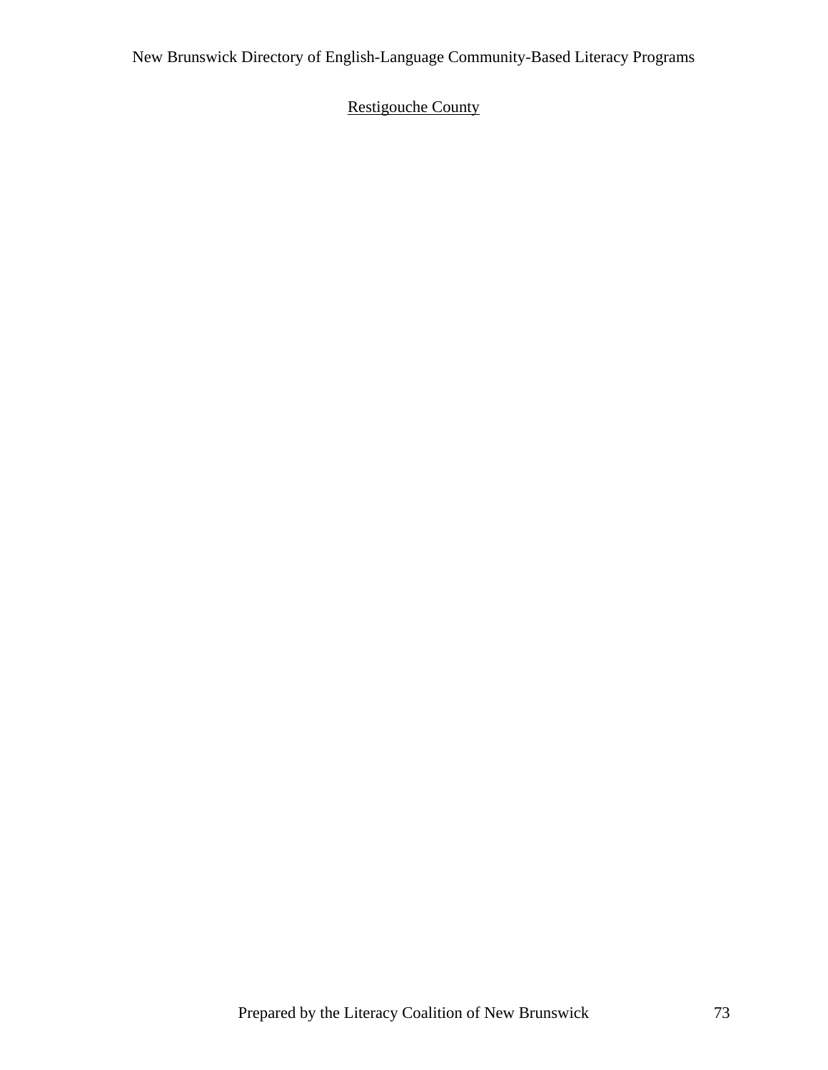## Restigouche County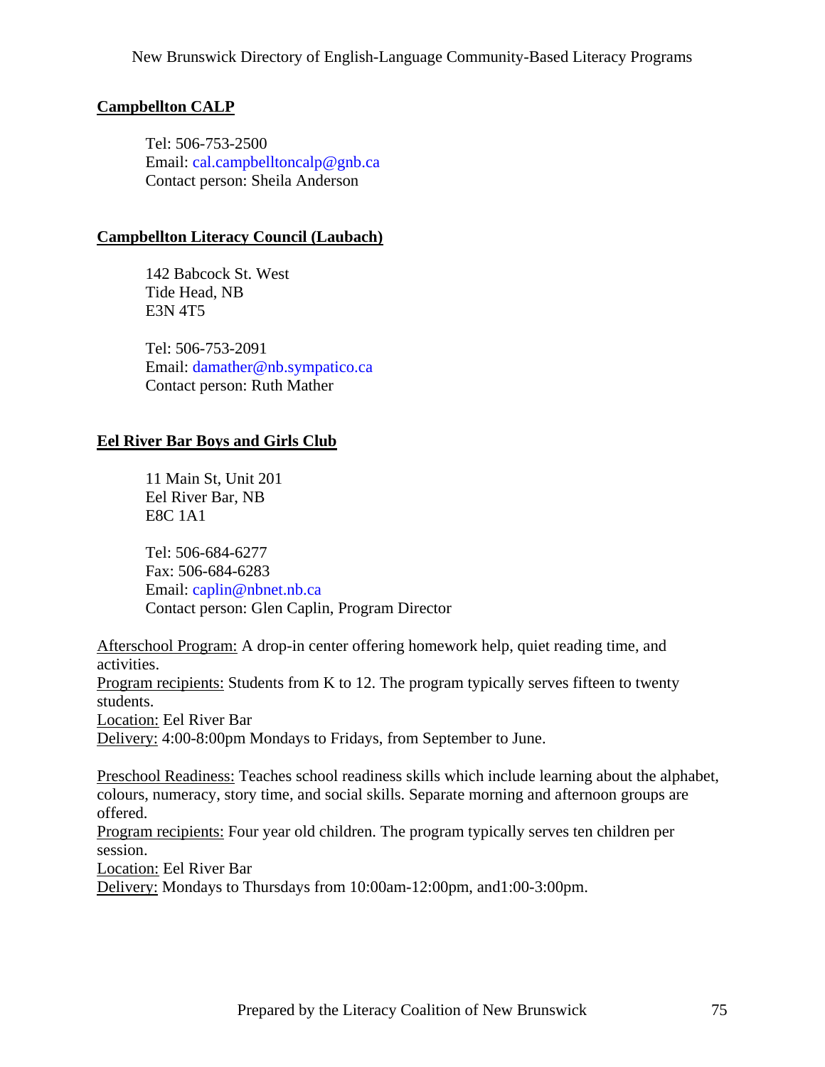## Campbellton CALP

Tel: 506-753-2500
Email: cal.campbelltoncalp@gnb.ca
Contact person: Sheila Anderson

## Campbellton Literacy Council (Laubach)

142 Babcock St. West
Tide Head, NB
E3N 4T5

Tel: 506-753-2091
Email: damather@nb.sympatico.ca
Contact person: Ruth Mather

## Eel River Bar Boys and Girls Club

11 Main St, Unit 201
Eel River Bar, NB
E8C 1A1

Tel: 506-684-6277
Fax: 506-684-6283
Email: caplin@nbnet.nb.ca
Contact person: Glen Caplin, Program Director

Afterschool Program: A drop-in center offering homework help, quiet reading time, and activities.
Program recipients: Students from K to 12. The program typically serves fifteen to twenty students.
Location: Eel River Bar
Delivery: 4:00-8:00pm Mondays to Fridays, from September to June.

Preschool Readiness: Teaches school readiness skills which include learning about the alphabet, colours, numeracy, story time, and social skills. Separate morning and afternoon groups are offered.
Program recipients: Four year old children. The program typically serves ten children per session.
Location: Eel River Bar
Delivery: Mondays to Thursdays from 10:00am-12:00pm, and1:00-3:00pm.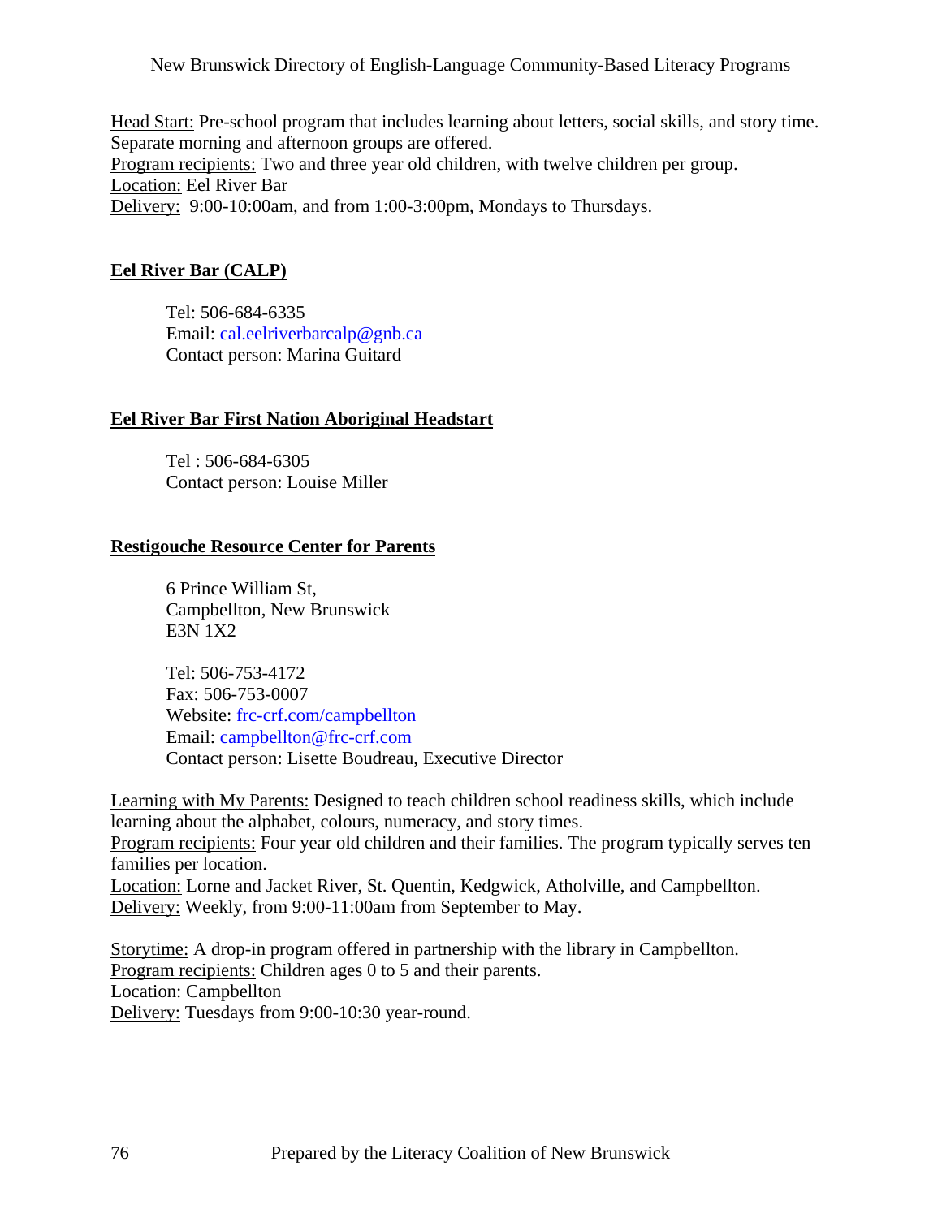Head Start: Pre-school program that includes learning about letters, social skills, and story time. Separate morning and afternoon groups are offered.
Program recipients: Two and three year old children, with twelve children per group.
Location: Eel River Bar
Delivery: 9:00-10:00am, and from 1:00-3:00pm, Mondays to Thursdays.

### Eel River Bar (CALP)

Tel: 506-684-6335
Email: cal.eelriverbarcalp@gnb.ca
Contact person: Marina Guitard

### Eel River Bar First Nation Aboriginal Headstart

Tel : 506-684-6305
Contact person: Louise Miller

### Restigouche Resource Center for Parents

6 Prince William St,
Campbellton, New Brunswick
E3N 1X2

Tel: 506-753-4172
Fax: 506-753-0007
Website: frc-crf.com/campbellton
Email: campbellton@frc-crf.com
Contact person: Lisette Boudreau, Executive Director

Learning with My Parents: Designed to teach children school readiness skills, which include learning about the alphabet, colours, numeracy, and story times.
Program recipients: Four year old children and their families. The program typically serves ten families per location.
Location: Lorne and Jacket River, St. Quentin, Kedgwick, Atholville, and Campbellton.
Delivery: Weekly, from 9:00-11:00am from September to May.

Storytime: A drop-in program offered in partnership with the library in Campbellton.
Program recipients: Children ages 0 to 5 and their parents.
Location: Campbellton
Delivery: Tuesdays from 9:00-10:30 year-round.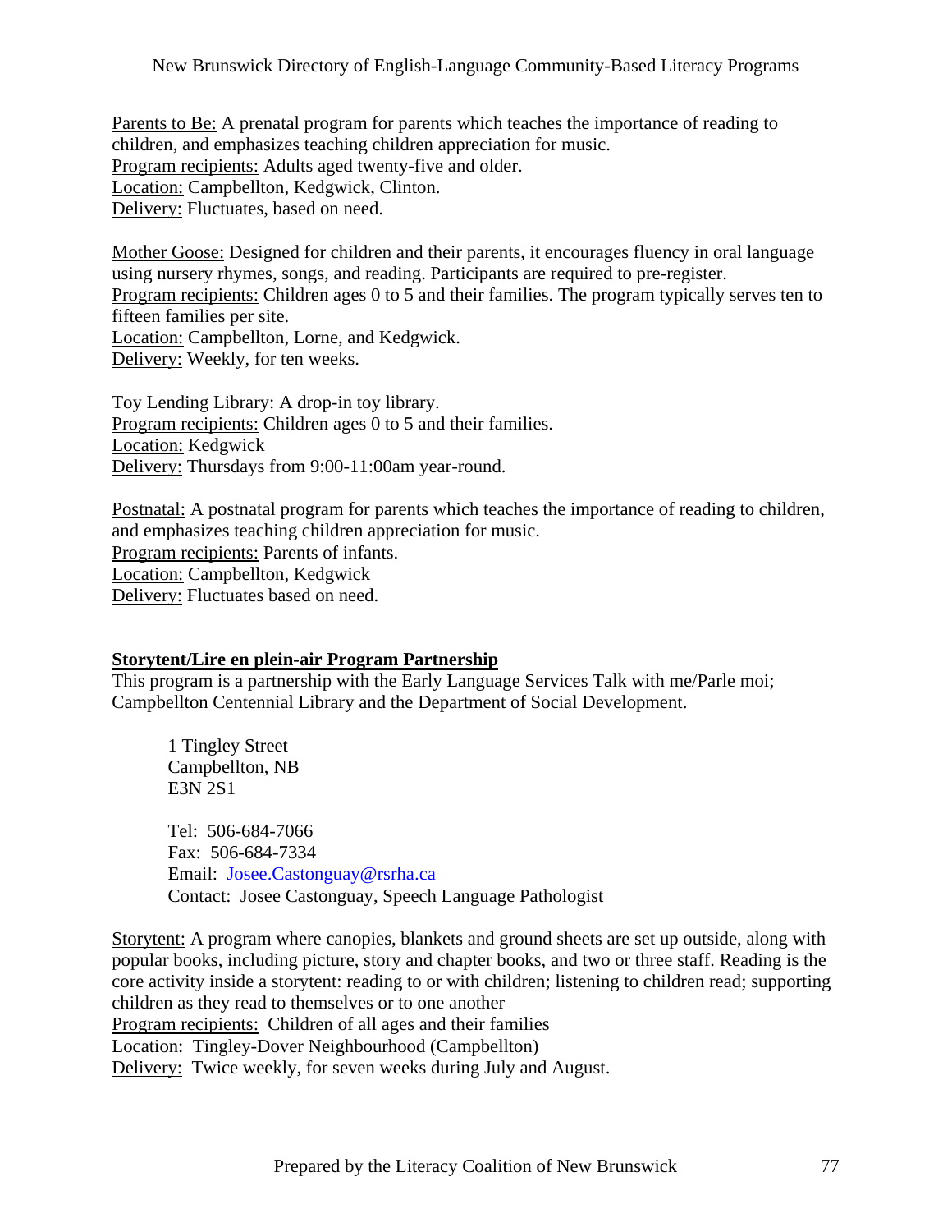Parents to Be: A prenatal program for parents which teaches the importance of reading to children, and emphasizes teaching children appreciation for music.
Program recipients: Adults aged twenty-five and older.
Location: Campbellton, Kedgwick, Clinton.
Delivery: Fluctuates, based on need.

Mother Goose: Designed for children and their parents, it encourages fluency in oral language using nursery rhymes, songs, and reading. Participants are required to pre-register.
Program recipients: Children ages 0 to 5 and their families. The program typically serves ten to fifteen families per site.
Location: Campbellton, Lorne, and Kedgwick.
Delivery: Weekly, for ten weeks.

Toy Lending Library: A drop-in toy library.
Program recipients: Children ages 0 to 5 and their families.
Location: Kedgwick
Delivery: Thursdays from 9:00-11:00am year-round.

Postnatal: A postnatal program for parents which teaches the importance of reading to children, and emphasizes teaching children appreciation for music.
Program recipients: Parents of infants.
Location: Campbellton, Kedgwick
Delivery: Fluctuates based on need.

**Storytent/Lire en plein-air Program Partnership**

This program is a partnership with the Early Language Services Talk with me/Parle moi; Campbellton Centennial Library and the Department of Social Development.

1 Tingley Street
Campbellton, NB
E3N 2S1

Tel: 506-684-7066
Fax: 506-684-7334
Email: Josee.Castonguay@rsrha.ca
Contact: Josee Castonguay, Speech Language Pathologist

Storytent: A program where canopies, blankets and ground sheets are set up outside, along with popular books, including picture, story and chapter books, and two or three staff. Reading is the core activity inside a storytent: reading to or with children; listening to children read; supporting children as they read to themselves or to one another
Program recipients: Children of all ages and their families
Location: Tingley-Dover Neighbourhood (Campbellton)
Delivery: Twice weekly, for seven weeks during July and August.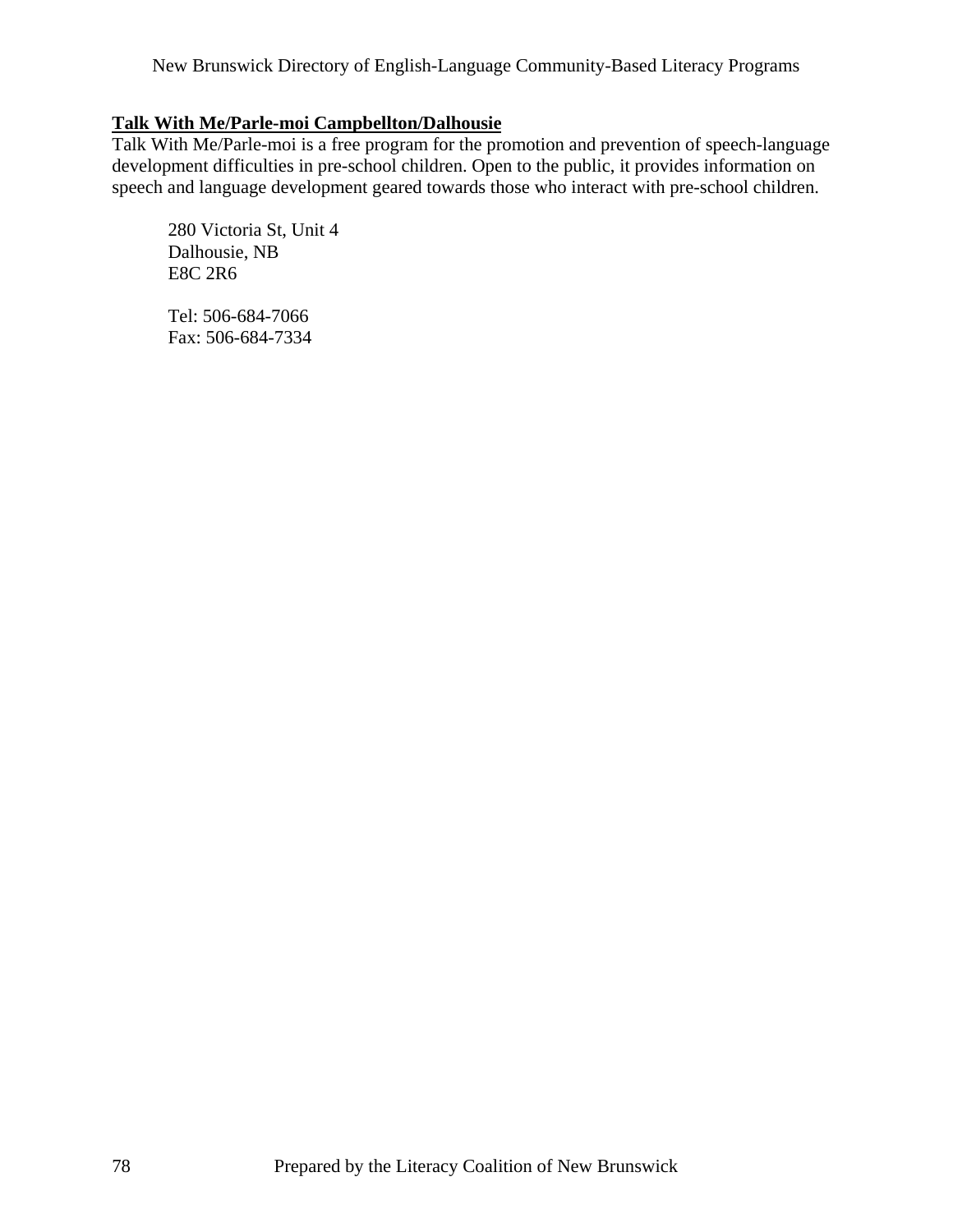**Talk With Me/Parle-moi Campbellton/Dalhousie**

Talk With Me/Parle-moi is a free program for the promotion and prevention of speech-language development difficulties in pre-school children. Open to the public, it provides information on speech and language development geared towards those who interact with pre-school children.

280 Victoria St, Unit 4
Dalhousie, NB
E8C 2R6

Tel: 506-684-7066
Fax: 506-684-7334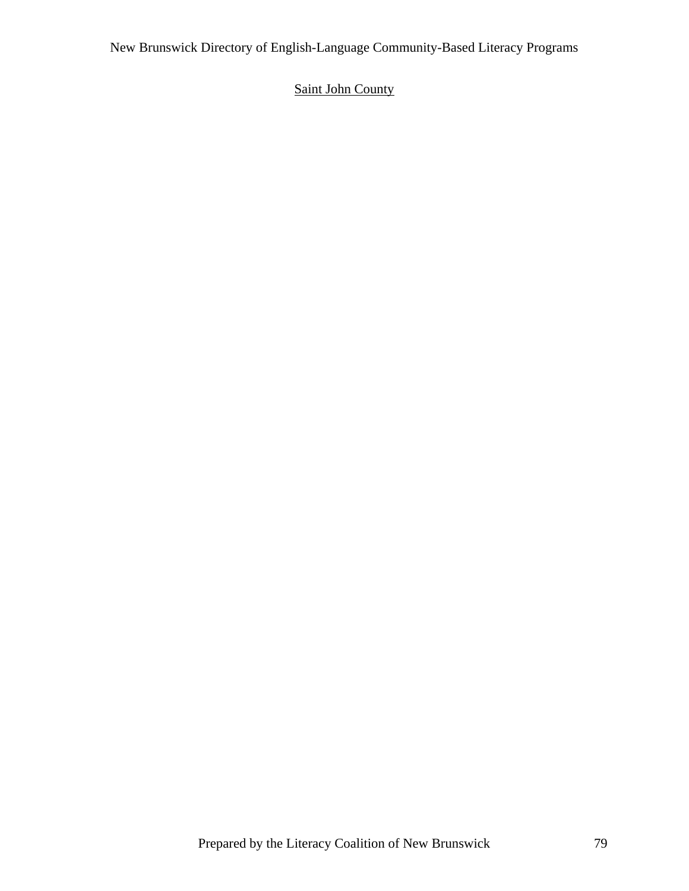Saint John County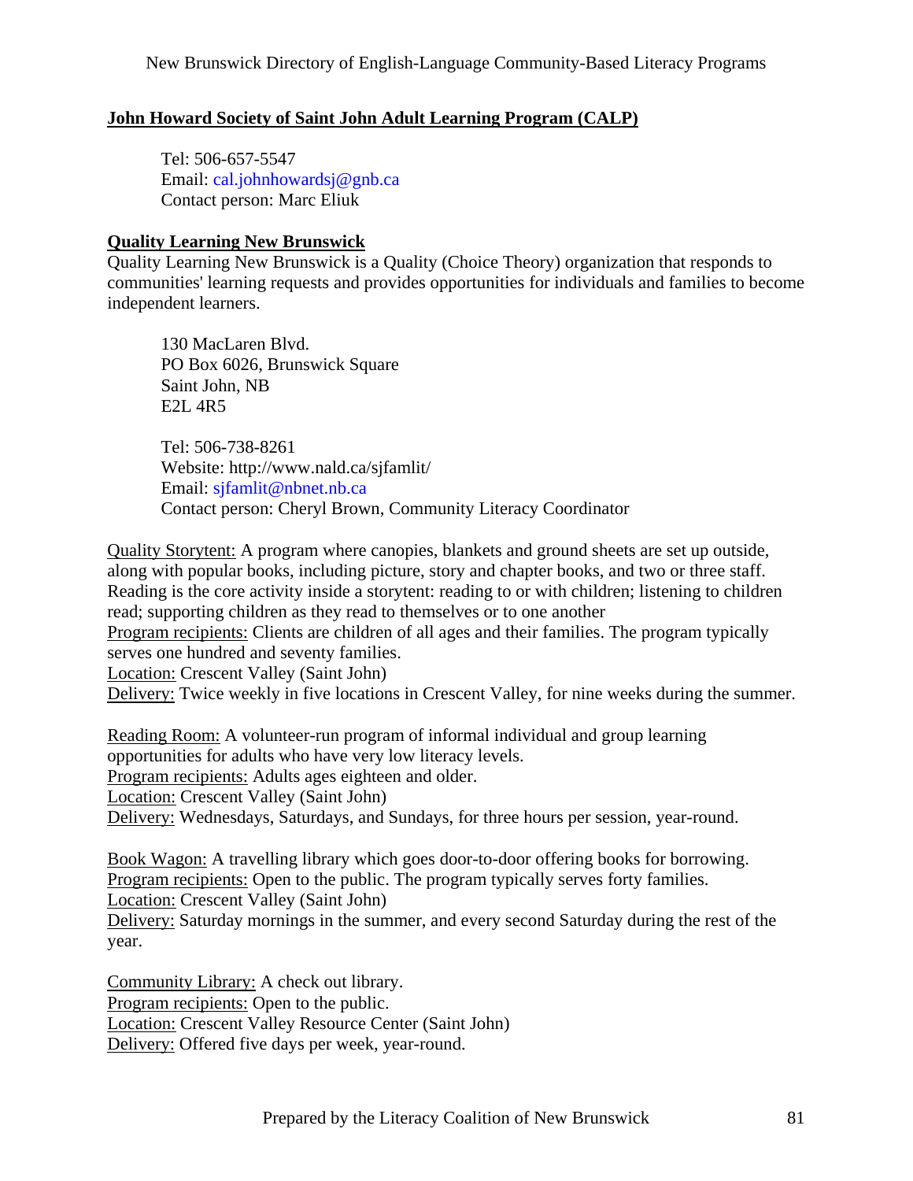**John Howard Society of Saint John Adult Learning Program (CALP)**

Tel: 506-657-5547
Email: cal.johnhowardsj@gnb.ca
Contact person: Marc Eliuk

**Quality Learning New Brunswick**

Quality Learning New Brunswick is a Quality (Choice Theory) organization that responds to communities' learning requests and provides opportunities for individuals and families to become independent learners.

130 MacLaren Blvd.
PO Box 6026, Brunswick Square
Saint John, NB
E2L 4R5

Tel: 506-738-8261
Website: http://www.nald.ca/sjfamlit/
Email: sjfamlit@nbnet.nb.ca
Contact person: Cheryl Brown, Community Literacy Coordinator

Quality Storytent: A program where canopies, blankets and ground sheets are set up outside, along with popular books, including picture, story and chapter books, and two or three staff. Reading is the core activity inside a storytent: reading to or with children; listening to children read; supporting children as they read to themselves or to one another
Program recipients: Clients are children of all ages and their families. The program typically serves one hundred and seventy families.
Location: Crescent Valley (Saint John)
Delivery: Twice weekly in five locations in Crescent Valley, for nine weeks during the summer.

Reading Room: A volunteer-run program of informal individual and group learning opportunities for adults who have very low literacy levels.
Program recipients: Adults ages eighteen and older.
Location: Crescent Valley (Saint John)
Delivery: Wednesdays, Saturdays, and Sundays, for three hours per session, year-round.

Book Wagon: A travelling library which goes door-to-door offering books for borrowing.
Program recipients: Open to the public. The program typically serves forty families.
Location: Crescent Valley (Saint John)
Delivery: Saturday mornings in the summer, and every second Saturday during the rest of the year.

Community Library: A check out library.
Program recipients: Open to the public.
Location: Crescent Valley Resource Center (Saint John)
Delivery: Offered five days per week, year-round.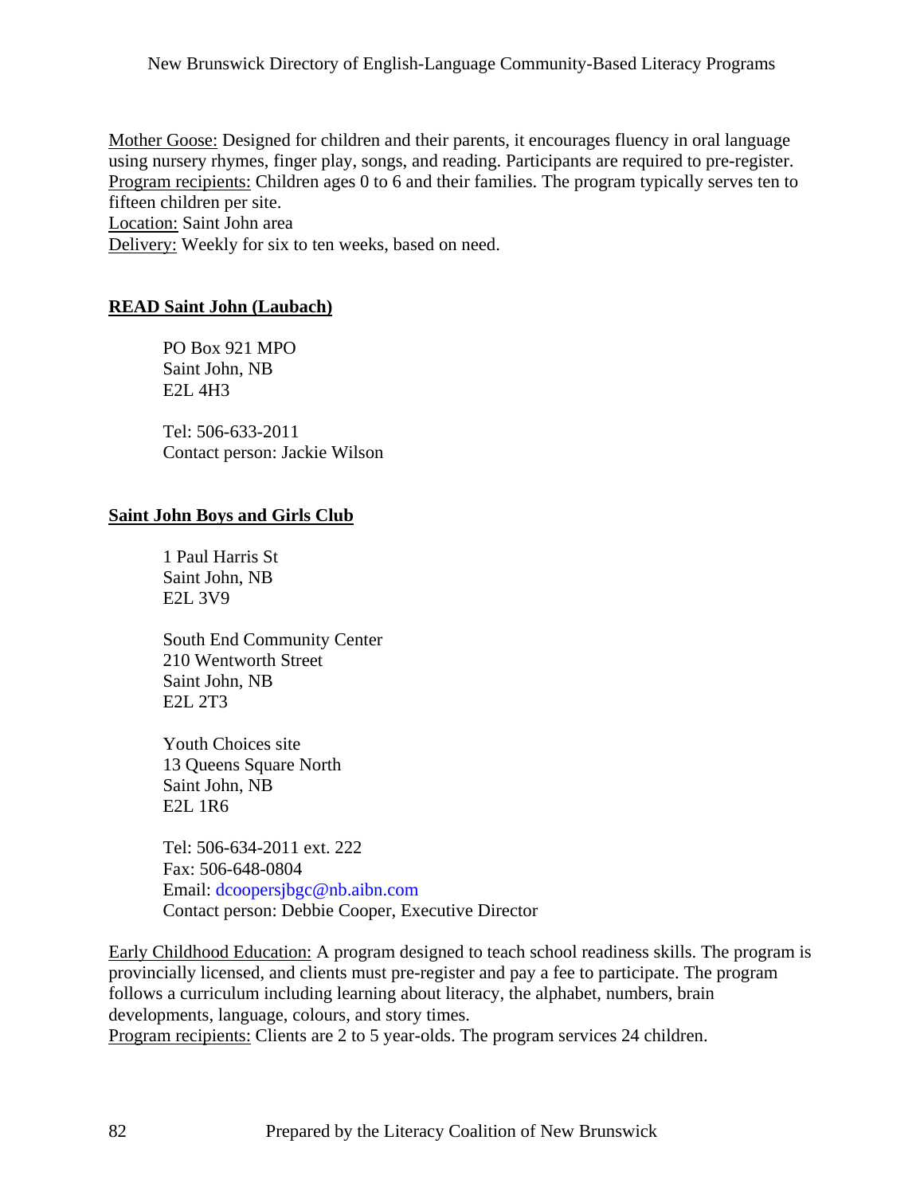Mother Goose: Designed for children and their parents, it encourages fluency in oral language using nursery rhymes, finger play, songs, and reading. Participants are required to pre-register.
Program recipients: Children ages 0 to 6 and their families. The program typically serves ten to fifteen children per site.
Location: Saint John area
Delivery: Weekly for six to ten weeks, based on need.

## READ Saint John (Laubach)

PO Box 921 MPO
Saint John, NB
E2L 4H3

Tel: 506-633-2011
Contact person: Jackie Wilson

## Saint John Boys and Girls Club

1 Paul Harris St
Saint John, NB
E2L 3V9

South End Community Center
210 Wentworth Street
Saint John, NB
E2L 2T3

Youth Choices site
13 Queens Square North
Saint John, NB
E2L 1R6

Tel: 506-634-2011 ext. 222
Fax: 506-648-0804
Email: dcoopersjbgc@nb.aibn.com
Contact person: Debbie Cooper, Executive Director

Early Childhood Education: A program designed to teach school readiness skills. The program is provincially licensed, and clients must pre-register and pay a fee to participate. The program follows a curriculum including learning about literacy, the alphabet, numbers, brain developments, language, colours, and story times.
Program recipients: Clients are 2 to 5 year-olds. The program services 24 children.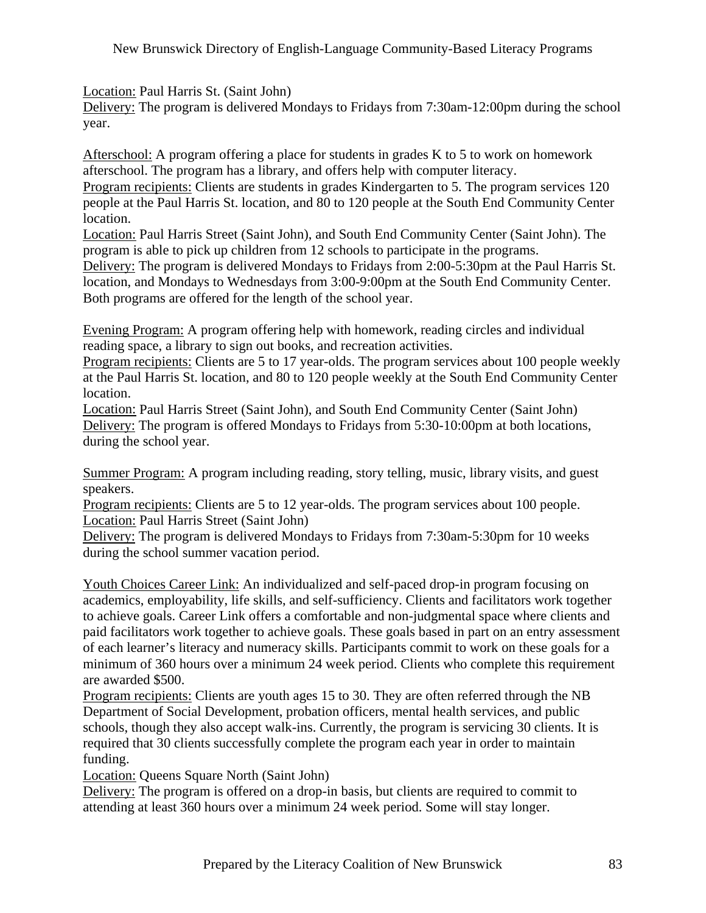<u>Location:</u> Paul Harris St. (Saint John)
<u>Delivery:</u> The program is delivered Mondays to Fridays from 7:30am-12:00pm during the school year.

<u>Afterschool:</u> A program offering a place for students in grades K to 5 to work on homework afterschool. The program has a library, and offers help with computer literacy.
<u>Program recipients:</u> Clients are students in grades Kindergarten to 5. The program services 120 people at the Paul Harris St. location, and 80 to 120 people at the South End Community Center location.
<u>Location:</u> Paul Harris Street (Saint John), and South End Community Center (Saint John). The program is able to pick up children from 12 schools to participate in the programs.
<u>Delivery:</u> The program is delivered Mondays to Fridays from 2:00-5:30pm at the Paul Harris St. location, and Mondays to Wednesdays from 3:00-9:00pm at the South End Community Center. Both programs are offered for the length of the school year.

<u>Evening Program:</u> A program offering help with homework, reading circles and individual reading space, a library to sign out books, and recreation activities.
<u>Program recipients:</u> Clients are 5 to 17 year-olds. The program services about 100 people weekly at the Paul Harris St. location, and 80 to 120 people weekly at the South End Community Center location.
<u>Location:</u> Paul Harris Street (Saint John), and South End Community Center (Saint John)
<u>Delivery:</u> The program is offered Mondays to Fridays from 5:30-10:00pm at both locations, during the school year.

<u>Summer Program:</u> A program including reading, story telling, music, library visits, and guest speakers.
<u>Program recipients:</u> Clients are 5 to 12 year-olds. The program services about 100 people.
<u>Location:</u> Paul Harris Street (Saint John)
<u>Delivery:</u> The program is delivered Mondays to Fridays from 7:30am-5:30pm for 10 weeks during the school summer vacation period.

<u>Youth Choices Career Link:</u> An individualized and self-paced drop-in program focusing on academics, employability, life skills, and self-sufficiency. Clients and facilitators work together to achieve goals. Career Link offers a comfortable and non-judgmental space where clients and paid facilitators work together to achieve goals. These goals based in part on an entry assessment of each learner's literacy and numeracy skills. Participants commit to work on these goals for a minimum of 360 hours over a minimum 24 week period. Clients who complete this requirement are awarded $500.
<u>Program recipients:</u> Clients are youth ages 15 to 30. They are often referred through the NB Department of Social Development, probation officers, mental health services, and public schools, though they also accept walk-ins. Currently, the program is servicing 30 clients. It is required that 30 clients successfully complete the program each year in order to maintain funding.
<u>Location:</u> Queens Square North (Saint John)
<u>Delivery:</u> The program is offered on a drop-in basis, but clients are required to commit to attending at least 360 hours over a minimum 24 week period. Some will stay longer.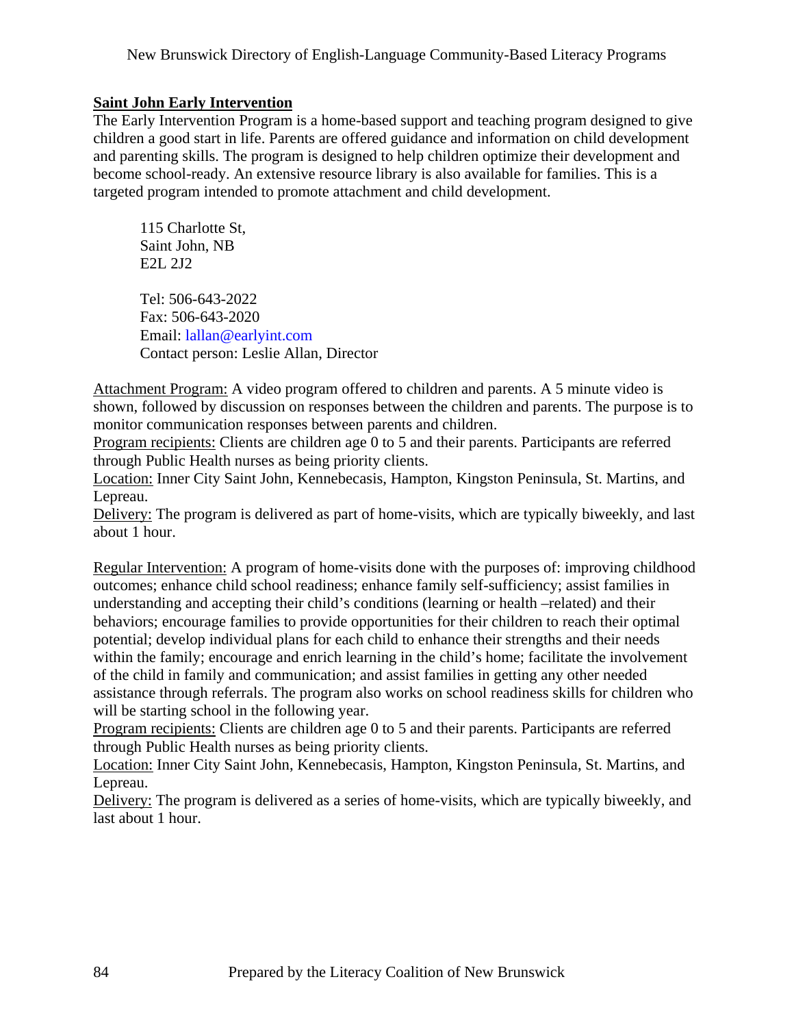## Saint John Early Intervention

The Early Intervention Program is a home-based support and teaching program designed to give children a good start in life. Parents are offered guidance and information on child development and parenting skills. The program is designed to help children optimize their development and become school-ready. An extensive resource library is also available for families. This is a targeted program intended to promote attachment and child development.

> 115 Charlotte St,
> Saint John, NB
> E2L 2J2
>
> Tel: 506-643-2022
> Fax: 506-643-2020
> Email: lallan@earlyint.com
> Contact person: Leslie Allan, Director

Attachment Program: A video program offered to children and parents. A 5 minute video is shown, followed by discussion on responses between the children and parents. The purpose is to monitor communication responses between parents and children.
Program recipients: Clients are children age 0 to 5 and their parents. Participants are referred through Public Health nurses as being priority clients.
Location: Inner City Saint John, Kennebecasis, Hampton, Kingston Peninsula, St. Martins, and Lepreau.
Delivery: The program is delivered as part of home-visits, which are typically biweekly, and last about 1 hour.

Regular Intervention: A program of home-visits done with the purposes of: improving childhood outcomes; enhance child school readiness; enhance family self-sufficiency; assist families in understanding and accepting their child's conditions (learning or health –related) and their behaviors; encourage families to provide opportunities for their children to reach their optimal potential; develop individual plans for each child to enhance their strengths and their needs within the family; encourage and enrich learning in the child's home; facilitate the involvement of the child in family and communication; and assist families in getting any other needed assistance through referrals. The program also works on school readiness skills for children who will be starting school in the following year.
Program recipients: Clients are children age 0 to 5 and their parents. Participants are referred through Public Health nurses as being priority clients.
Location: Inner City Saint John, Kennebecasis, Hampton, Kingston Peninsula, St. Martins, and Lepreau.
Delivery: The program is delivered as a series of home-visits, which are typically biweekly, and last about 1 hour.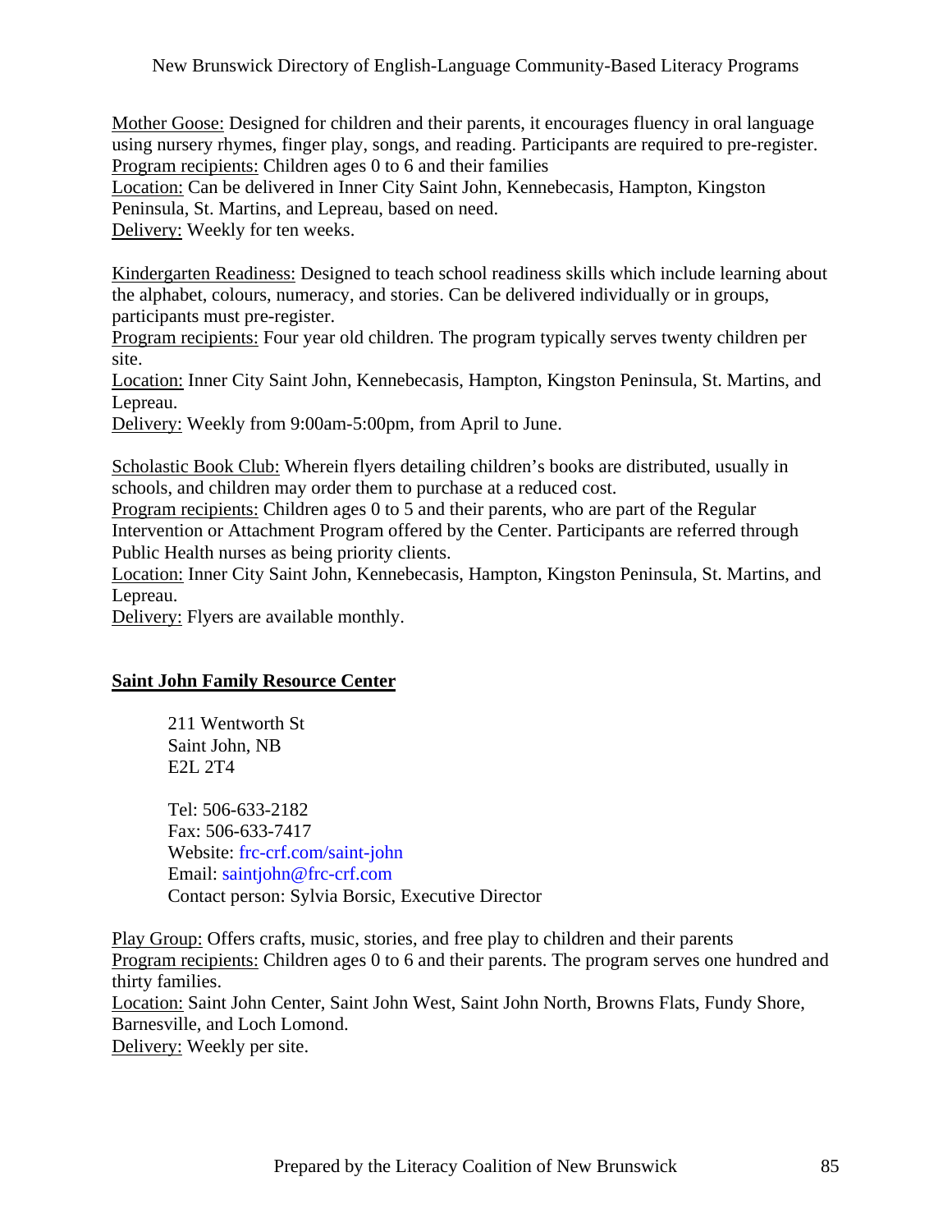Mother Goose: Designed for children and their parents, it encourages fluency in oral language using nursery rhymes, finger play, songs, and reading. Participants are required to pre-register.
Program recipients: Children ages 0 to 6 and their families
Location: Can be delivered in Inner City Saint John, Kennebecasis, Hampton, Kingston Peninsula, St. Martins, and Lepreau, based on need.
Delivery: Weekly for ten weeks.

Kindergarten Readiness: Designed to teach school readiness skills which include learning about the alphabet, colours, numeracy, and stories. Can be delivered individually or in groups, participants must pre-register.
Program recipients: Four year old children. The program typically serves twenty children per site.
Location: Inner City Saint John, Kennebecasis, Hampton, Kingston Peninsula, St. Martins, and Lepreau.
Delivery: Weekly from 9:00am-5:00pm, from April to June.

Scholastic Book Club: Wherein flyers detailing children's books are distributed, usually in schools, and children may order them to purchase at a reduced cost.
Program recipients: Children ages 0 to 5 and their parents, who are part of the Regular Intervention or Attachment Program offered by the Center. Participants are referred through Public Health nurses as being priority clients.
Location: Inner City Saint John, Kennebecasis, Hampton, Kingston Peninsula, St. Martins, and Lepreau.
Delivery: Flyers are available monthly.

## Saint John Family Resource Center

211 Wentworth St
Saint John, NB
E2L 2T4

Tel: 506-633-2182
Fax: 506-633-7417
Website: frc-crf.com/saint-john
Email: saintjohn@frc-crf.com
Contact person: Sylvia Borsic, Executive Director

Play Group: Offers crafts, music, stories, and free play to children and their parents
Program recipients: Children ages 0 to 6 and their parents. The program serves one hundred and thirty families.
Location: Saint John Center, Saint John West, Saint John North, Browns Flats, Fundy Shore, Barnesville, and Loch Lomond.
Delivery: Weekly per site.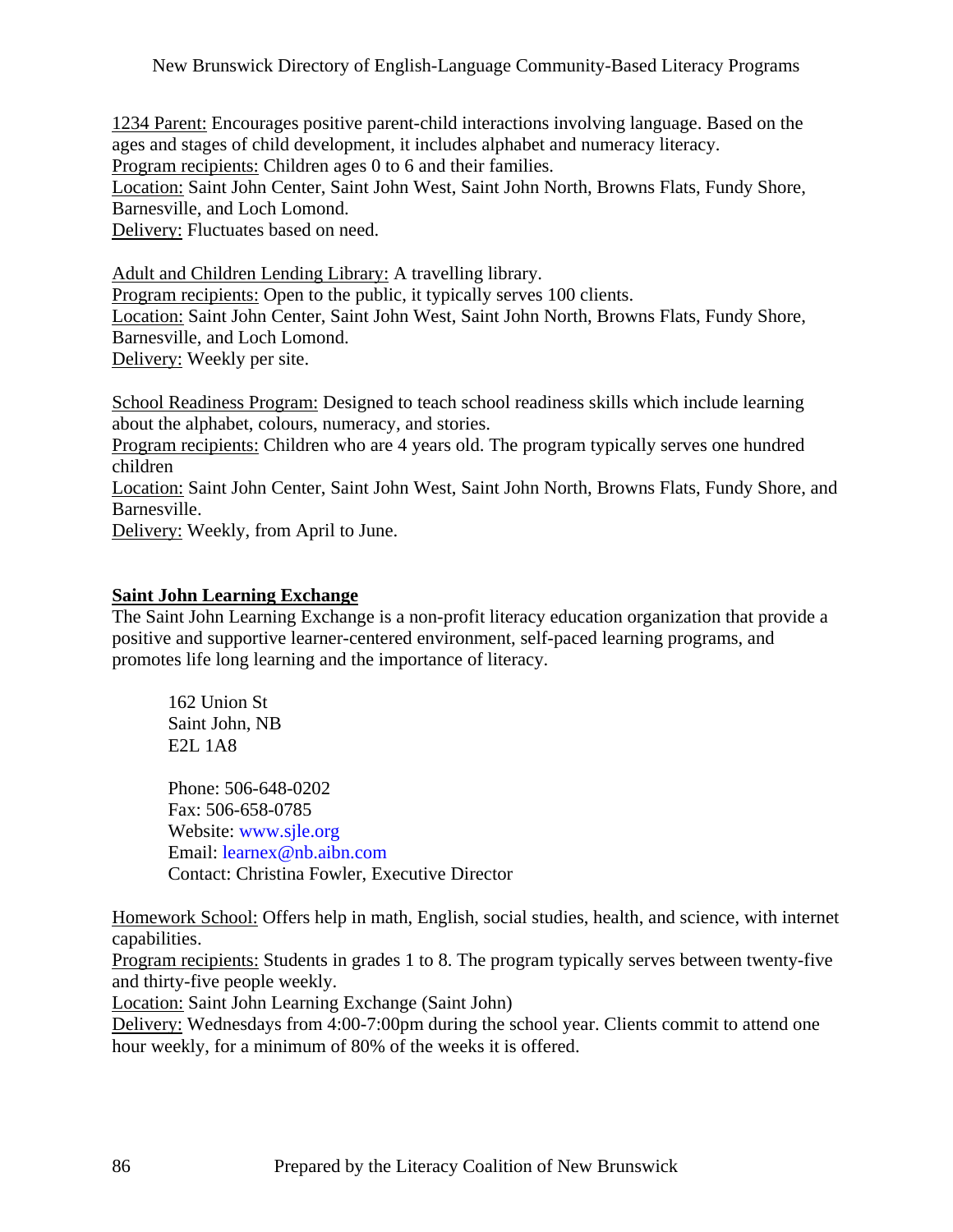<u>1234 Parent:</u> Encourages positive parent-child interactions involving language. Based on the ages and stages of child development, it includes alphabet and numeracy literacy.
<u>Program recipients:</u> Children ages 0 to 6 and their families.
<u>Location:</u> Saint John Center, Saint John West, Saint John North, Browns Flats, Fundy Shore, Barnesville, and Loch Lomond.
<u>Delivery:</u> Fluctuates based on need.

<u>Adult and Children Lending Library:</u> A travelling library.
<u>Program recipients:</u> Open to the public, it typically serves 100 clients.
<u>Location:</u> Saint John Center, Saint John West, Saint John North, Browns Flats, Fundy Shore, Barnesville, and Loch Lomond.
<u>Delivery:</u> Weekly per site.

<u>School Readiness Program:</u> Designed to teach school readiness skills which include learning about the alphabet, colours, numeracy, and stories.
<u>Program recipients:</u> Children who are 4 years old. The program typically serves one hundred children
<u>Location:</u> Saint John Center, Saint John West, Saint John North, Browns Flats, Fundy Shore, and Barnesville.
<u>Delivery:</u> Weekly, from April to June.

## Saint John Learning Exchange

The Saint John Learning Exchange is a non-profit literacy education organization that provide a positive and supportive learner-centered environment, self-paced learning programs, and promotes life long learning and the importance of literacy.

162 Union St
Saint John, NB
E2L 1A8

Phone: 506-648-0202
Fax: 506-658-0785
Website: www.sjle.org
Email: learnex@nb.aibn.com
Contact: Christina Fowler, Executive Director

<u>Homework School:</u> Offers help in math, English, social studies, health, and science, with internet capabilities.
<u>Program recipients:</u> Students in grades 1 to 8. The program typically serves between twenty-five and thirty-five people weekly.
<u>Location:</u> Saint John Learning Exchange (Saint John)
<u>Delivery:</u> Wednesdays from 4:00-7:00pm during the school year. Clients commit to attend one hour weekly, for a minimum of 80% of the weeks it is offered.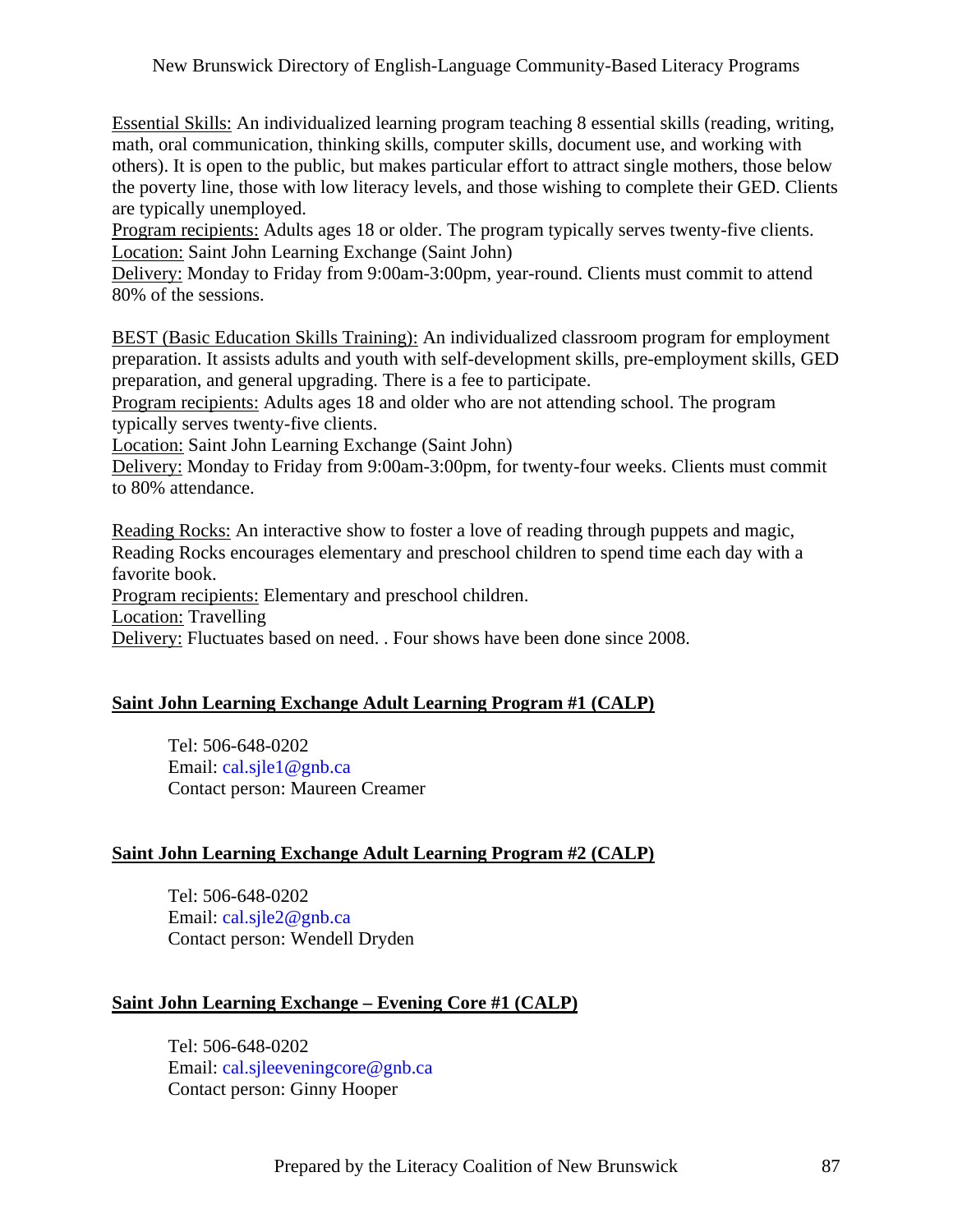Essential Skills: An individualized learning program teaching 8 essential skills (reading, writing, math, oral communication, thinking skills, computer skills, document use, and working with others). It is open to the public, but makes particular effort to attract single mothers, those below the poverty line, those with low literacy levels, and those wishing to complete their GED. Clients are typically unemployed.
Program recipients: Adults ages 18 or older. The program typically serves twenty-five clients.
Location: Saint John Learning Exchange (Saint John)
Delivery: Monday to Friday from 9:00am-3:00pm, year-round. Clients must commit to attend 80% of the sessions.

BEST (Basic Education Skills Training): An individualized classroom program for employment preparation. It assists adults and youth with self-development skills, pre-employment skills, GED preparation, and general upgrading. There is a fee to participate.
Program recipients: Adults ages 18 and older who are not attending school. The program typically serves twenty-five clients.
Location: Saint John Learning Exchange (Saint John)
Delivery: Monday to Friday from 9:00am-3:00pm, for twenty-four weeks. Clients must commit to 80% attendance.

Reading Rocks: An interactive show to foster a love of reading through puppets and magic, Reading Rocks encourages elementary and preschool children to spend time each day with a favorite book.
Program recipients: Elementary and preschool children.
Location: Travelling
Delivery: Fluctuates based on need. . Four shows have been done since 2008.

## Saint John Learning Exchange Adult Learning Program #1 (CALP)

Tel: 506-648-0202
Email: cal.sjle1@gnb.ca
Contact person: Maureen Creamer

## Saint John Learning Exchange Adult Learning Program #2 (CALP)

Tel: 506-648-0202
Email: cal.sjle2@gnb.ca
Contact person: Wendell Dryden

## Saint John Learning Exchange – Evening Core #1 (CALP)

Tel: 506-648-0202
Email: cal.sjleeveningcore@gnb.ca
Contact person: Ginny Hooper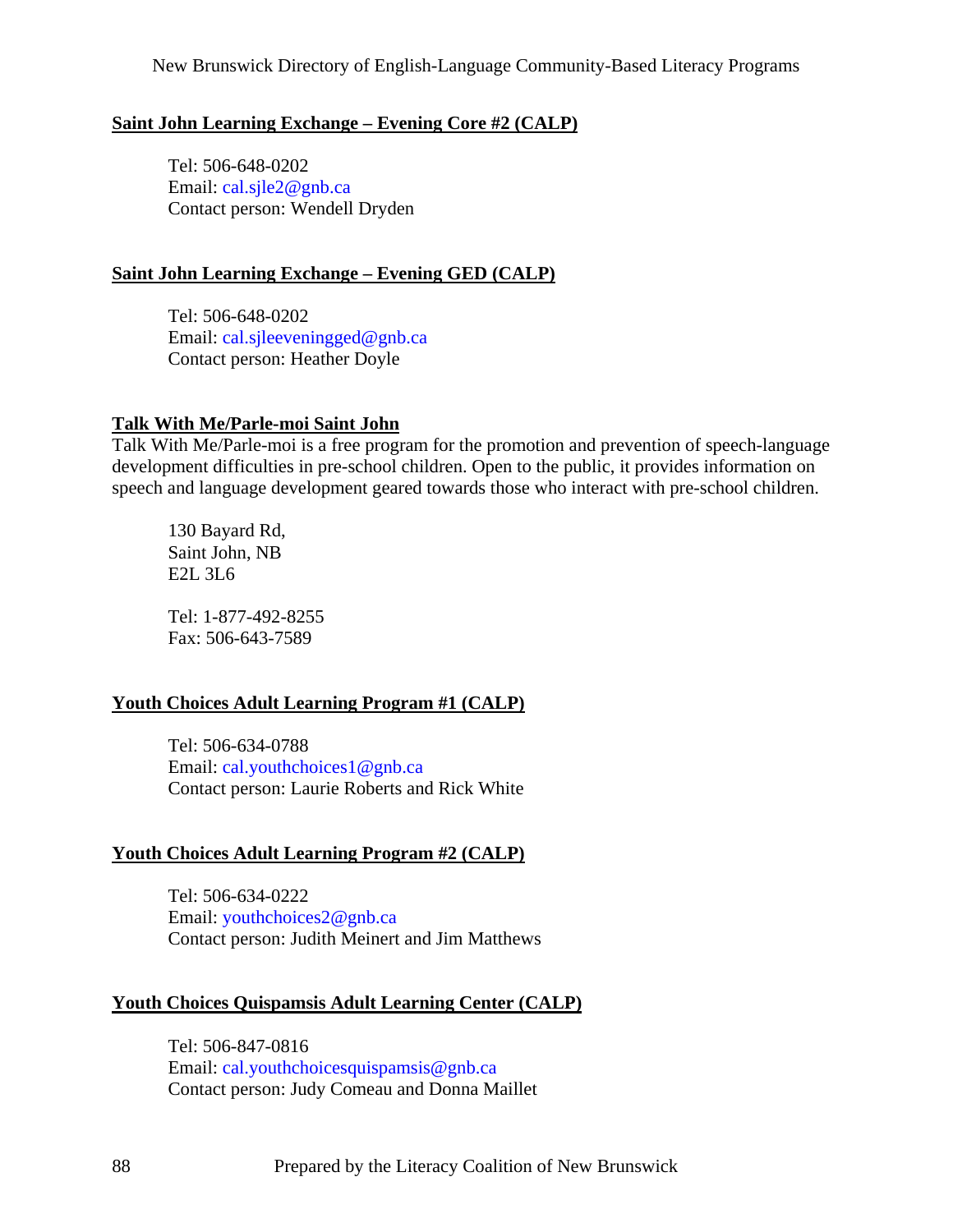**Saint John Learning Exchange – Evening Core #2 (CALP)**

Tel: 506-648-0202
Email: cal.sjle2@gnb.ca
Contact person: Wendell Dryden

**Saint John Learning Exchange – Evening GED (CALP)**

Tel: 506-648-0202
Email: cal.sjleeveningged@gnb.ca
Contact person: Heather Doyle

**Talk With Me/Parle-moi Saint John**

Talk With Me/Parle-moi is a free program for the promotion and prevention of speech-language development difficulties in pre-school children. Open to the public, it provides information on speech and language development geared towards those who interact with pre-school children.

130 Bayard Rd,
Saint John, NB
E2L 3L6

Tel: 1-877-492-8255
Fax: 506-643-7589

**Youth Choices Adult Learning Program #1 (CALP)**

Tel: 506-634-0788
Email: cal.youthchoices1@gnb.ca
Contact person: Laurie Roberts and Rick White

**Youth Choices Adult Learning Program #2 (CALP)**

Tel: 506-634-0222
Email: youthchoices2@gnb.ca
Contact person: Judith Meinert and Jim Matthews

**Youth Choices Quispamsis Adult Learning Center (CALP)**

Tel: 506-847-0816
Email: cal.youthchoicesquispamsis@gnb.ca
Contact person: Judy Comeau and Donna Maillet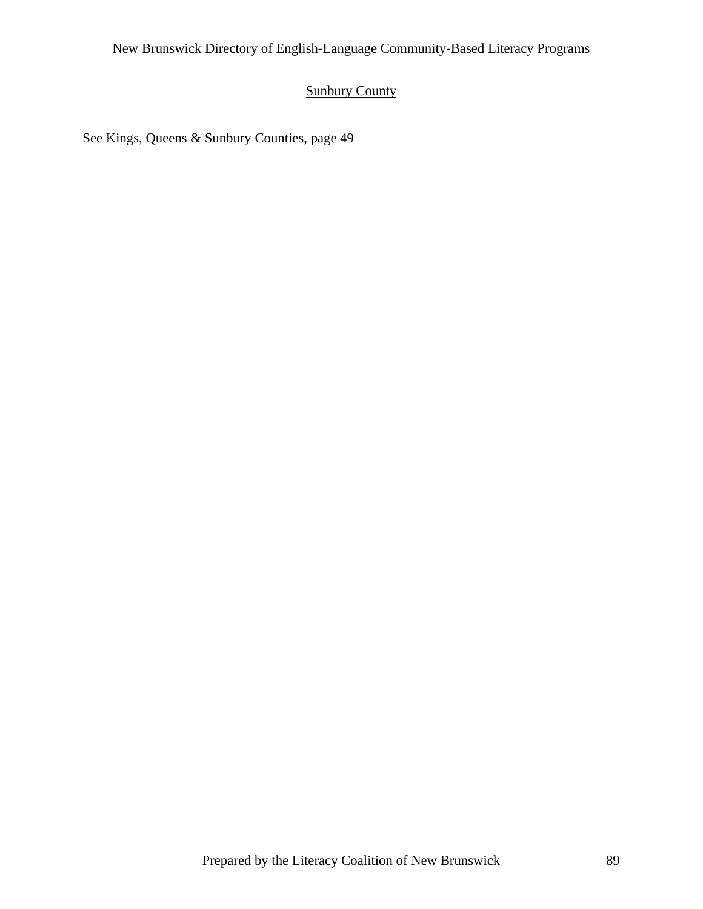## Sunbury County

See Kings, Queens & Sunbury Counties, page 49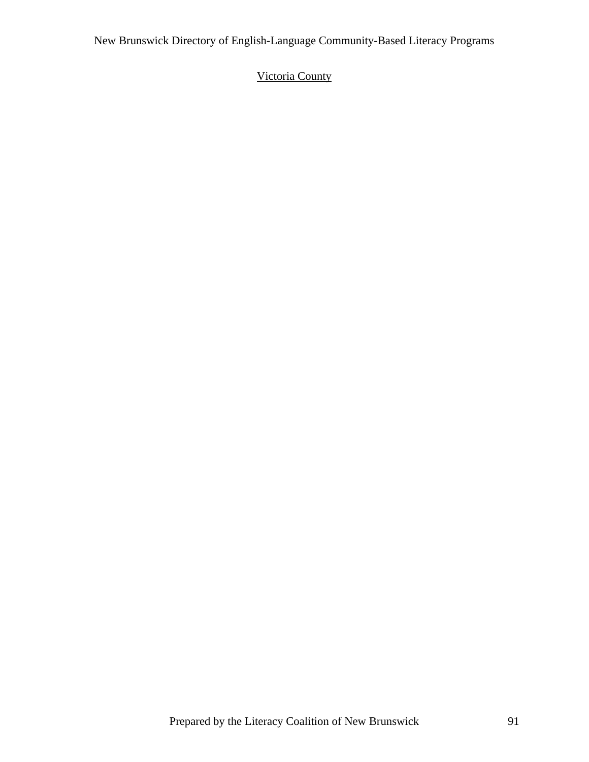Victoria County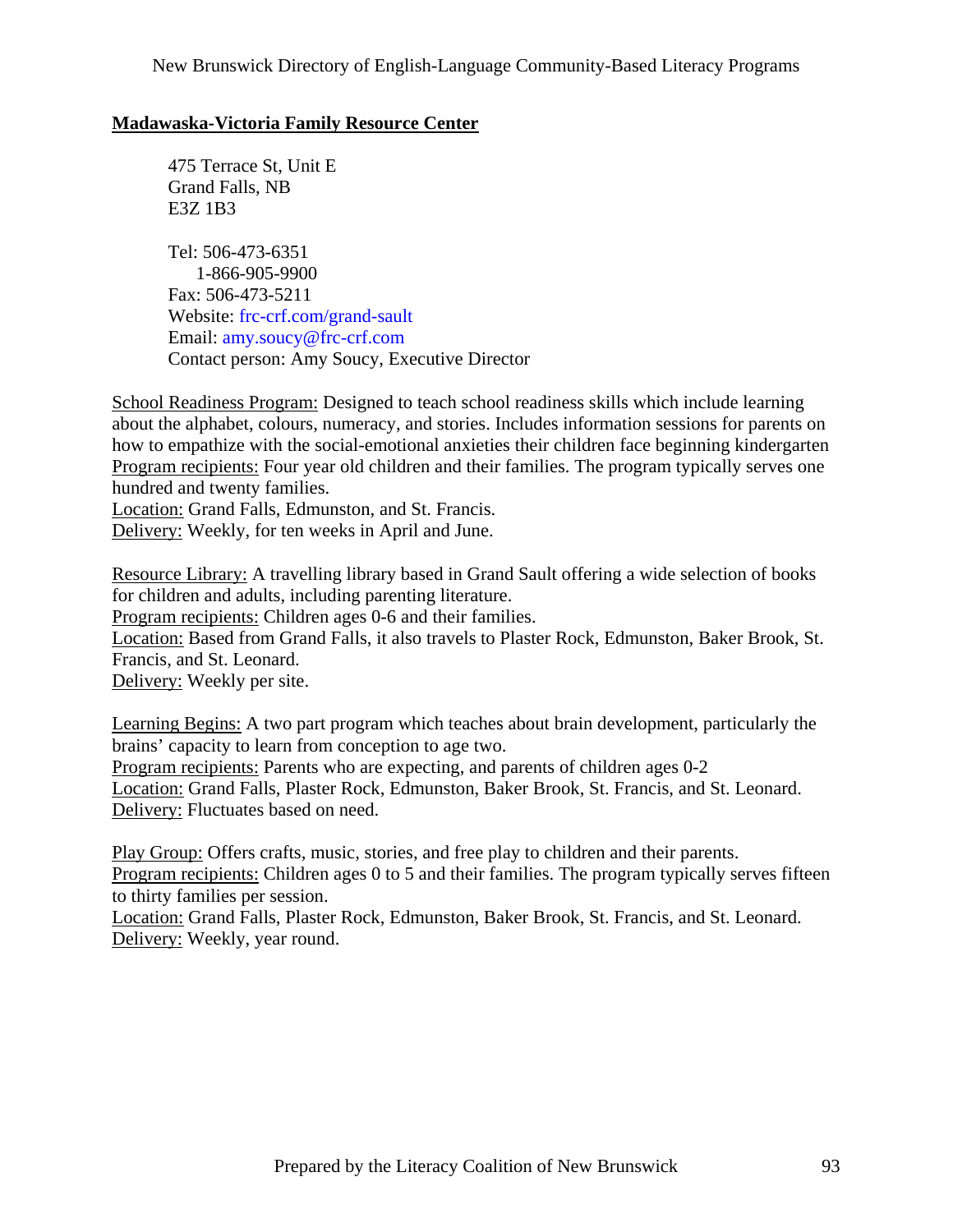## Madawaska-Victoria Family Resource Center

475 Terrace St, Unit E
Grand Falls, NB
E3Z 1B3

Tel: 506-473-6351
1-866-905-9900
Fax: 506-473-5211
Website: frc-crf.com/grand-sault
Email: amy.soucy@frc-crf.com
Contact person: Amy Soucy, Executive Director

School Readiness Program: Designed to teach school readiness skills which include learning about the alphabet, colours, numeracy, and stories. Includes information sessions for parents on how to empathize with the social-emotional anxieties their children face beginning kindergarten
Program recipients: Four year old children and their families. The program typically serves one hundred and twenty families.
Location: Grand Falls, Edmunston, and St. Francis.
Delivery: Weekly, for ten weeks in April and June.

Resource Library: A travelling library based in Grand Sault offering a wide selection of books for children and adults, including parenting literature.
Program recipients: Children ages 0-6 and their families.
Location: Based from Grand Falls, it also travels to Plaster Rock, Edmunston, Baker Brook, St. Francis, and St. Leonard.
Delivery: Weekly per site.

Learning Begins: A two part program which teaches about brain development, particularly the brains' capacity to learn from conception to age two.
Program recipients: Parents who are expecting, and parents of children ages 0-2
Location: Grand Falls, Plaster Rock, Edmunston, Baker Brook, St. Francis, and St. Leonard.
Delivery: Fluctuates based on need.

Play Group: Offers crafts, music, stories, and free play to children and their parents.
Program recipients: Children ages 0 to 5 and their families. The program typically serves fifteen to thirty families per session.
Location: Grand Falls, Plaster Rock, Edmunston, Baker Brook, St. Francis, and St. Leonard.
Delivery: Weekly, year round.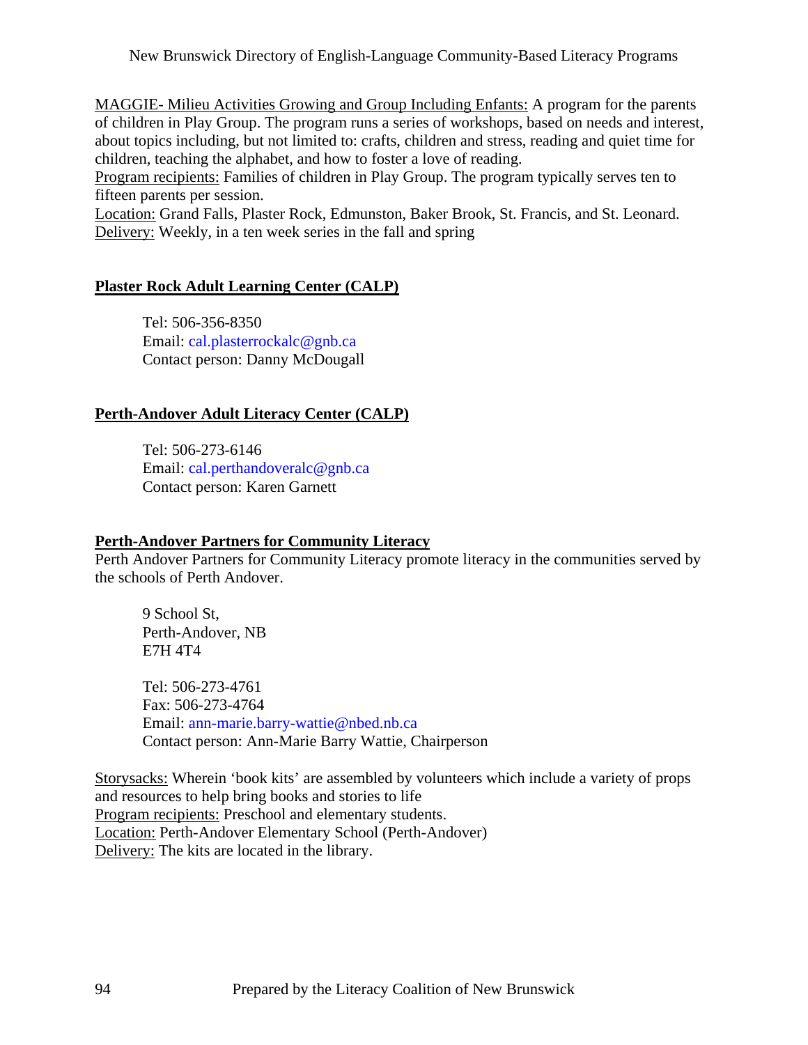MAGGIE- Milieu Activities Growing and Group Including Enfants: A program for the parents of children in Play Group. The program runs a series of workshops, based on needs and interest, about topics including, but not limited to: crafts, children and stress, reading and quiet time for children, teaching the alphabet, and how to foster a love of reading.
Program recipients: Families of children in Play Group. The program typically serves ten to fifteen parents per session.
Location: Grand Falls, Plaster Rock, Edmunston, Baker Brook, St. Francis, and St. Leonard.
Delivery: Weekly, in a ten week series in the fall and spring

## Plaster Rock Adult Learning Center (CALP)

Tel: 506-356-8350
Email: cal.plasterrockalc@gnb.ca
Contact person: Danny McDougall

## Perth-Andover Adult Literacy Center (CALP)

Tel: 506-273-6146
Email: cal.perthandoveralc@gnb.ca
Contact person: Karen Garnett

## Perth-Andover Partners for Community Literacy

Perth Andover Partners for Community Literacy promote literacy in the communities served by the schools of Perth Andover.

9 School St,
Perth-Andover, NB
E7H 4T4

Tel: 506-273-4761
Fax: 506-273-4764
Email: ann-marie.barry-wattie@nbed.nb.ca
Contact person: Ann-Marie Barry Wattie, Chairperson

Storysacks: Wherein 'book kits' are assembled by volunteers which include a variety of props and resources to help bring books and stories to life
Program recipients: Preschool and elementary students.
Location: Perth-Andover Elementary School (Perth-Andover)
Delivery: The kits are located in the library.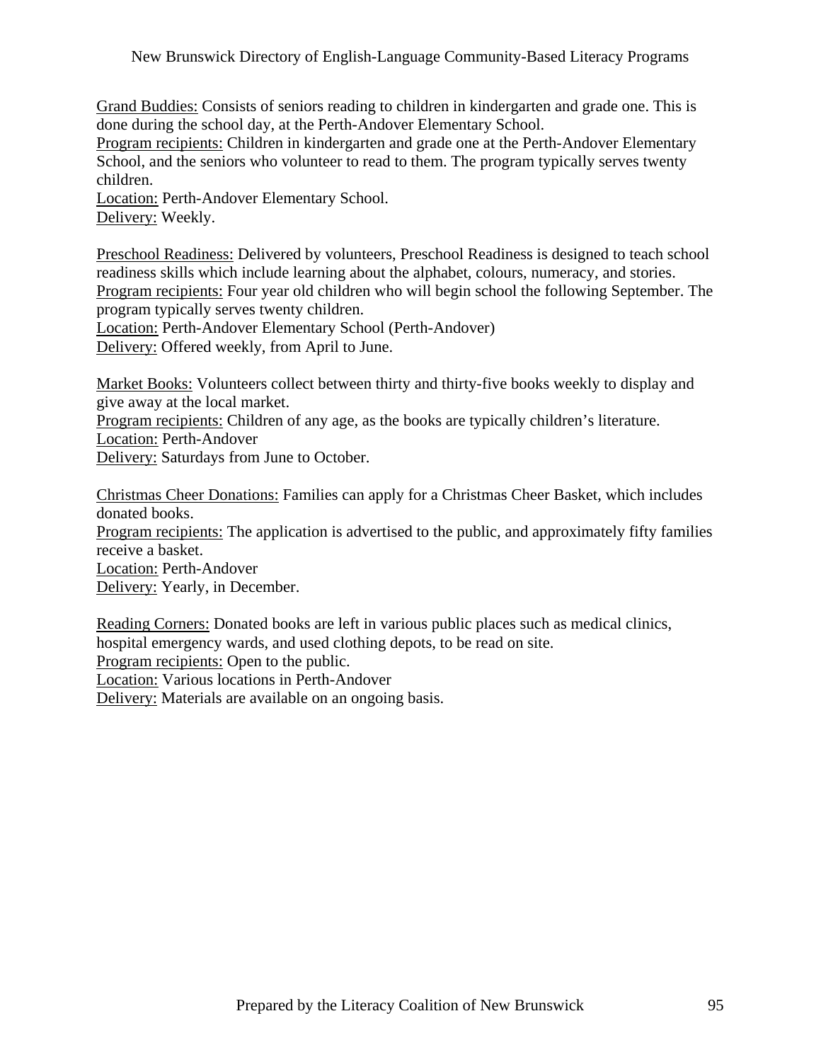<u>Grand Buddies:</u> Consists of seniors reading to children in kindergarten and grade one. This is done during the school day, at the Perth-Andover Elementary School.
<u>Program recipients:</u> Children in kindergarten and grade one at the Perth-Andover Elementary School, and the seniors who volunteer to read to them. The program typically serves twenty children.
<u>Location:</u> Perth-Andover Elementary School.
<u>Delivery:</u> Weekly.

<u>Preschool Readiness:</u> Delivered by volunteers, Preschool Readiness is designed to teach school readiness skills which include learning about the alphabet, colours, numeracy, and stories.
<u>Program recipients:</u> Four year old children who will begin school the following September. The program typically serves twenty children.
<u>Location:</u> Perth-Andover Elementary School (Perth-Andover)
<u>Delivery:</u> Offered weekly, from April to June.

<u>Market Books:</u> Volunteers collect between thirty and thirty-five books weekly to display and give away at the local market.
<u>Program recipients:</u> Children of any age, as the books are typically children's literature.
<u>Location:</u> Perth-Andover
<u>Delivery:</u> Saturdays from June to October.

<u>Christmas Cheer Donations:</u> Families can apply for a Christmas Cheer Basket, which includes donated books.
<u>Program recipients:</u> The application is advertised to the public, and approximately fifty families receive a basket.
<u>Location:</u> Perth-Andover
<u>Delivery:</u> Yearly, in December.

<u>Reading Corners:</u> Donated books are left in various public places such as medical clinics, hospital emergency wards, and used clothing depots, to be read on site.
<u>Program recipients:</u> Open to the public.
<u>Location:</u> Various locations in Perth-Andover
<u>Delivery:</u> Materials are available on an ongoing basis.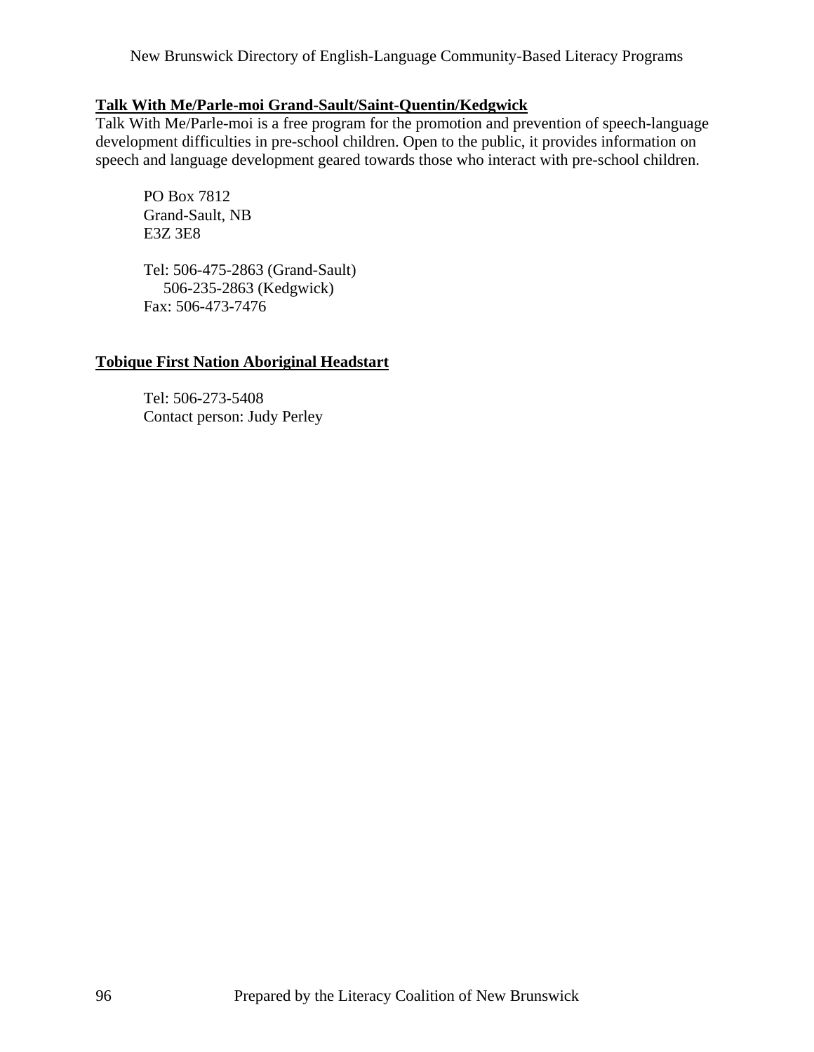## Talk With Me/Parle-moi Grand-Sault/Saint-Quentin/Kedgwick

Talk With Me/Parle-moi is a free program for the promotion and prevention of speech-language development difficulties in pre-school children. Open to the public, it provides information on speech and language development geared towards those who interact with pre-school children.

PO Box 7812
Grand-Sault, NB
E3Z 3E8

Tel: 506-475-2863 (Grand-Sault)
506-235-2863 (Kedgwick)
Fax: 506-473-7476

## Tobique First Nation Aboriginal Headstart

Tel: 506-273-5408
Contact person: Judy Perley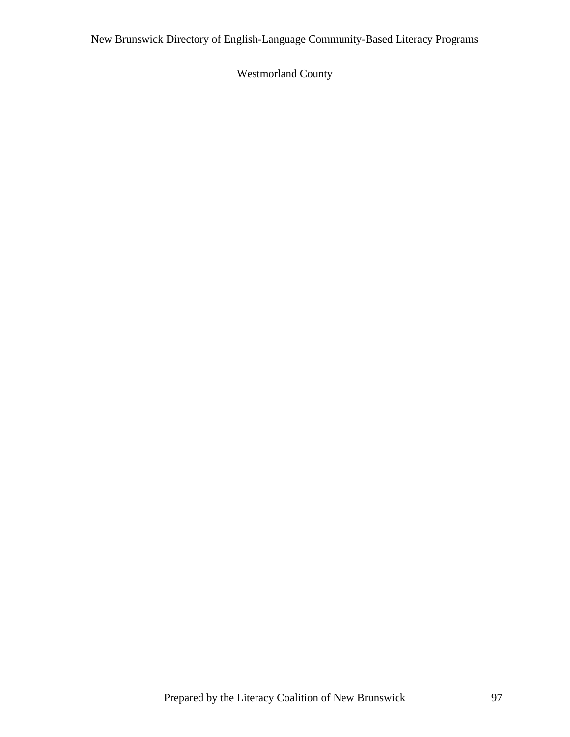Westmorland County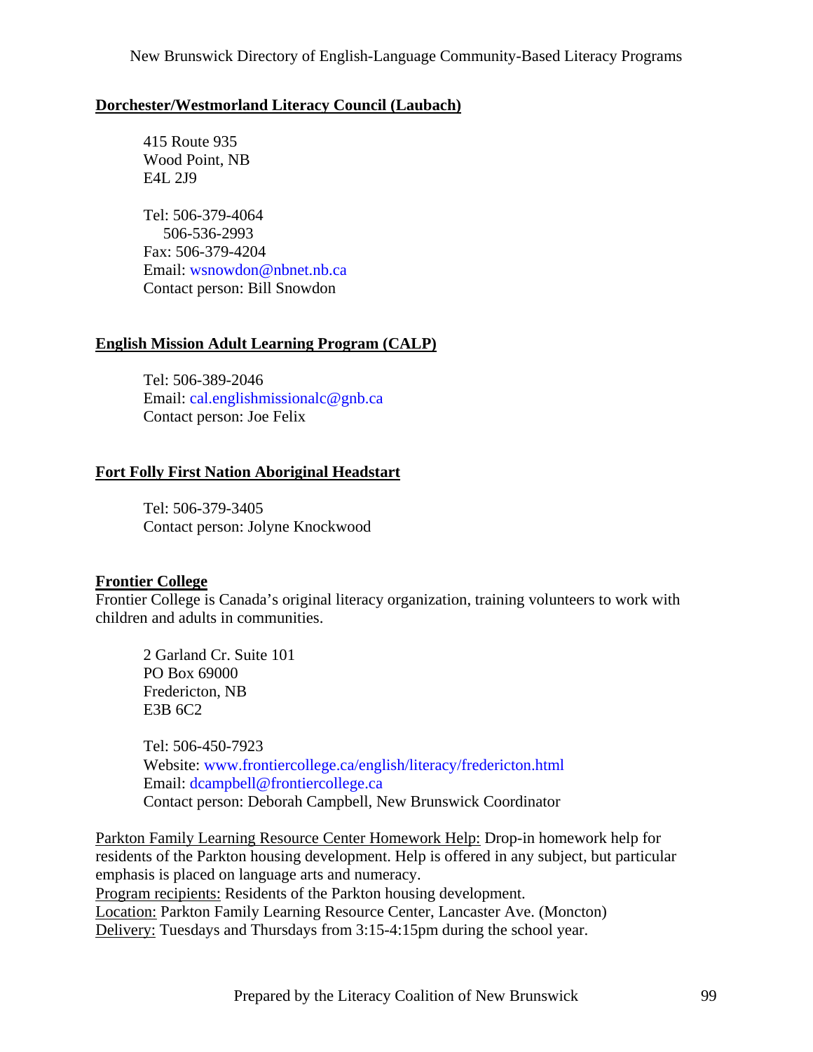**Dorchester/Westmorland Literacy Council (Laubach)**

415 Route 935
Wood Point, NB
E4L 2J9

Tel: 506-379-4064
506-536-2993
Fax: 506-379-4204
Email: wsnowdon@nbnet.nb.ca
Contact person: Bill Snowdon

**English Mission Adult Learning Program (CALP)**

Tel: 506-389-2046
Email: cal.englishmissionalc@gnb.ca
Contact person: Joe Felix

**Fort Folly First Nation Aboriginal Headstart**

Tel: 506-379-3405
Contact person: Jolyne Knockwood

**Frontier College**

Frontier College is Canada's original literacy organization, training volunteers to work with children and adults in communities.

2 Garland Cr. Suite 101
PO Box 69000
Fredericton, NB
E3B 6C2

Tel: 506-450-7923
Website: www.frontiercollege.ca/english/literacy/fredericton.html
Email: dcampbell@frontiercollege.ca
Contact person: Deborah Campbell, New Brunswick Coordinator

Parkton Family Learning Resource Center Homework Help: Drop-in homework help for residents of the Parkton housing development. Help is offered in any subject, but particular emphasis is placed on language arts and numeracy.
Program recipients: Residents of the Parkton housing development.
Location: Parkton Family Learning Resource Center, Lancaster Ave. (Moncton)
Delivery: Tuesdays and Thursdays from 3:15-4:15pm during the school year.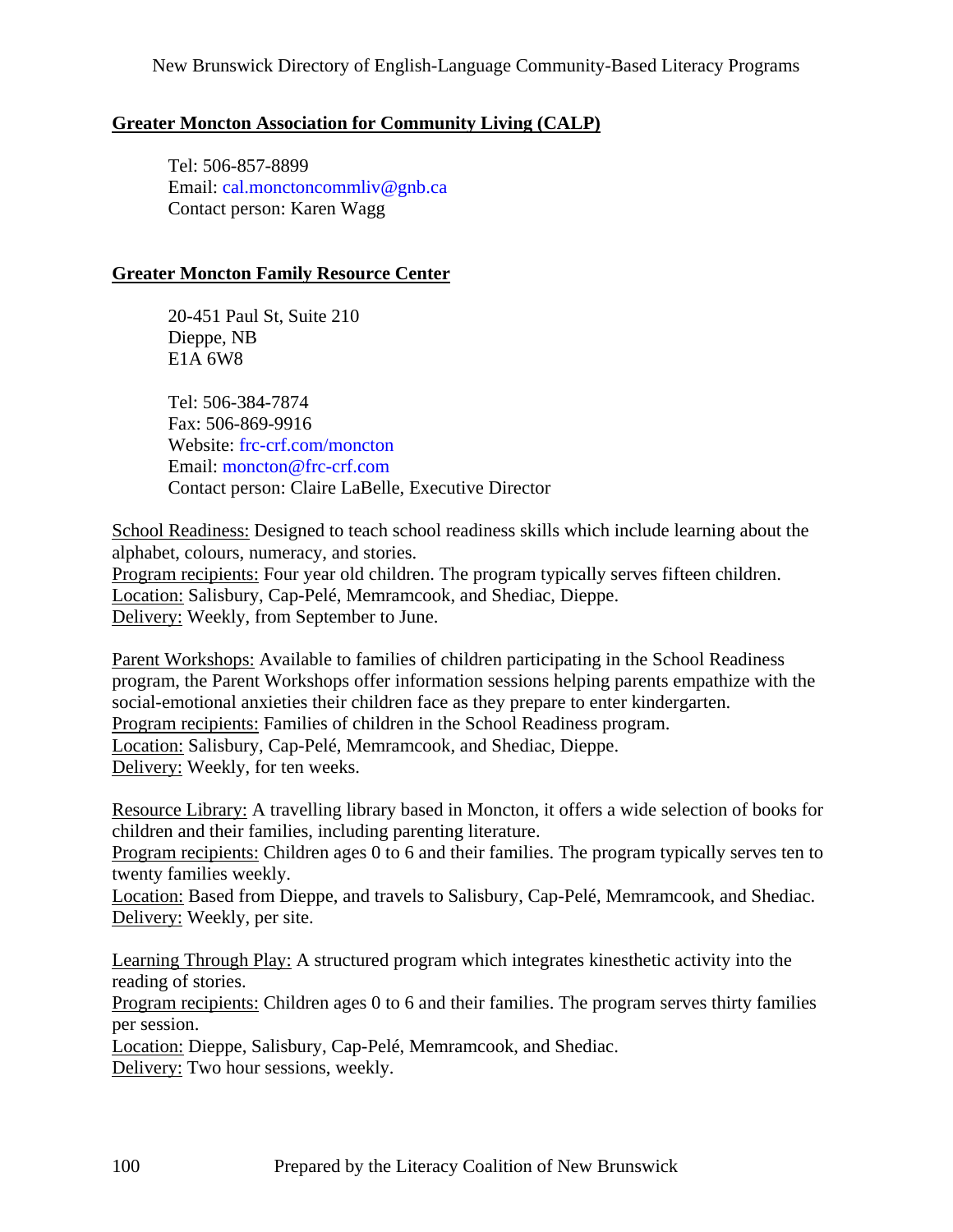## Greater Moncton Association for Community Living (CALP)

Tel: 506-857-8899
Email: cal.monctoncommliv@gnb.ca
Contact person: Karen Wagg

## Greater Moncton Family Resource Center

20-451 Paul St, Suite 210
Dieppe, NB
E1A 6W8

Tel: 506-384-7874
Fax: 506-869-9916
Website: frc-crf.com/moncton
Email: moncton@frc-crf.com
Contact person: Claire LaBelle, Executive Director

School Readiness: Designed to teach school readiness skills which include learning about the alphabet, colours, numeracy, and stories.
Program recipients: Four year old children. The program typically serves fifteen children.
Location: Salisbury, Cap-Pelé, Memramcook, and Shediac, Dieppe.
Delivery: Weekly, from September to June.

Parent Workshops: Available to families of children participating in the School Readiness program, the Parent Workshops offer information sessions helping parents empathize with the social-emotional anxieties their children face as they prepare to enter kindergarten.
Program recipients: Families of children in the School Readiness program.
Location: Salisbury, Cap-Pelé, Memramcook, and Shediac, Dieppe.
Delivery: Weekly, for ten weeks.

Resource Library: A travelling library based in Moncton, it offers a wide selection of books for children and their families, including parenting literature.
Program recipients: Children ages 0 to 6 and their families. The program typically serves ten to twenty families weekly.
Location: Based from Dieppe, and travels to Salisbury, Cap-Pelé, Memramcook, and Shediac.
Delivery: Weekly, per site.

Learning Through Play: A structured program which integrates kinesthetic activity into the reading of stories.
Program recipients: Children ages 0 to 6 and their families. The program serves thirty families per session.
Location: Dieppe, Salisbury, Cap-Pelé, Memramcook, and Shediac.
Delivery: Two hour sessions, weekly.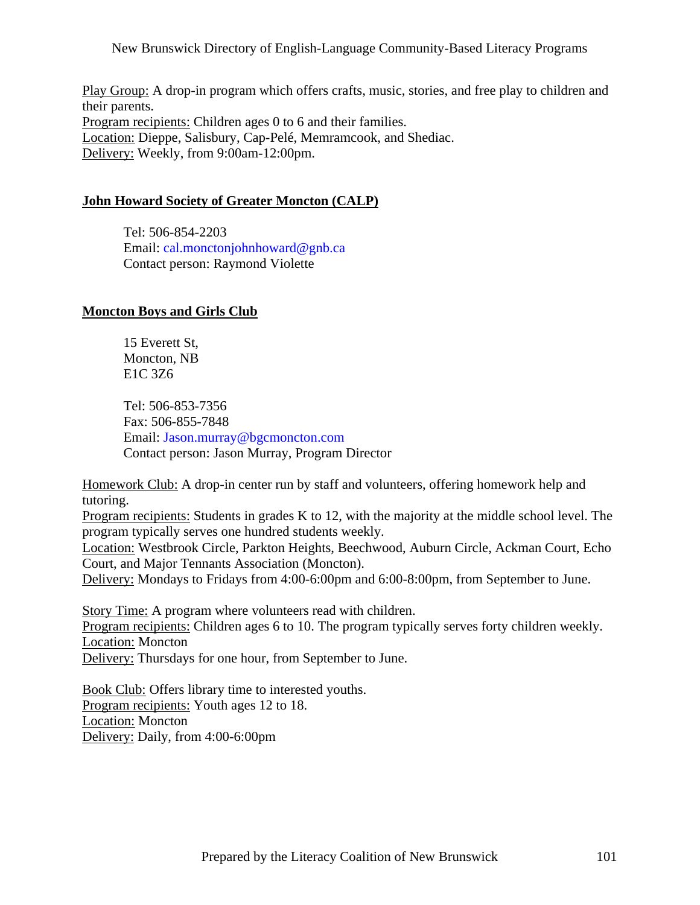Play Group: A drop-in program which offers crafts, music, stories, and free play to children and their parents.
Program recipients: Children ages 0 to 6 and their families.
Location: Dieppe, Salisbury, Cap-Pelé, Memramcook, and Shediac.
Delivery: Weekly, from 9:00am-12:00pm.

## John Howard Society of Greater Moncton (CALP)

Tel: 506-854-2203
Email: cal.monctonjohnhoward@gnb.ca
Contact person: Raymond Violette

## Moncton Boys and Girls Club

15 Everett St,
Moncton, NB
E1C 3Z6

Tel: 506-853-7356
Fax: 506-855-7848
Email: Jason.murray@bgcmoncton.com
Contact person: Jason Murray, Program Director

Homework Club: A drop-in center run by staff and volunteers, offering homework help and tutoring.
Program recipients: Students in grades K to 12, with the majority at the middle school level. The program typically serves one hundred students weekly.
Location: Westbrook Circle, Parkton Heights, Beechwood, Auburn Circle, Ackman Court, Echo Court, and Major Tennants Association (Moncton).
Delivery: Mondays to Fridays from 4:00-6:00pm and 6:00-8:00pm, from September to June.

Story Time: A program where volunteers read with children.
Program recipients: Children ages 6 to 10. The program typically serves forty children weekly.
Location: Moncton
Delivery: Thursdays for one hour, from September to June.

Book Club: Offers library time to interested youths.
Program recipients: Youth ages 12 to 18.
Location: Moncton
Delivery: Daily, from 4:00-6:00pm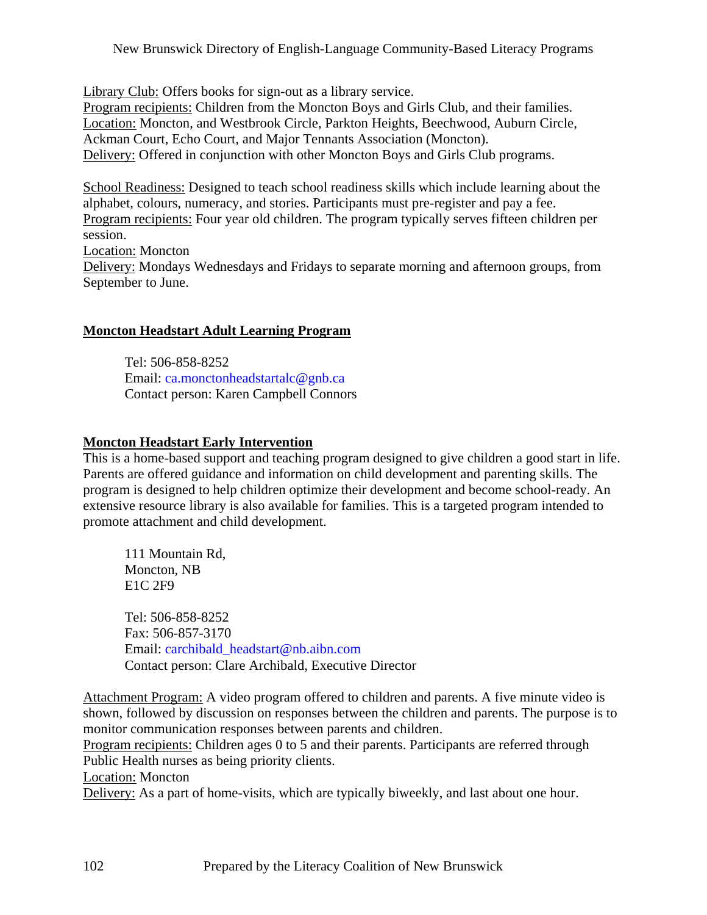Library Club: Offers books for sign-out as a library service.
Program recipients: Children from the Moncton Boys and Girls Club, and their families.
Location: Moncton, and Westbrook Circle, Parkton Heights, Beechwood, Auburn Circle, Ackman Court, Echo Court, and Major Tennants Association (Moncton).
Delivery: Offered in conjunction with other Moncton Boys and Girls Club programs.

School Readiness: Designed to teach school readiness skills which include learning about the alphabet, colours, numeracy, and stories. Participants must pre-register and pay a fee.
Program recipients: Four year old children. The program typically serves fifteen children per session.
Location: Moncton
Delivery: Mondays Wednesdays and Fridays to separate morning and afternoon groups, from September to June.

## Moncton Headstart Adult Learning Program

Tel: 506-858-8252
Email: ca.monctonheadstartalc@gnb.ca
Contact person: Karen Campbell Connors

## Moncton Headstart Early Intervention

This is a home-based support and teaching program designed to give children a good start in life. Parents are offered guidance and information on child development and parenting skills. The program is designed to help children optimize their development and become school-ready. An extensive resource library is also available for families. This is a targeted program intended to promote attachment and child development.

111 Mountain Rd,
Moncton, NB
E1C 2F9

Tel: 506-858-8252
Fax: 506-857-3170
Email: carchibald_headstart@nb.aibn.com
Contact person: Clare Archibald, Executive Director

Attachment Program: A video program offered to children and parents. A five minute video is shown, followed by discussion on responses between the children and parents. The purpose is to monitor communication responses between parents and children.
Program recipients: Children ages 0 to 5 and their parents. Participants are referred through Public Health nurses as being priority clients.
Location: Moncton
Delivery: As a part of home-visits, which are typically biweekly, and last about one hour.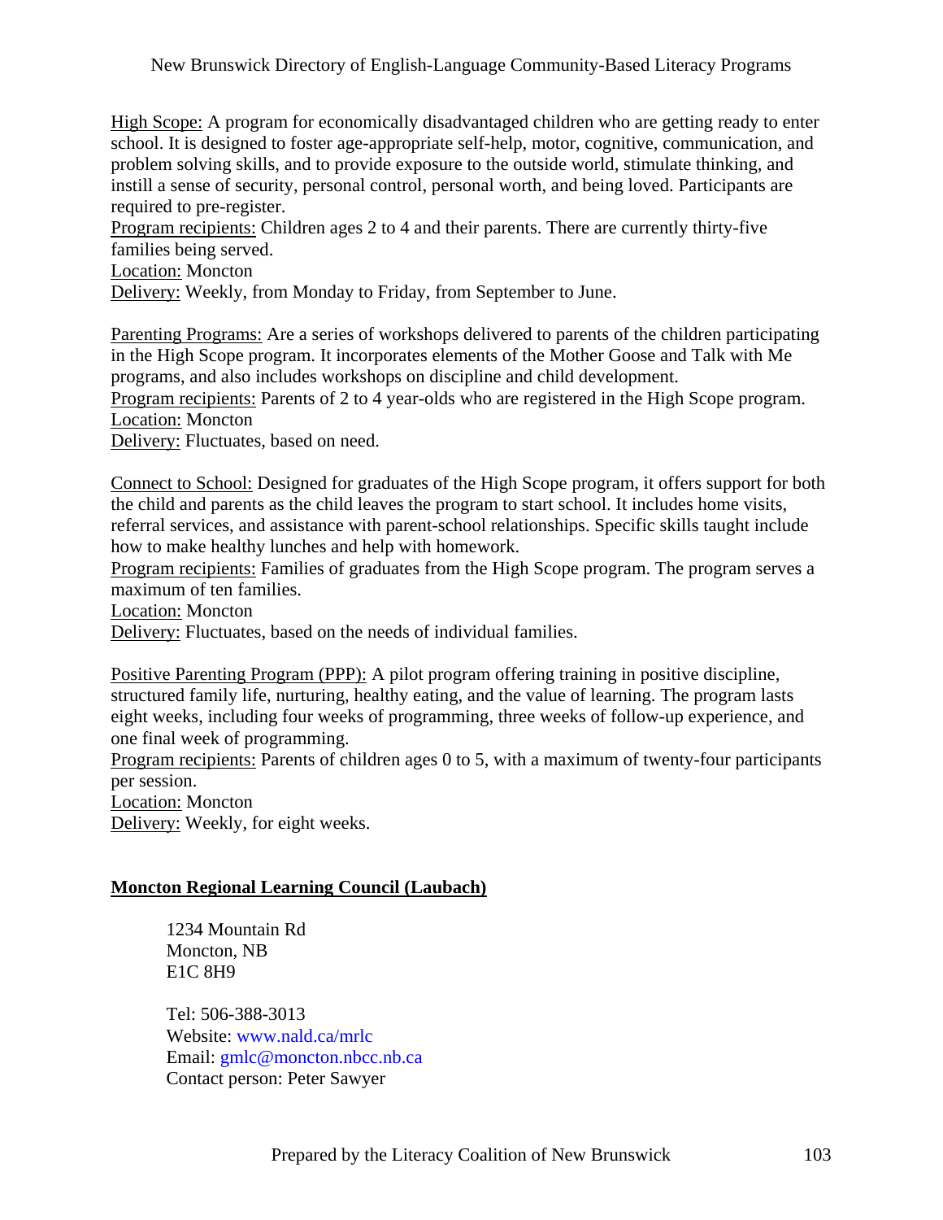<u>High Scope:</u> A program for economically disadvantaged children who are getting ready to enter school. It is designed to foster age-appropriate self-help, motor, cognitive, communication, and problem solving skills, and to provide exposure to the outside world, stimulate thinking, and instill a sense of security, personal control, personal worth, and being loved. Participants are required to pre-register.
<u>Program recipients:</u> Children ages 2 to 4 and their parents. There are currently thirty-five families being served.
<u>Location:</u> Moncton
<u>Delivery:</u> Weekly, from Monday to Friday, from September to June.

<u>Parenting Programs:</u> Are a series of workshops delivered to parents of the children participating in the High Scope program. It incorporates elements of the Mother Goose and Talk with Me programs, and also includes workshops on discipline and child development.
<u>Program recipients:</u> Parents of 2 to 4 year-olds who are registered in the High Scope program.
<u>Location:</u> Moncton
<u>Delivery:</u> Fluctuates, based on need.

<u>Connect to School:</u> Designed for graduates of the High Scope program, it offers support for both the child and parents as the child leaves the program to start school. It includes home visits, referral services, and assistance with parent-school relationships. Specific skills taught include how to make healthy lunches and help with homework.
<u>Program recipients:</u> Families of graduates from the High Scope program. The program serves a maximum of ten families.
<u>Location:</u> Moncton
<u>Delivery:</u> Fluctuates, based on the needs of individual families.

<u>Positive Parenting Program (PPP):</u> A pilot program offering training in positive discipline, structured family life, nurturing, healthy eating, and the value of learning. The program lasts eight weeks, including four weeks of programming, three weeks of follow-up experience, and one final week of programming.
<u>Program recipients:</u> Parents of children ages 0 to 5, with a maximum of twenty-four participants per session.
<u>Location:</u> Moncton
<u>Delivery:</u> Weekly, for eight weeks.

## Moncton Regional Learning Council (Laubach)

1234 Mountain Rd
Moncton, NB
E1C 8H9

Tel: 506-388-3013
Website: www.nald.ca/mrlc
Email: gmlc@moncton.nbcc.nb.ca
Contact person: Peter Sawyer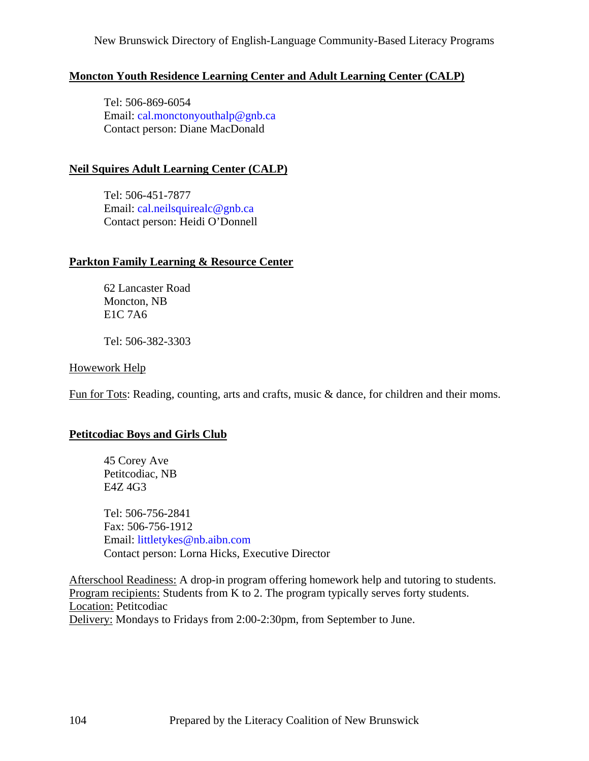## Moncton Youth Residence Learning Center and Adult Learning Center (CALP)

Tel: 506-869-6054
Email: cal.monctonyouthalp@gnb.ca
Contact person: Diane MacDonald

## Neil Squires Adult Learning Center (CALP)

Tel: 506-451-7877
Email: cal.neilsquirealc@gnb.ca
Contact person: Heidi O'Donnell

## Parkton Family Learning & Resource Center

62 Lancaster Road
Moncton, NB
E1C 7A6

Tel: 506-382-3303

Howework Help

Fun for Tots: Reading, counting, arts and crafts, music & dance, for children and their moms.

## Petitcodiac Boys and Girls Club

45 Corey Ave
Petitcodiac, NB
E4Z 4G3

Tel: 506-756-2841
Fax: 506-756-1912
Email: littletykes@nb.aibn.com
Contact person: Lorna Hicks, Executive Director

Afterschool Readiness: A drop-in program offering homework help and tutoring to students.
Program recipients: Students from K to 2. The program typically serves forty students.
Location: Petitcodiac
Delivery: Mondays to Fridays from 2:00-2:30pm, from September to June.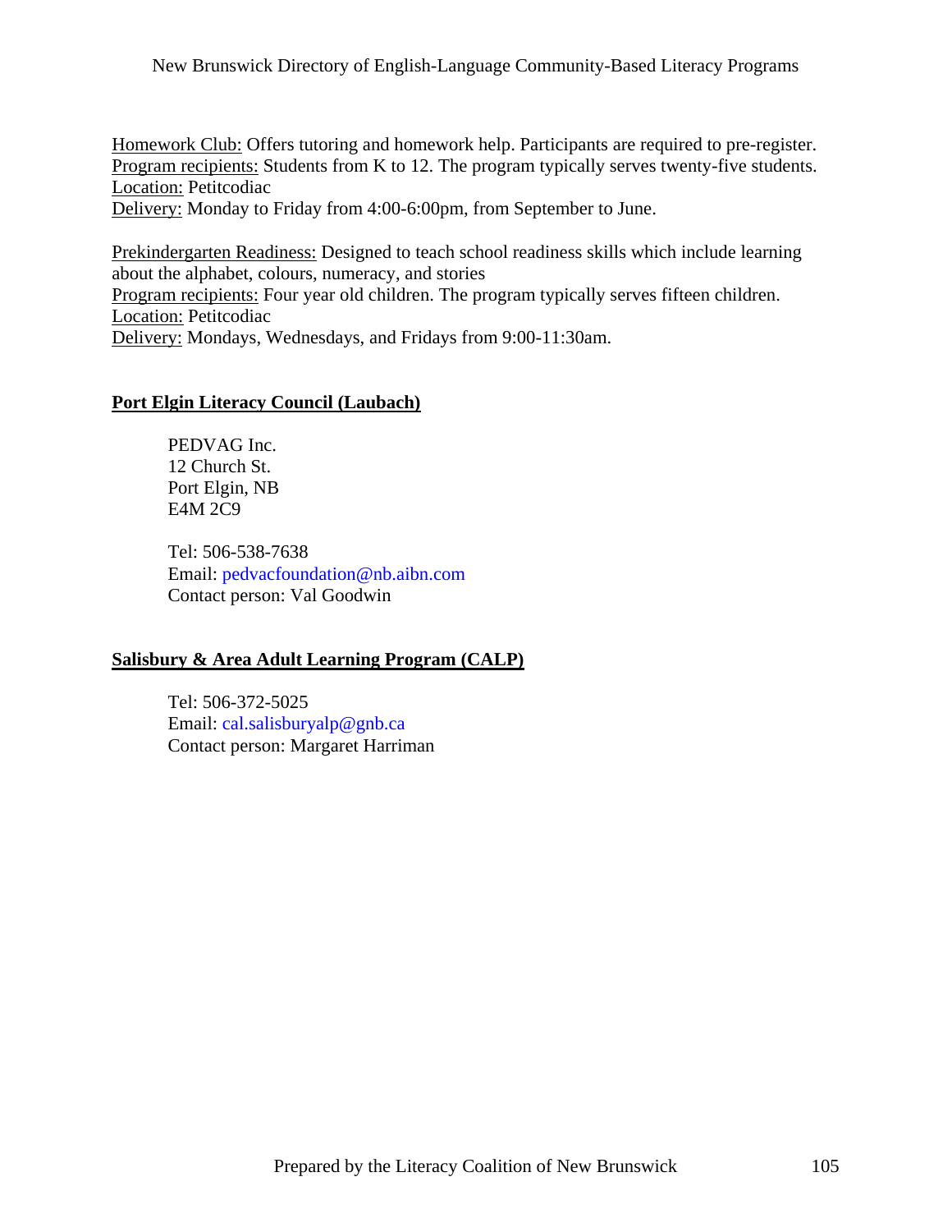Homework Club: Offers tutoring and homework help. Participants are required to pre-register.
Program recipients: Students from K to 12. The program typically serves twenty-five students.
Location: Petitcodiac
Delivery: Monday to Friday from 4:00-6:00pm, from September to June.

Prekindergarten Readiness: Designed to teach school readiness skills which include learning about the alphabet, colours, numeracy, and stories
Program recipients: Four year old children. The program typically serves fifteen children.
Location: Petitcodiac
Delivery: Mondays, Wednesdays, and Fridays from 9:00-11:30am.

## Port Elgin Literacy Council (Laubach)

PEDVAG Inc.
12 Church St.
Port Elgin, NB
E4M 2C9

Tel: 506-538-7638
Email: pedvacfoundation@nb.aibn.com
Contact person: Val Goodwin

## Salisbury & Area Adult Learning Program (CALP)

Tel: 506-372-5025
Email: cal.salisburyalp@gnb.ca
Contact person: Margaret Harriman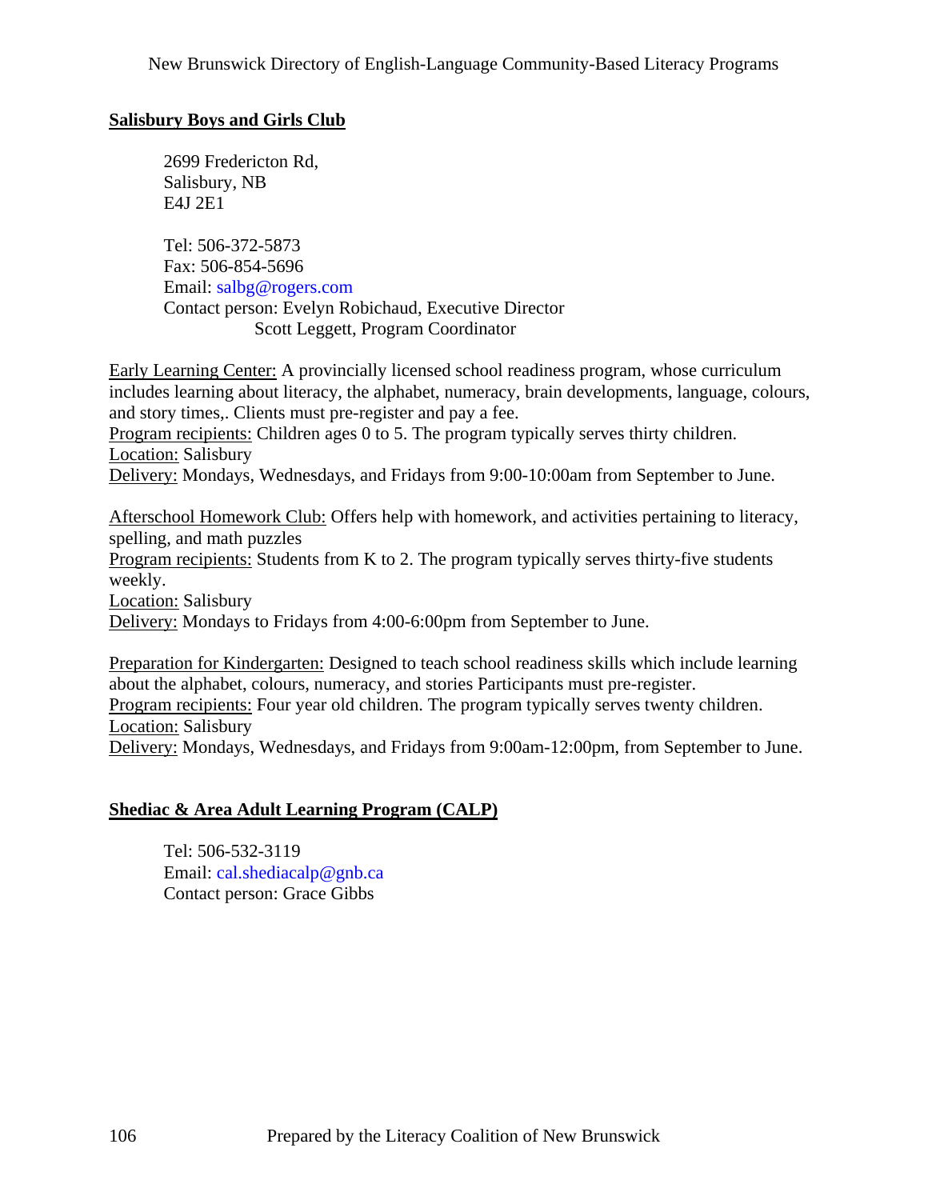## Salisbury Boys and Girls Club

2699 Fredericton Rd,  
Salisbury, NB  
E4J 2E1

Tel: 506-372-5873  
Fax: 506-854-5696  
Email: salbg@rogers.com  
Contact person: Evelyn Robichaud, Executive Director  
Scott Leggett, Program Coordinator

Early Learning Center: A provincially licensed school readiness program, whose curriculum includes learning about literacy, the alphabet, numeracy, brain developments, language, colours, and story times,. Clients must pre-register and pay a fee.  
Program recipients: Children ages 0 to 5. The program typically serves thirty children.  
Location: Salisbury  
Delivery: Mondays, Wednesdays, and Fridays from 9:00-10:00am from September to June.

Afterschool Homework Club: Offers help with homework, and activities pertaining to literacy, spelling, and math puzzles  
Program recipients: Students from K to 2. The program typically serves thirty-five students weekly.  
Location: Salisbury  
Delivery: Mondays to Fridays from 4:00-6:00pm from September to June.

Preparation for Kindergarten: Designed to teach school readiness skills which include learning about the alphabet, colours, numeracy, and stories Participants must pre-register.  
Program recipients: Four year old children. The program typically serves twenty children.  
Location: Salisbury  
Delivery: Mondays, Wednesdays, and Fridays from 9:00am-12:00pm, from September to June.

## Shediac & Area Adult Learning Program (CALP)

Tel: 506-532-3119  
Email: cal.shediacalp@gnb.ca  
Contact person: Grace Gibbs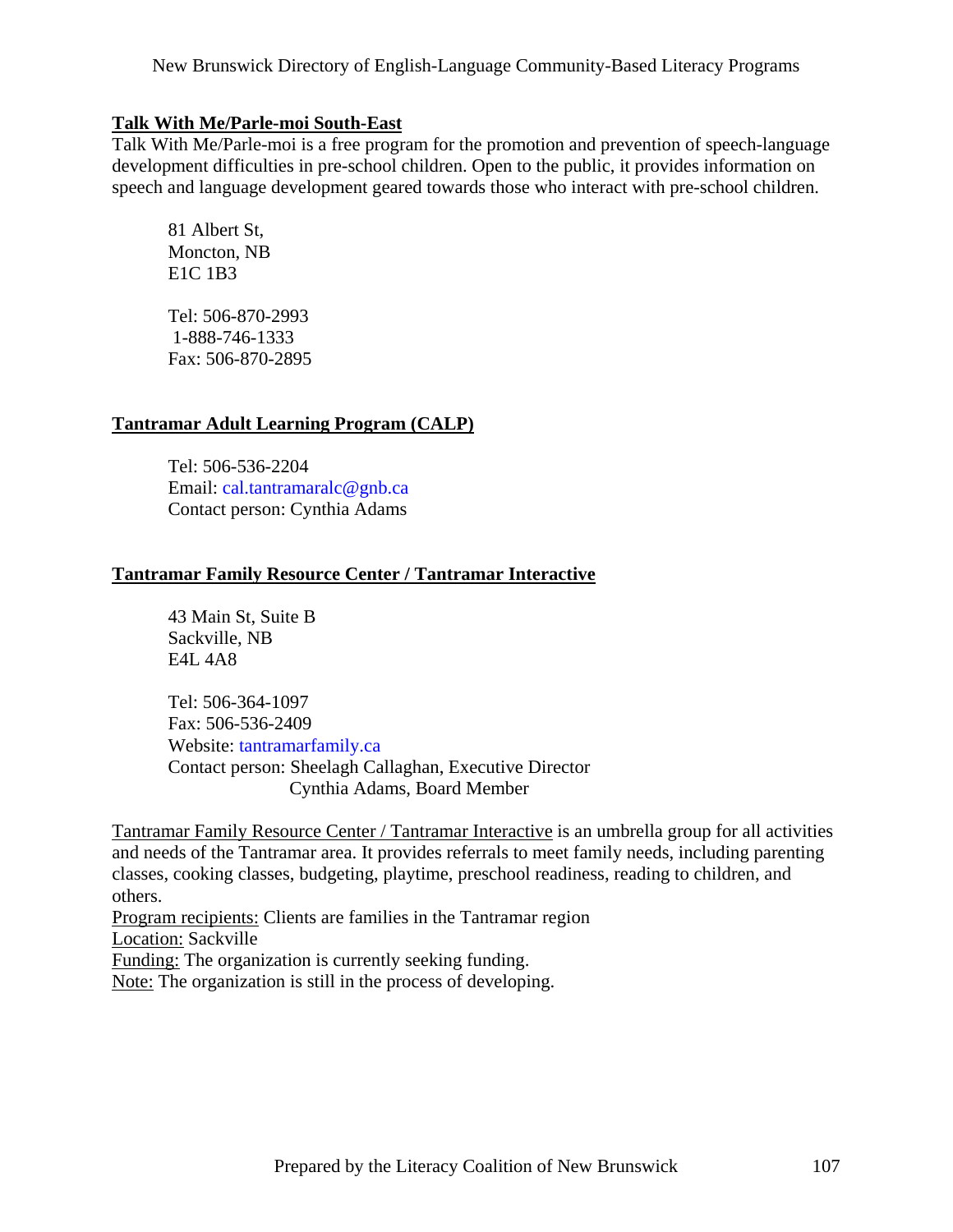## Talk With Me/Parle-moi South-East

Talk With Me/Parle-moi is a free program for the promotion and prevention of speech-language development difficulties in pre-school children. Open to the public, it provides information on speech and language development geared towards those who interact with pre-school children.

81 Albert St,  
Moncton, NB  
E1C 1B3

Tel: 506-870-2993  
1-888-746-1333  
Fax: 506-870-2895

## Tantramar Adult Learning Program (CALP)

Tel: 506-536-2204  
Email: cal.tantramaralc@gnb.ca  
Contact person: Cynthia Adams

## Tantramar Family Resource Center / Tantramar Interactive

43 Main St, Suite B  
Sackville, NB  
E4L 4A8

Tel: 506-364-1097  
Fax: 506-536-2409  
Website: tantramarfamily.ca  
Contact person: Sheelagh Callaghan, Executive Director  
Cynthia Adams, Board Member

Tantramar Family Resource Center / Tantramar Interactive is an umbrella group for all activities and needs of the Tantramar area. It provides referrals to meet family needs, including parenting classes, cooking classes, budgeting, playtime, preschool readiness, reading to children, and others.

Program recipients: Clients are families in the Tantramar region  
Location: Sackville  
Funding: The organization is currently seeking funding.  
Note: The organization is still in the process of developing.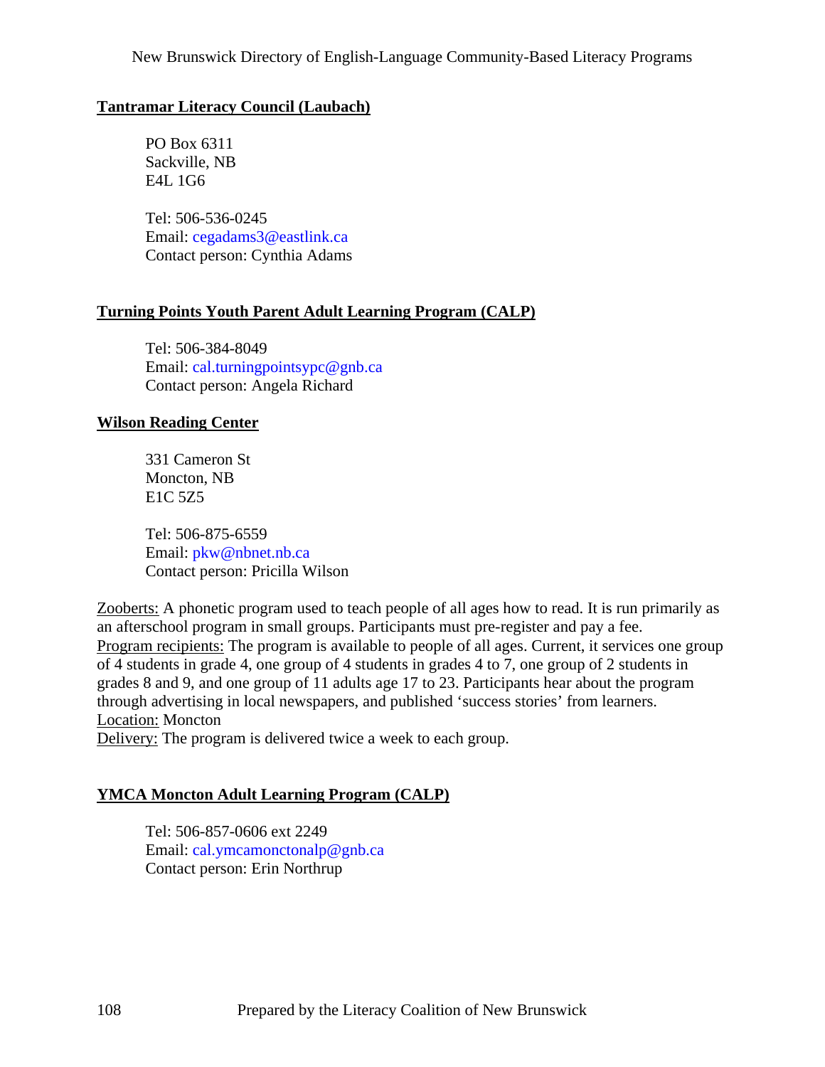**Tantramar Literacy Council (Laubach)**

PO Box 6311
Sackville, NB
E4L 1G6

Tel: 506-536-0245
Email: cegadams3@eastlink.ca
Contact person: Cynthia Adams

**Turning Points Youth Parent Adult Learning Program (CALP)**

Tel: 506-384-8049
Email: cal.turningpointsypc@gnb.ca
Contact person: Angela Richard

**Wilson Reading Center**

331 Cameron St
Moncton, NB
E1C 5Z5

Tel: 506-875-6559
Email: pkw@nbnet.nb.ca
Contact person: Pricilla Wilson

Zooberts: A phonetic program used to teach people of all ages how to read. It is run primarily as an afterschool program in small groups. Participants must pre-register and pay a fee.
Program recipients: The program is available to people of all ages. Current, it services one group of 4 students in grade 4, one group of 4 students in grades 4 to 7, one group of 2 students in grades 8 and 9, and one group of 11 adults age 17 to 23. Participants hear about the program through advertising in local newspapers, and published 'success stories' from learners.
Location: Moncton
Delivery: The program is delivered twice a week to each group.

**YMCA Moncton Adult Learning Program (CALP)**

Tel: 506-857-0606 ext 2249
Email: cal.ymcamonctonalp@gnb.ca
Contact person: Erin Northrup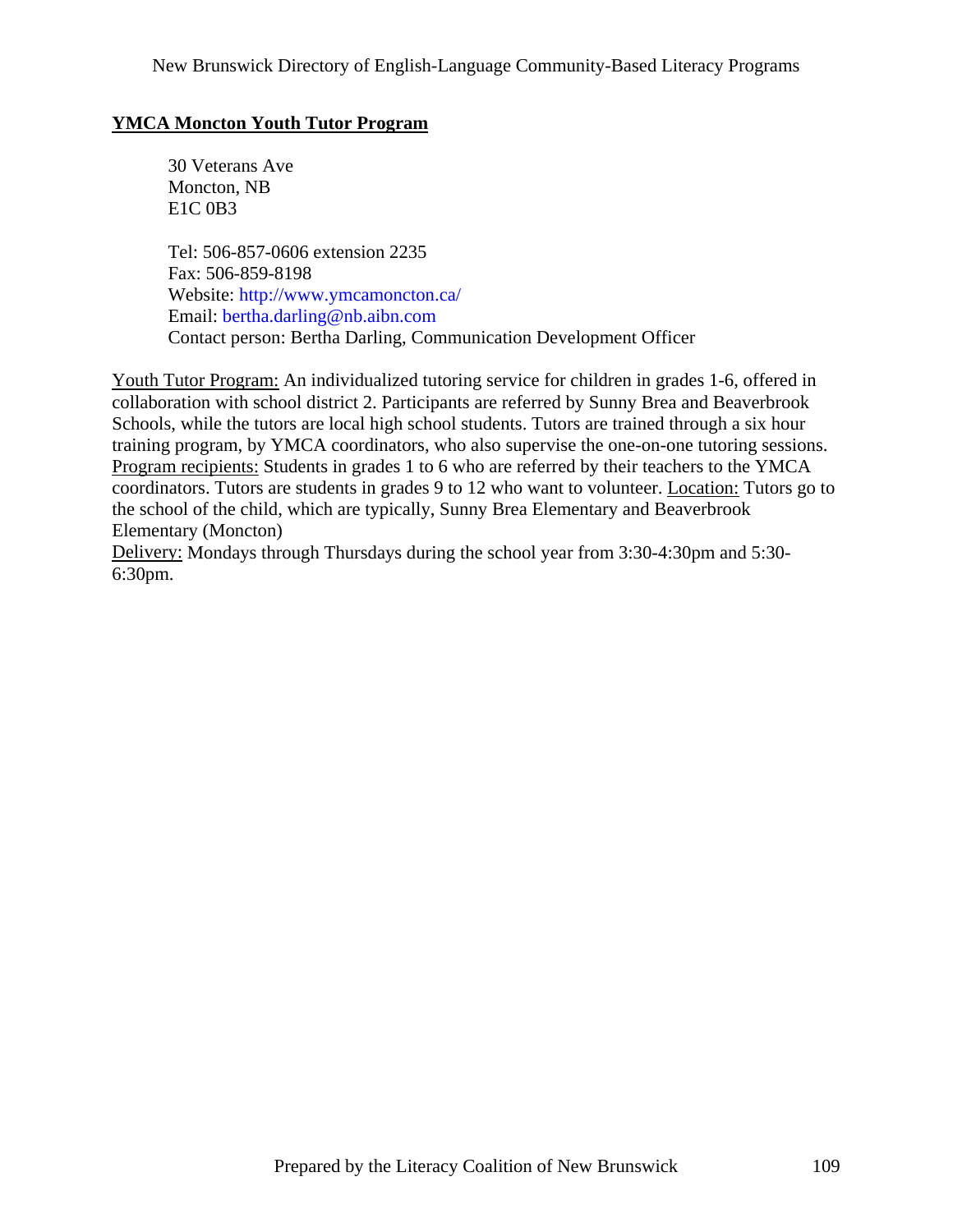## YMCA Moncton Youth Tutor Program

30 Veterans Ave
Moncton, NB
E1C 0B3

Tel: 506-857-0606 extension 2235
Fax: 506-859-8198
Website: http://www.ymcamoncton.ca/
Email: bertha.darling@nb.aibn.com
Contact person: Bertha Darling, Communication Development Officer

Youth Tutor Program: An individualized tutoring service for children in grades 1-6, offered in collaboration with school district 2. Participants are referred by Sunny Brea and Beaverbrook Schools, while the tutors are local high school students. Tutors are trained through a six hour training program, by YMCA coordinators, who also supervise the one-on-one tutoring sessions. Program recipients: Students in grades 1 to 6 who are referred by their teachers to the YMCA coordinators. Tutors are students in grades 9 to 12 who want to volunteer. Location: Tutors go to the school of the child, which are typically, Sunny Brea Elementary and Beaverbrook Elementary (Moncton)
Delivery: Mondays through Thursdays during the school year from 3:30-4:30pm and 5:30-6:30pm.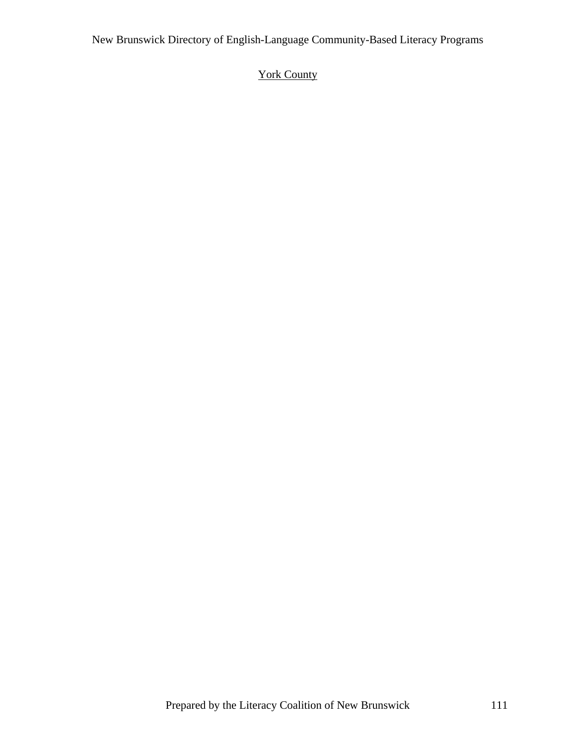York County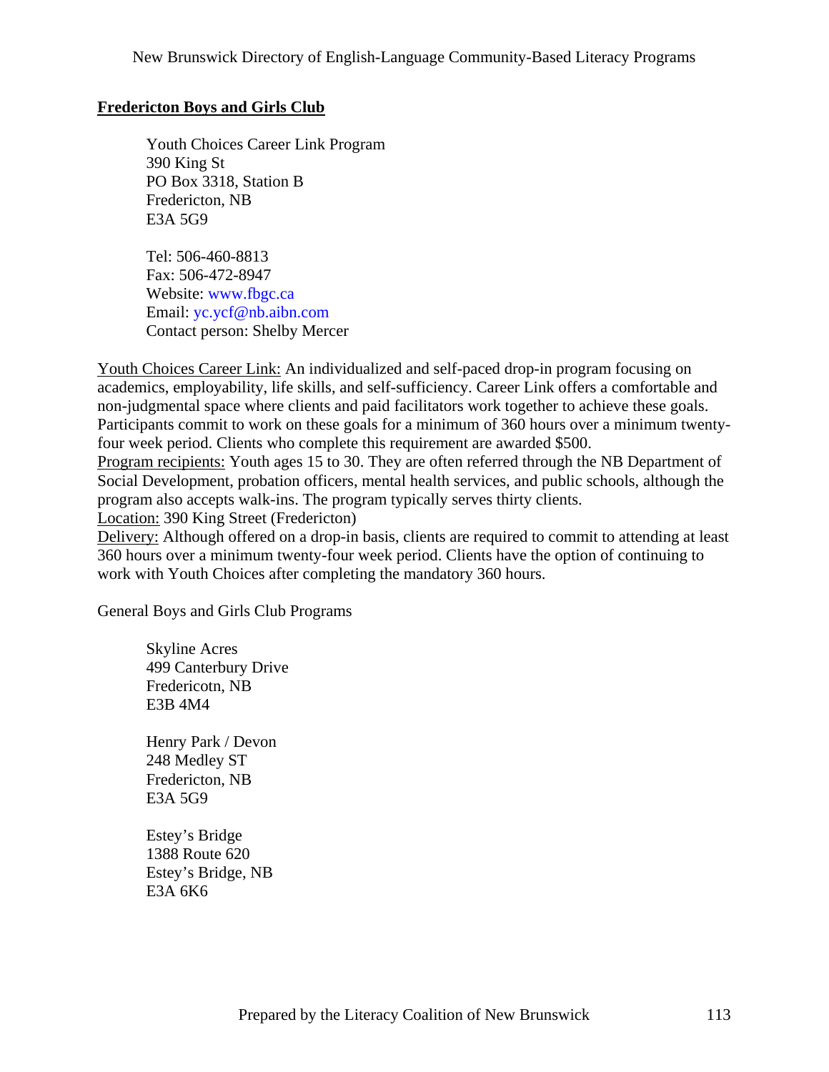## Fredericton Boys and Girls Club

Youth Choices Career Link Program
390 King St
PO Box 3318, Station B
Fredericton, NB
E3A 5G9

Tel: 506-460-8813
Fax: 506-472-8947
Website: www.fbgc.ca
Email: yc.ycf@nb.aibn.com
Contact person: Shelby Mercer

Youth Choices Career Link: An individualized and self-paced drop-in program focusing on academics, employability, life skills, and self-sufficiency. Career Link offers a comfortable and non-judgmental space where clients and paid facilitators work together to achieve these goals. Participants commit to work on these goals for a minimum of 360 hours over a minimum twenty-four week period. Clients who complete this requirement are awarded $500.
Program recipients: Youth ages 15 to 30. They are often referred through the NB Department of Social Development, probation officers, mental health services, and public schools, although the program also accepts walk-ins. The program typically serves thirty clients.
Location: 390 King Street (Fredericton)
Delivery: Although offered on a drop-in basis, clients are required to commit to attending at least 360 hours over a minimum twenty-four week period. Clients have the option of continuing to work with Youth Choices after completing the mandatory 360 hours.

General Boys and Girls Club Programs

Skyline Acres
499 Canterbury Drive
Fredericotn, NB
E3B 4M4

Henry Park / Devon
248 Medley ST
Fredericton, NB
E3A 5G9

Estey's Bridge
1388 Route 620
Estey's Bridge, NB
E3A 6K6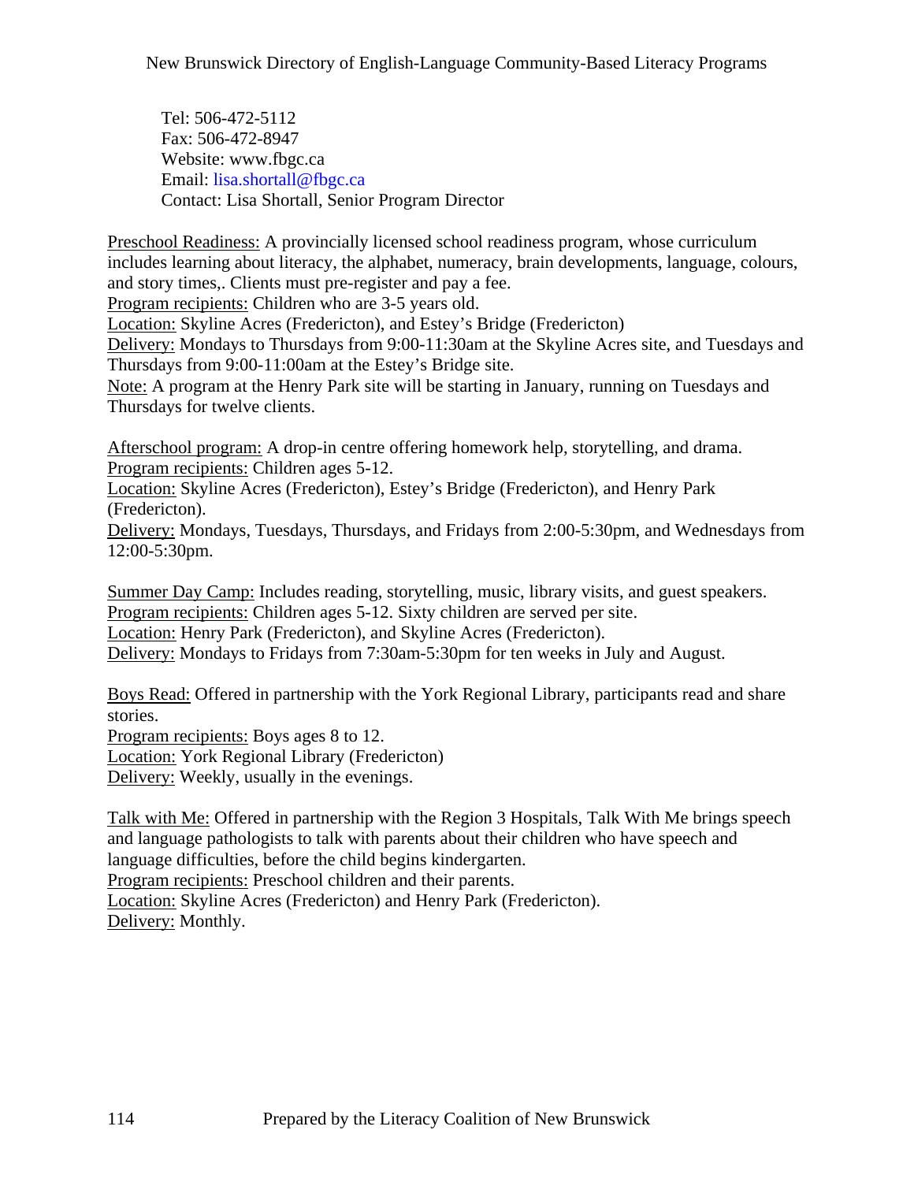Tel: 506-472-5112
Fax: 506-472-8947
Website: www.fbgc.ca
Email: lisa.shortall@fbgc.ca
Contact: Lisa Shortall, Senior Program Director

Preschool Readiness: A provincially licensed school readiness program, whose curriculum includes learning about literacy, the alphabet, numeracy, brain developments, language, colours, and story times,. Clients must pre-register and pay a fee.
Program recipients: Children who are 3-5 years old.
Location: Skyline Acres (Fredericton), and Estey's Bridge (Fredericton)
Delivery: Mondays to Thursdays from 9:00-11:30am at the Skyline Acres site, and Tuesdays and Thursdays from 9:00-11:00am at the Estey's Bridge site.
Note: A program at the Henry Park site will be starting in January, running on Tuesdays and Thursdays for twelve clients.

Afterschool program: A drop-in centre offering homework help, storytelling, and drama.
Program recipients: Children ages 5-12.
Location: Skyline Acres (Fredericton), Estey's Bridge (Fredericton), and Henry Park (Fredericton).
Delivery: Mondays, Tuesdays, Thursdays, and Fridays from 2:00-5:30pm, and Wednesdays from 12:00-5:30pm.

Summer Day Camp: Includes reading, storytelling, music, library visits, and guest speakers.
Program recipients: Children ages 5-12. Sixty children are served per site.
Location: Henry Park (Fredericton), and Skyline Acres (Fredericton).
Delivery: Mondays to Fridays from 7:30am-5:30pm for ten weeks in July and August.

Boys Read: Offered in partnership with the York Regional Library, participants read and share stories.
Program recipients: Boys ages 8 to 12.
Location: York Regional Library (Fredericton)
Delivery: Weekly, usually in the evenings.

Talk with Me: Offered in partnership with the Region 3 Hospitals, Talk With Me brings speech and language pathologists to talk with parents about their children who have speech and language difficulties, before the child begins kindergarten.
Program recipients: Preschool children and their parents.
Location: Skyline Acres (Fredericton) and Henry Park (Fredericton).
Delivery: Monthly.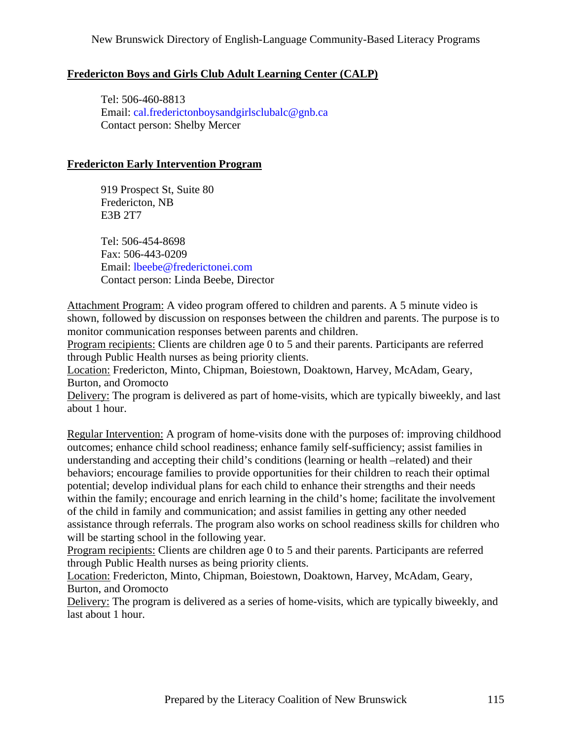## Fredericton Boys and Girls Club Adult Learning Center (CALP)

Tel: 506-460-8813
Email: cal.frederictonboysandgirlsclubalc@gnb.ca
Contact person: Shelby Mercer

## Fredericton Early Intervention Program

919 Prospect St, Suite 80
Fredericton, NB
E3B 2T7

Tel: 506-454-8698
Fax: 506-443-0209
Email: lbeebe@frederictonei.com
Contact person: Linda Beebe, Director

Attachment Program: A video program offered to children and parents. A 5 minute video is shown, followed by discussion on responses between the children and parents. The purpose is to monitor communication responses between parents and children.
Program recipients: Clients are children age 0 to 5 and their parents. Participants are referred through Public Health nurses as being priority clients.
Location: Fredericton, Minto, Chipman, Boiestown, Doaktown, Harvey, McAdam, Geary, Burton, and Oromocto
Delivery: The program is delivered as part of home-visits, which are typically biweekly, and last about 1 hour.

Regular Intervention: A program of home-visits done with the purposes of: improving childhood outcomes; enhance child school readiness; enhance family self-sufficiency; assist families in understanding and accepting their child's conditions (learning or health –related) and their behaviors; encourage families to provide opportunities for their children to reach their optimal potential; develop individual plans for each child to enhance their strengths and their needs within the family; encourage and enrich learning in the child's home; facilitate the involvement of the child in family and communication; and assist families in getting any other needed assistance through referrals. The program also works on school readiness skills for children who will be starting school in the following year.
Program recipients: Clients are children age 0 to 5 and their parents. Participants are referred through Public Health nurses as being priority clients.
Location: Fredericton, Minto, Chipman, Boiestown, Doaktown, Harvey, McAdam, Geary, Burton, and Oromocto
Delivery: The program is delivered as a series of home-visits, which are typically biweekly, and last about 1 hour.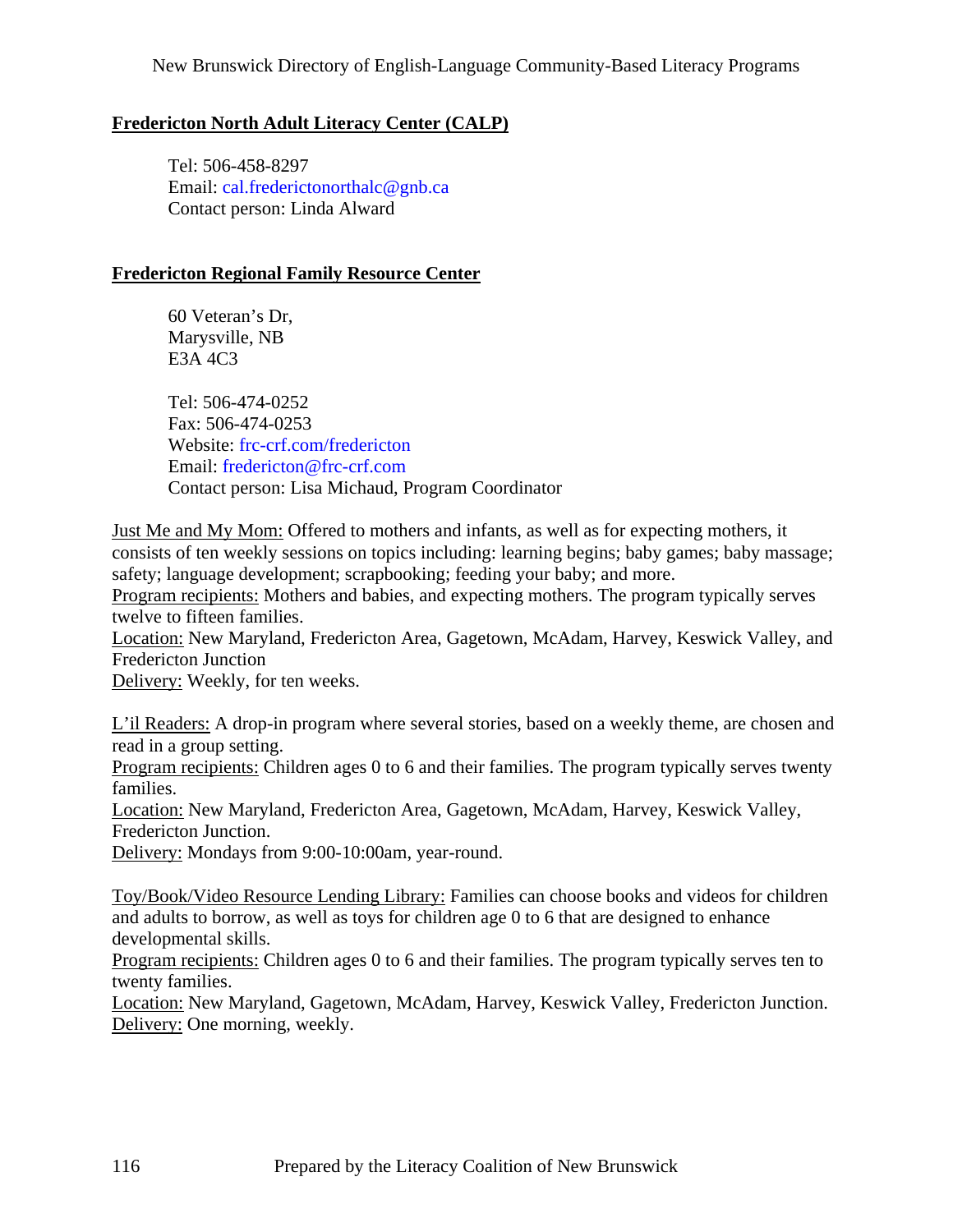## Fredericton North Adult Literacy Center (CALP)

Tel: 506-458-8297
Email: cal.frederictonorthalc@gnb.ca
Contact person: Linda Alward

## Fredericton Regional Family Resource Center

60 Veteran's Dr,
Marysville, NB
E3A 4C3

Tel: 506-474-0252
Fax: 506-474-0253
Website: frc-crf.com/fredericton
Email: fredericton@frc-crf.com
Contact person: Lisa Michaud, Program Coordinator

Just Me and My Mom: Offered to mothers and infants, as well as for expecting mothers, it consists of ten weekly sessions on topics including: learning begins; baby games; baby massage; safety; language development; scrapbooking; feeding your baby; and more.
Program recipients: Mothers and babies, and expecting mothers. The program typically serves twelve to fifteen families.
Location: New Maryland, Fredericton Area, Gagetown, McAdam, Harvey, Keswick Valley, and Fredericton Junction
Delivery: Weekly, for ten weeks.

L'il Readers: A drop-in program where several stories, based on a weekly theme, are chosen and read in a group setting.
Program recipients: Children ages 0 to 6 and their families. The program typically serves twenty families.
Location: New Maryland, Fredericton Area, Gagetown, McAdam, Harvey, Keswick Valley, Fredericton Junction.
Delivery: Mondays from 9:00-10:00am, year-round.

Toy/Book/Video Resource Lending Library: Families can choose books and videos for children and adults to borrow, as well as toys for children age 0 to 6 that are designed to enhance developmental skills.
Program recipients: Children ages 0 to 6 and their families. The program typically serves ten to twenty families.
Location: New Maryland, Gagetown, McAdam, Harvey, Keswick Valley, Fredericton Junction.
Delivery: One morning, weekly.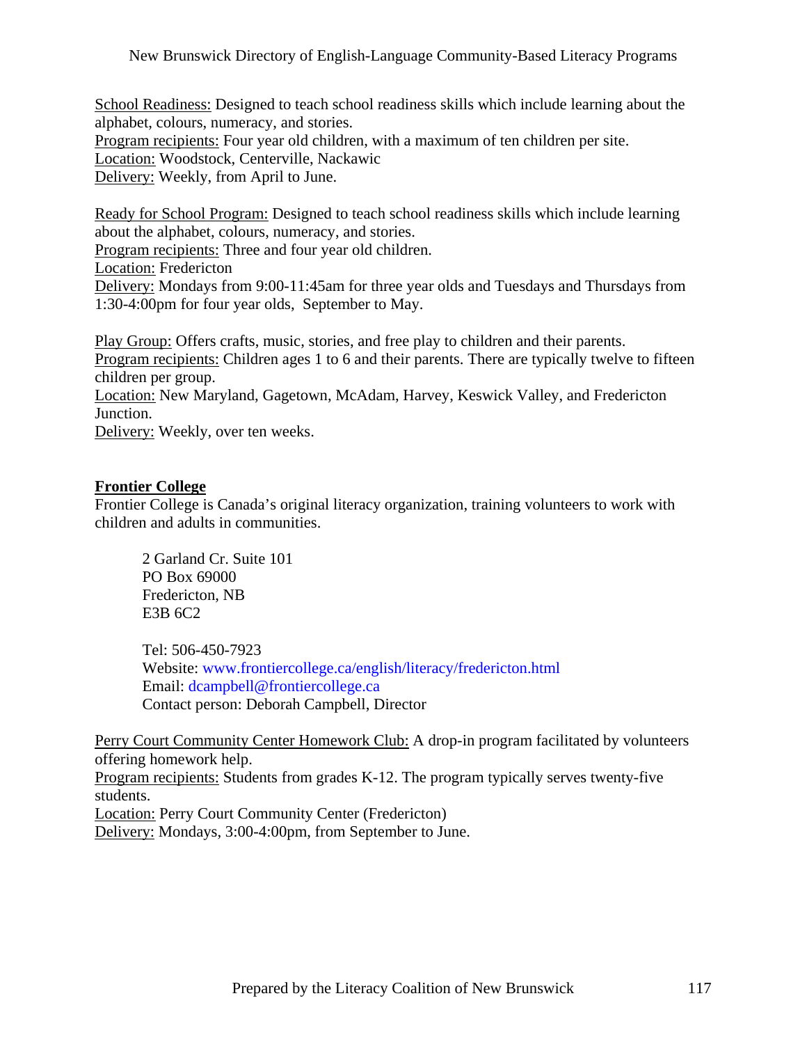<u>School Readiness:</u> Designed to teach school readiness skills which include learning about the alphabet, colours, numeracy, and stories.
<u>Program recipients:</u> Four year old children, with a maximum of ten children per site.
<u>Location:</u> Woodstock, Centerville, Nackawic
<u>Delivery:</u> Weekly, from April to June.

<u>Ready for School Program:</u> Designed to teach school readiness skills which include learning about the alphabet, colours, numeracy, and stories.
<u>Program recipients:</u> Three and four year old children.
<u>Location:</u> Fredericton
<u>Delivery:</u> Mondays from 9:00-11:45am for three year olds and Tuesdays and Thursdays from 1:30-4:00pm for four year olds, September to May.

<u>Play Group:</u> Offers crafts, music, stories, and free play to children and their parents.
<u>Program recipients:</u> Children ages 1 to 6 and their parents. There are typically twelve to fifteen children per group.
<u>Location:</u> New Maryland, Gagetown, McAdam, Harvey, Keswick Valley, and Fredericton Junction.
<u>Delivery:</u> Weekly, over ten weeks.

## Frontier College

Frontier College is Canada's original literacy organization, training volunteers to work with children and adults in communities.

2 Garland Cr. Suite 101
PO Box 69000
Fredericton, NB
E3B 6C2

Tel: 506-450-7923
Website: www.frontiercollege.ca/english/literacy/fredericton.html
Email: dcampbell@frontiercollege.ca
Contact person: Deborah Campbell, Director

<u>Perry Court Community Center Homework Club:</u> A drop-in program facilitated by volunteers offering homework help.
<u>Program recipients:</u> Students from grades K-12. The program typically serves twenty-five students.
<u>Location:</u> Perry Court Community Center (Fredericton)
<u>Delivery:</u> Mondays, 3:00-4:00pm, from September to June.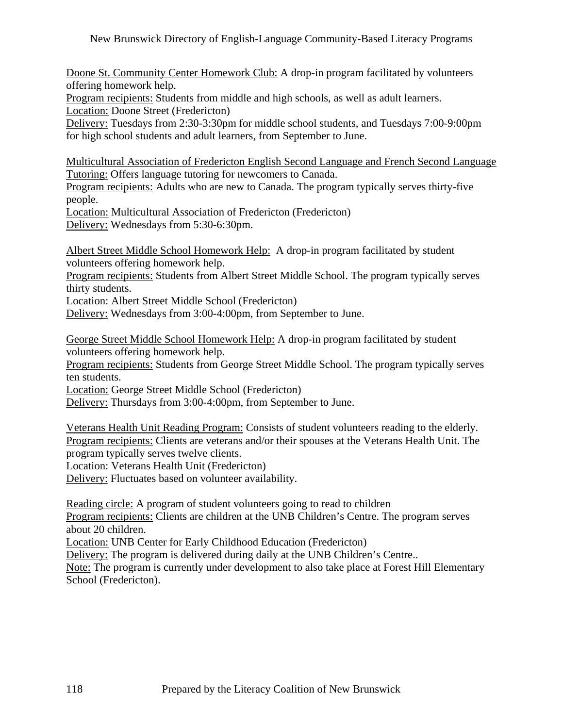<u>Doone St. Community Center Homework Club:</u> A drop-in program facilitated by volunteers offering homework help.
<u>Program recipients:</u> Students from middle and high schools, as well as adult learners.
<u>Location:</u> Doone Street (Fredericton)
<u>Delivery:</u> Tuesdays from 2:30-3:30pm for middle school students, and Tuesdays 7:00-9:00pm for high school students and adult learners, from September to June.

<u>Multicultural Association of Fredericton English Second Language and French Second Language Tutoring:</u> Offers language tutoring for newcomers to Canada.
<u>Program recipients:</u> Adults who are new to Canada. The program typically serves thirty-five people.
<u>Location:</u> Multicultural Association of Fredericton (Fredericton)
<u>Delivery:</u> Wednesdays from 5:30-6:30pm.

<u>Albert Street Middle School Homework Help:</u> A drop-in program facilitated by student volunteers offering homework help.
<u>Program recipients:</u> Students from Albert Street Middle School. The program typically serves thirty students.
<u>Location:</u> Albert Street Middle School (Fredericton)
<u>Delivery:</u> Wednesdays from 3:00-4:00pm, from September to June.

<u>George Street Middle School Homework Help:</u> A drop-in program facilitated by student volunteers offering homework help.
<u>Program recipients:</u> Students from George Street Middle School. The program typically serves ten students.
<u>Location:</u> George Street Middle School (Fredericton)
<u>Delivery:</u> Thursdays from 3:00-4:00pm, from September to June.

<u>Veterans Health Unit Reading Program:</u> Consists of student volunteers reading to the elderly.
<u>Program recipients:</u> Clients are veterans and/or their spouses at the Veterans Health Unit. The program typically serves twelve clients.
<u>Location:</u> Veterans Health Unit (Fredericton)
<u>Delivery:</u> Fluctuates based on volunteer availability.

<u>Reading circle:</u> A program of student volunteers going to read to children
<u>Program recipients:</u> Clients are children at the UNB Children's Centre. The program serves about 20 children.
<u>Location:</u> UNB Center for Early Childhood Education (Fredericton)
<u>Delivery:</u> The program is delivered during daily at the UNB Children's Centre..
<u>Note:</u> The program is currently under development to also take place at Forest Hill Elementary School (Fredericton).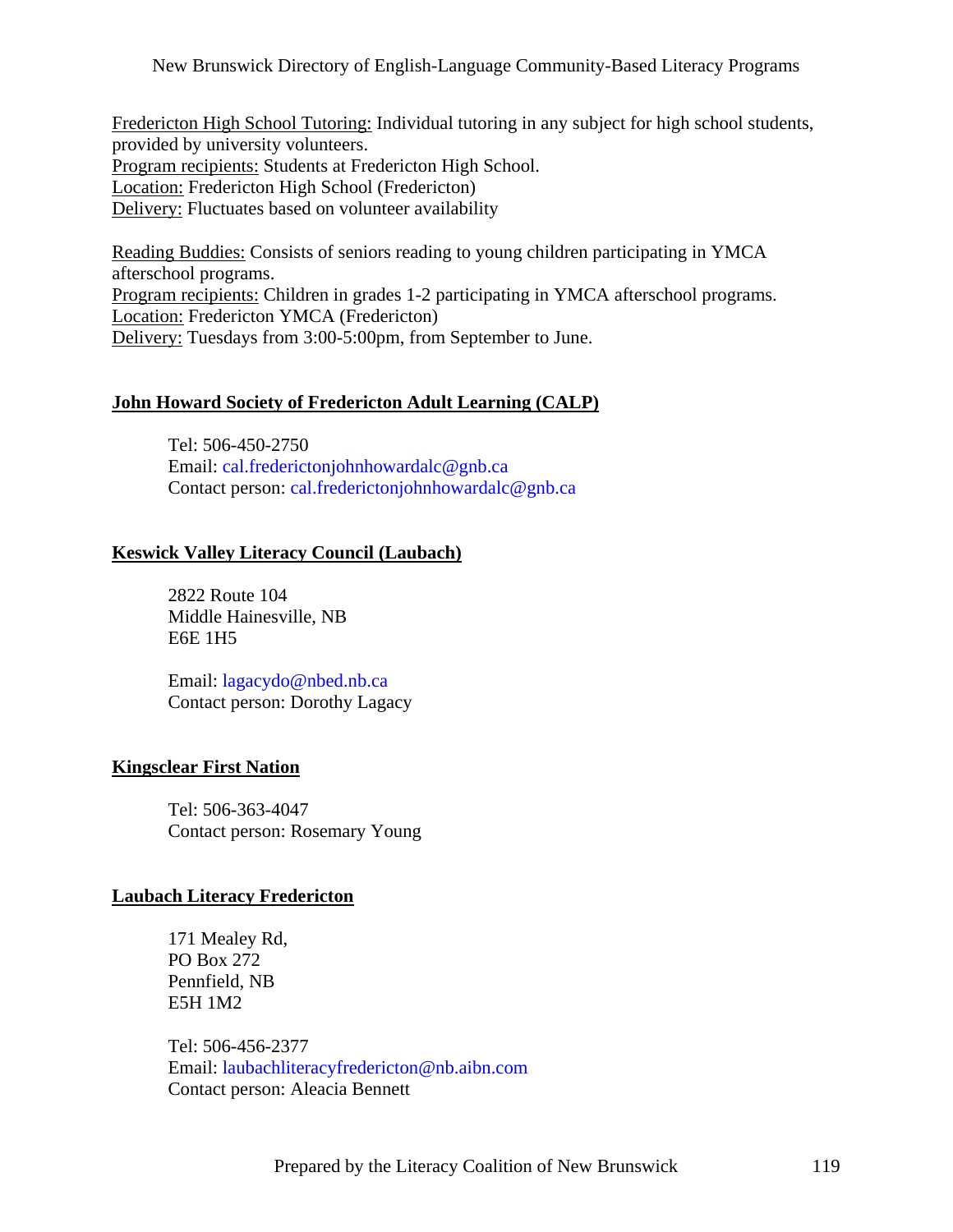Fredericton High School Tutoring: Individual tutoring in any subject for high school students, provided by university volunteers.
Program recipients: Students at Fredericton High School.
Location: Fredericton High School (Fredericton)
Delivery: Fluctuates based on volunteer availability

Reading Buddies: Consists of seniors reading to young children participating in YMCA afterschool programs.
Program recipients: Children in grades 1-2 participating in YMCA afterschool programs.
Location: Fredericton YMCA (Fredericton)
Delivery: Tuesdays from 3:00-5:00pm, from September to June.

## John Howard Society of Fredericton Adult Learning (CALP)

Tel: 506-450-2750
Email: cal.frederictonjohnhowardalc@gnb.ca
Contact person: cal.frederictonjohnhowardalc@gnb.ca

## Keswick Valley Literacy Council (Laubach)

2822 Route 104
Middle Hainesville, NB
E6E 1H5

Email: lagacydo@nbed.nb.ca
Contact person: Dorothy Lagacy

## Kingsclear First Nation

Tel: 506-363-4047
Contact person: Rosemary Young

## Laubach Literacy Fredericton

171 Mealey Rd,
PO Box 272
Pennfield, NB
E5H 1M2

Tel: 506-456-2377
Email: laubachliteracyfredericton@nb.aibn.com
Contact person: Aleacia Bennett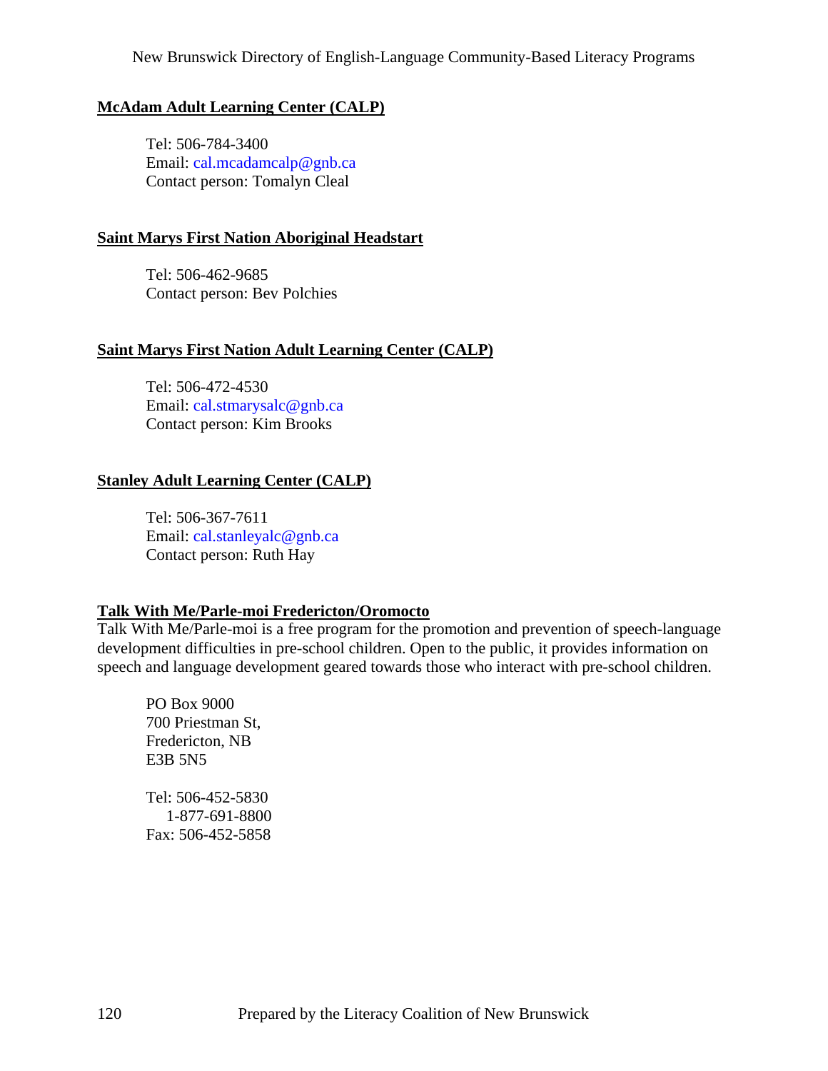**McAdam Adult Learning Center (CALP)**

Tel: 506-784-3400
Email: cal.mcadamcalp@gnb.ca
Contact person: Tomalyn Cleal

**Saint Marys First Nation Aboriginal Headstart**

Tel: 506-462-9685
Contact person: Bev Polchies

**Saint Marys First Nation Adult Learning Center (CALP)**

Tel: 506-472-4530
Email: cal.stmarysalc@gnb.ca
Contact person: Kim Brooks

**Stanley Adult Learning Center (CALP)**

Tel: 506-367-7611
Email: cal.stanleyalc@gnb.ca
Contact person: Ruth Hay

**Talk With Me/Parle-moi Fredericton/Oromocto**

Talk With Me/Parle-moi is a free program for the promotion and prevention of speech-language development difficulties in pre-school children. Open to the public, it provides information on speech and language development geared towards those who interact with pre-school children.

PO Box 9000
700 Priestman St,
Fredericton, NB
E3B 5N5

Tel: 506-452-5830
1-877-691-8800
Fax: 506-452-5858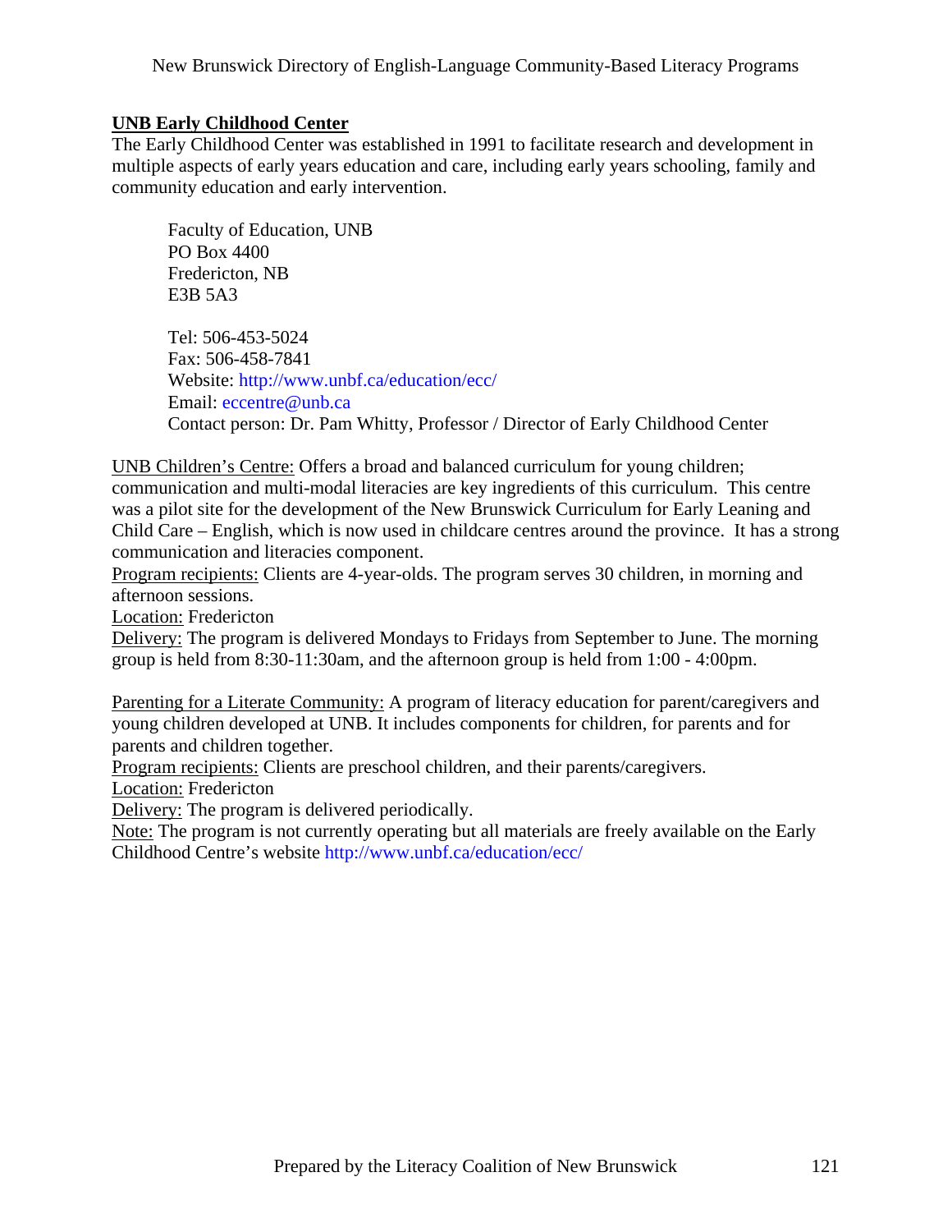## **UNB Early Childhood Center**

The Early Childhood Center was established in 1991 to facilitate research and development in multiple aspects of early years education and care, including early years schooling, family and community education and early intervention.

Faculty of Education, UNB  
PO Box 4400  
Fredericton, NB  
E3B 5A3

Tel: 506-453-5024  
Fax: 506-458-7841  
Website: http://www.unbf.ca/education/ecc/  
Email: eccentre@unb.ca  
Contact person: Dr. Pam Whitty, Professor / Director of Early Childhood Center

UNB Children's Centre: Offers a broad and balanced curriculum for young children; communication and multi-modal literacies are key ingredients of this curriculum. This centre was a pilot site for the development of the New Brunswick Curriculum for Early Leaning and Child Care – English, which is now used in childcare centres around the province. It has a strong communication and literacies component.  
Program recipients: Clients are 4-year-olds. The program serves 30 children, in morning and afternoon sessions.  
Location: Fredericton  
Delivery: The program is delivered Mondays to Fridays from September to June. The morning group is held from 8:30-11:30am, and the afternoon group is held from 1:00 - 4:00pm.

Parenting for a Literate Community: A program of literacy education for parent/caregivers and young children developed at UNB. It includes components for children, for parents and for parents and children together.  
Program recipients: Clients are preschool children, and their parents/caregivers.  
Location: Fredericton  
Delivery: The program is delivered periodically.  
Note: The program is not currently operating but all materials are freely available on the Early Childhood Centre's website http://www.unbf.ca/education/ecc/